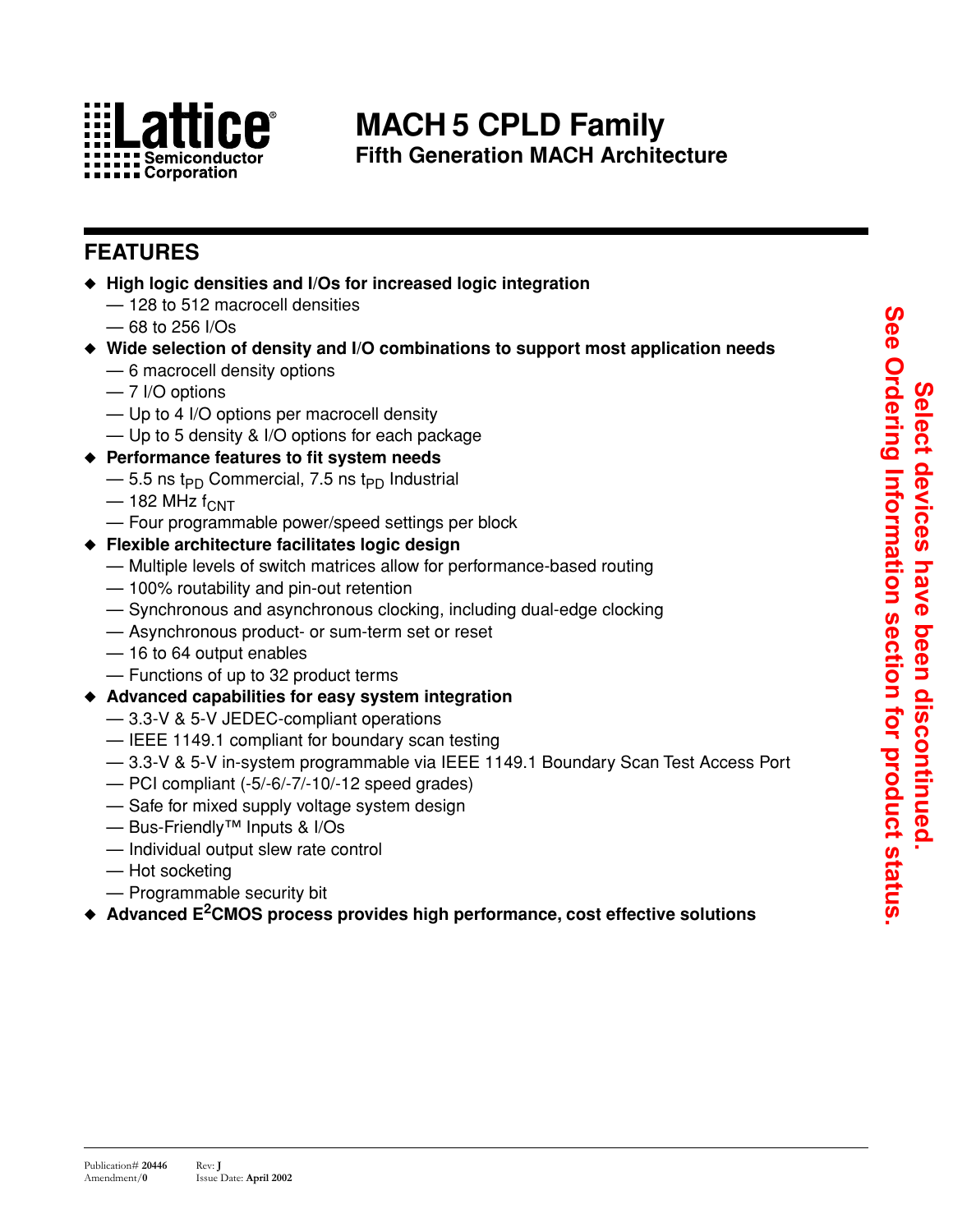# MACH 5 CPLD Family

## Fifth Generation MACH Architecture

## FEATURES

- **High logic densities and I/Os for increased logic integration**
  - — 128 to 512 macrocell densities
  - — 68 to 256 I/Os
- **Wide selection of density and I/O combinations to support most application needs**
  - — 6 macrocell density options
  - — 7 I/O options
  - — Up to 4 I/O options per macrocell density
  - — Up to 5 density & I/O options for each package
- **Performance features to fit system needs**
  - — 5.5 ns $t_{PD}$ Commercial, 7.5 ns $t_{PD}$ Industrial
  - — 182 MHz $f_{CNT}$
  - — Four programmable power/speed settings per block
- **Flexible architecture facilitates logic design**
  - — Multiple levels of switch matrices allow for performance-based routing
  - — 100% routability and pin-out retention
  - — Synchronous and asynchronous clocking, including dual-edge clocking
  - — Asynchronous product- or sum-term set or reset
  - — 16 to 64 output enables
  - — Functions of up to 32 product terms
- **Advanced capabilities for easy system integration**
  - — 3.3-V & 5-V JEDEC-compliant operations
  - — IEEE 1149.1 compliant for boundary scan testing
  - — 3.3-V & 5-V in-system programmable via IEEE 1149.1 Boundary Scan Test Access Port
  - — PCI compliant (-5/-6/-7/-10/-12 speed grades)
  - — Safe for mixed supply voltage system design
  - — Bus-Friendly™ Inputs & I/Os
  - — Individual output slew rate control
  - — Hot socketing
  - — Programmable security bit
- **Advanced $E^2$CMOS process provides high performance, cost effective solutions**

**Select devices have been discontinued. See Ordering Information section for product status.**

Publication# 20446 Rev: J Amendment/0 Issue Date: April 2002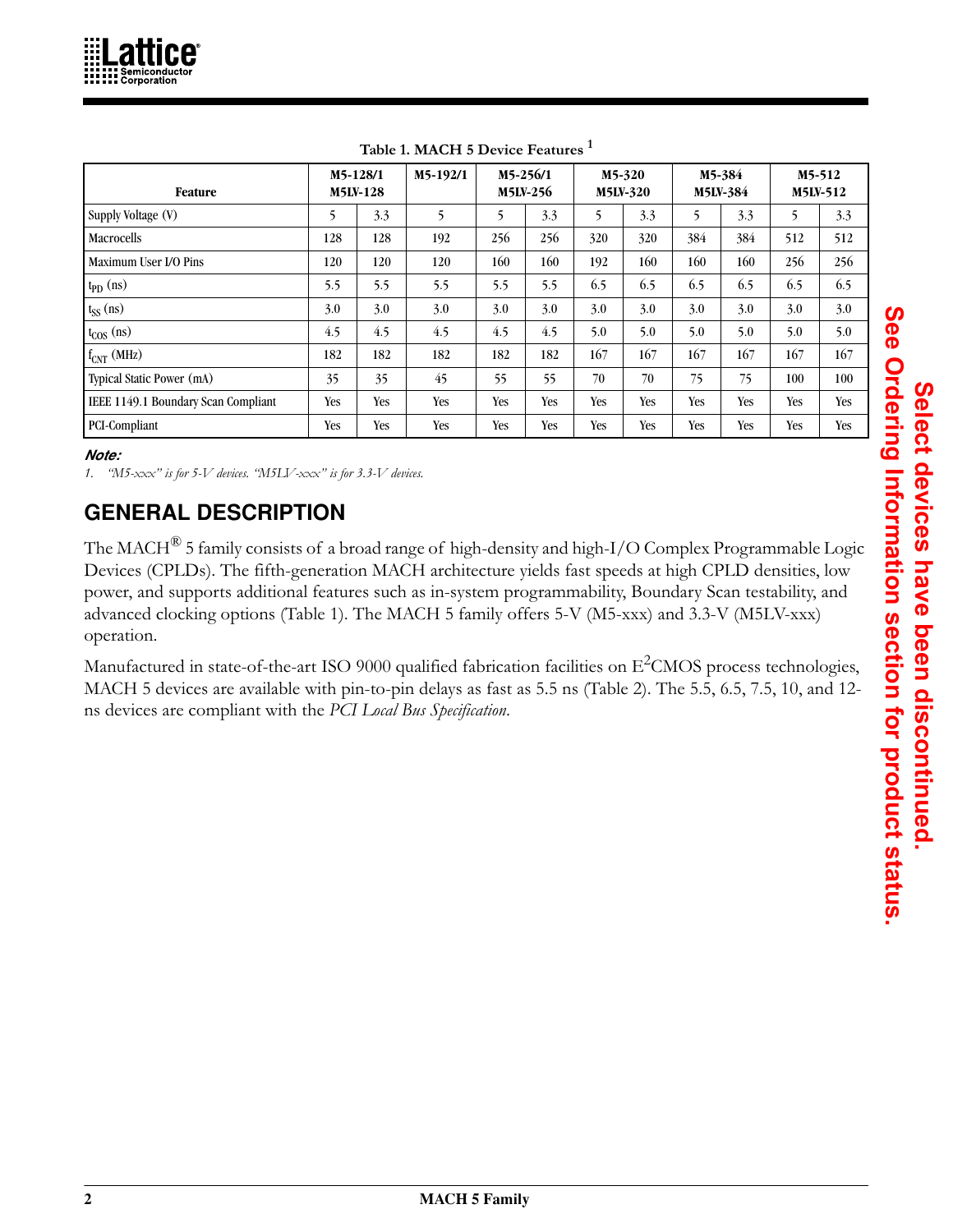**Table 1. MACH 5 Device Features [1]**

| Feature | M5-128/1 M5LV-128 | | M5-192/1 | M5-256/1 M5LV-256 | | M5-320 M5LV-320 | | M5-384 M5LV-384 | | M5-512 M5LV-512 | |
|---|---|---|---|---|---|---|---|---|---|---|---|
| Supply Voltage (V) | 5 | 3.3 | 5 | 5 | 3.3 | 5 | 3.3 | 5 | 3.3 | 5 | 3.3 |
| Macrocells | 128 | 128 | 192 | 256 | 256 | 320 | 320 | 384 | 384 | 512 | 512 |
| Maximum User I/O Pins | 120 | 120 | 120 | 160 | 160 | 192 | 160 | 160 | 160 | 256 | 256 |
| $t_{PD}$ (ns) | 5.5 | 5.5 | 5.5 | 5.5 | 5.5 | 6.5 | 6.5 | 6.5 | 6.5 | 6.5 | 6.5 |
| $t_{SS}$ (ns) | 3.0 | 3.0 | 3.0 | 3.0 | 3.0 | 3.0 | 3.0 | 3.0 | 3.0 | 3.0 | 3.0 |
| $t_{COS}$ (ns) | 4.5 | 4.5 | 4.5 | 4.5 | 4.5 | 5.0 | 5.0 | 5.0 | 5.0 | 5.0 | 5.0 |
| $f_{CNT}$ (MHz) | 182 | 182 | 182 | 182 | 182 | 167 | 167 | 167 | 167 | 167 | 167 |
| Typical Static Power (mA) | 35 | 35 | 45 | 55 | 55 | 70 | 70 | 75 | 75 | 100 | 100 |
| IEEE 1149.1 Boundary Scan Compliant | Yes | Yes | Yes | Yes | Yes | Yes | Yes | Yes | Yes | Yes | Yes |
| PCI-Compliant | Yes | Yes | Yes | Yes | Yes | Yes | Yes | Yes | Yes | Yes | Yes |

***Note:***

1. *"M5-xxx" is for 5-V devices. "M5LV-xxx" is for 3.3-V devices.*

## GENERAL DESCRIPTION

The MACH® 5 family consists of a broad range of high-density and high-I/O Complex Programmable Logic Devices (CPLDs). The fifth-generation MACH architecture yields fast speeds at high CPLD densities, low power, and supports additional features such as in-system programmability, Boundary Scan testability, and advanced clocking options (Table 1). The MACH 5 family offers 5-V (M5-xxx) and 3.3-V (M5LV-xxx) operation.

Manufactured in state-of-the-art ISO 9000 qualified fabrication facilities on $E^2$CMOS process technologies, MACH 5 devices are available with pin-to-pin delays as fast as 5.5 ns (Table 2). The 5.5, 6.5, 7.5, 10, and 12-ns devices are compliant with the *PCI Local Bus Specification*.

**Select devices have been discontinued. See Ordering Information section for product status.**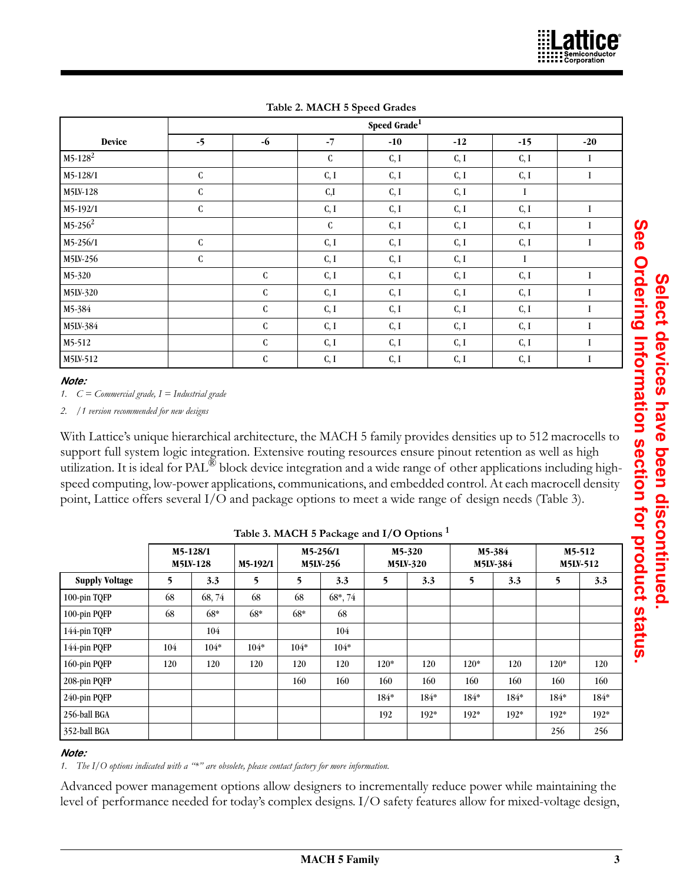**Table 2. MACH 5 Speed Grades**

| Device | Speed Grade[1] | | | | | | |
|---|---|---|---|---|---|---|---|
| | -5 | -6 | -7 | -10 | -12 | -15 | -20 |
| M5-128[2] | | | C | C, I | C, I | C, I | I |
| M5-128/1 | C | | C, I | C, I | C, I | C, I | I |
| M5LV-128 | C | | C,I | C, I | C, I | I | |
| M5-192/1 | C | | C, I | C, I | C, I | C, I | I |
| M5-256[2] | | | C | C, I | C, I | C, I | I |
| M5-256/1 | C | | C, I | C, I | C, I | C, I | I |
| M5LV-256 | C | | C, I | C, I | C, I | I | |
| M5-320 | | C | C, I | C, I | C, I | C, I | I |
| M5LV-320 | | C | C, I | C, I | C, I | C, I | I |
| M5-384 | | C | C, I | C, I | C, I | C, I | I |
| M5LV-384 | | C | C, I | C, I | C, I | C, I | I |
| M5-512 | | C | C, I | C, I | C, I | C, I | I |
| M5LV-512 | | C | C, I | C, I | C, I | C, I | I |

***Note:***

1. *C = Commercial grade, I = Industrial grade*
2. */1 version recommended for new designs*

With Lattice's unique hierarchical architecture, the MACH 5 family provides densities up to 512 macrocells to support full system logic integration. Extensive routing resources ensure pinout retention as well as high utilization. It is ideal for PAL® block device integration and a wide range of other applications including high-speed computing, low-power applications, communications, and embedded control. At each macrocell density point, Lattice offers several I/O and package options to meet a wide range of design needs (Table 3).

**Table 3. MACH 5 Package and I/O Options [1]**

| | M5-128/1 M5LV-128 | | M5-192/1 | M5-256/1 M5LV-256 | | M5-320 M5LV-320 | | M5-384 M5LV-384 | | M5-512 M5LV-512 | |
|---|---|---|---|---|---|---|---|---|---|---|---|
| **Supply Voltage** | **5** | **3.3** | **5** | **5** | **3.3** | **5** | **3.3** | **5** | **3.3** | **5** | **3.3** |
| 100-pin TQFP | 68 | 68, 74 | 68 | 68 | 68*, 74 | | | | | | |
| 100-pin PQFP | 68 | 68* | 68* | 68* | 68 | | | | | | |
| 144-pin TQFP | | 104 | | | 104 | | | | | | |
| 144-pin PQFP | 104 | 104* | 104* | 104* | 104* | | | | | | |
| 160-pin PQFP | 120 | 120 | 120 | 120 | 120 | 120* | 120 | 120* | 120 | 120* | 120 |
| 208-pin PQFP | | | | 160 | 160 | 160 | 160 | 160 | 160 | 160 | 160 |
| 240-pin PQFP | | | | | | 184* | 184* | 184* | 184* | 184* | 184* |
| 256-ball BGA | | | | | | 192 | 192* | 192* | 192* | 192* | 192* |
| 352-ball BGA | | | | | | | | | | 256 | 256 |

***Note:***

1. *The I/O options indicated with a "*" are obsolete, please contact factory for more information.*

Advanced power management options allow designers to incrementally reduce power while maintaining the level of performance needed for today's complex designs. I/O safety features allow for mixed-voltage design,

**Select devices have been discontinued. See Ordering Information section for product status.**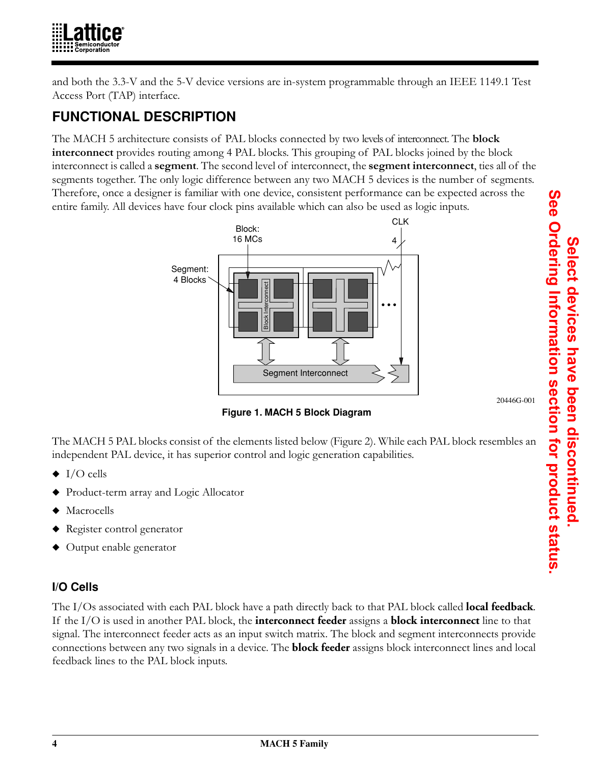and both the 3.3-V and the 5-V device versions are in-system programmable through an IEEE 1149.1 Test Access Port (TAP) interface.

## FUNCTIONAL DESCRIPTION

The MACH 5 architecture consists of PAL blocks connected by two levels of interconnect. The **block interconnect** provides routing among 4 PAL blocks. This grouping of PAL blocks joined by the block interconnect is called a **segment**. The second level of interconnect, the **segment interconnect**, ties all of the segments together. The only logic difference between any two MACH 5 devices is the number of segments. Therefore, once a designer is familiar with one device, consistent performance can be expected across the entire family. All devices have four clock pins available which can also be used as logic inputs.

20446G-001

**Figure 1. MACH 5 Block Diagram**

The MACH 5 PAL blocks consist of the elements listed below (Figure 2). While each PAL block resembles an independent PAL device, it has superior control and logic generation capabilities.

- I/O cells
- Product-term array and Logic Allocator
- Macrocells
- Register control generator
- Output enable generator

### I/O Cells

The I/Os associated with each PAL block have a path directly back to that PAL block called **local feedback**. If the I/O is used in another PAL block, the **interconnect feeder** assigns a **block interconnect** line to that signal. The interconnect feeder acts as an input switch matrix. The block and segment interconnects provide connections between any two signals in a device. The **block feeder** assigns block interconnect lines and local feedback lines to the PAL block inputs.

**Select devices have been discontinued. See Ordering Information section for product status.**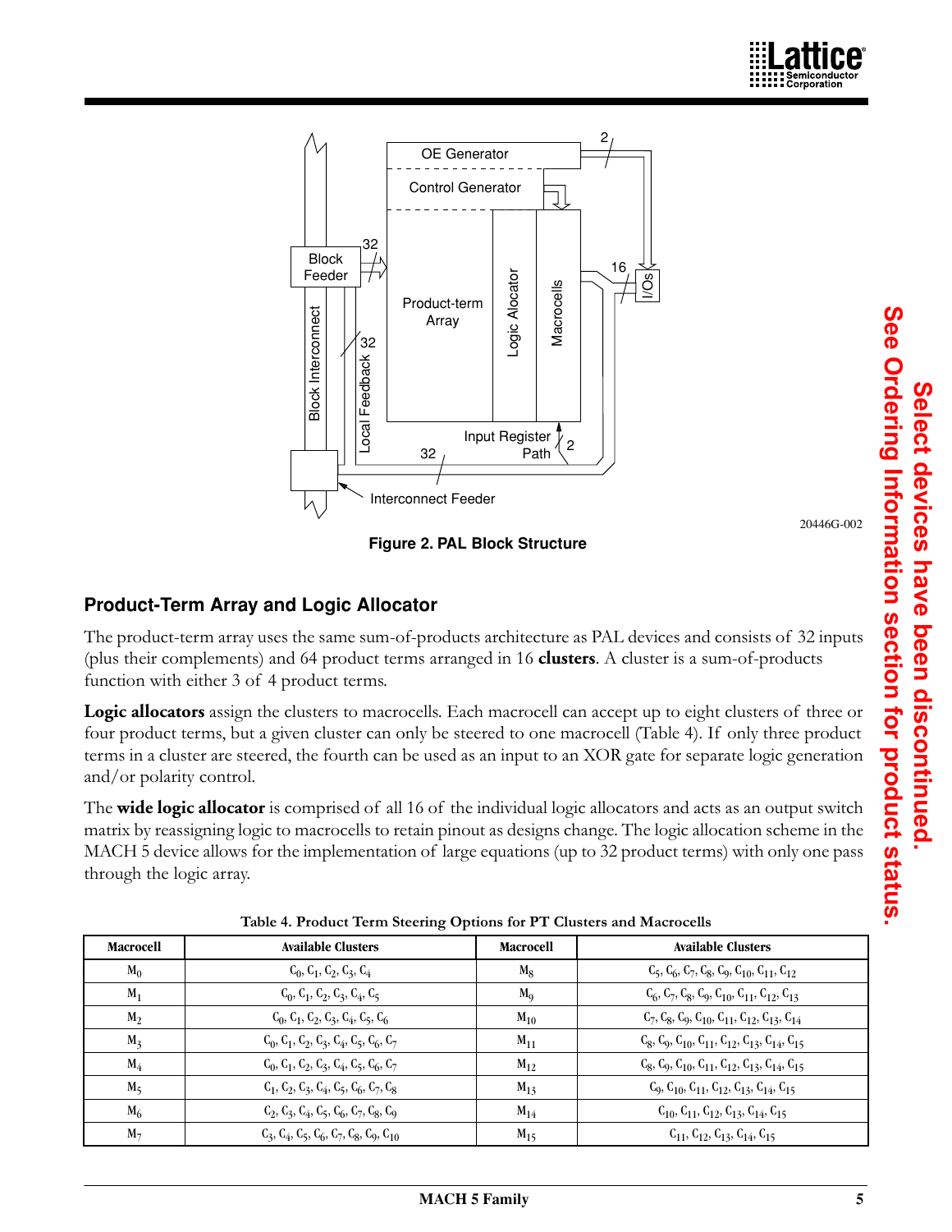Figure 2. PAL Block Structure

## Product-Term Array and Logic Allocator

The product-term array uses the same sum-of-products architecture as PAL devices and consists of 32 inputs (plus their complements) and 64 product terms arranged in 16 **clusters**. A cluster is a sum-of-products function with either 3 of 4 product terms.

**Logic allocators** assign the clusters to macrocells. Each macrocell can accept up to eight clusters of three or four product terms, but a given cluster can only be steered to one macrocell (Table 4). If only three product terms in a cluster are steered, the fourth can be used as an input to an XOR gate for separate logic generation and/or polarity control.

The **wide logic allocator** is comprised of all 16 of the individual logic allocators and acts as an output switch matrix by reassigning logic to macrocells to retain pinout as designs change. The logic allocation scheme in the MACH 5 device allows for the implementation of large equations (up to 32 product terms) with only one pass through the logic array.

**Table 4. Product Term Steering Options for PT Clusters and Macrocells**

| Macrocell | Available Clusters | Macrocell | Available Clusters |
|---|---|---|---|
| $M_0$ | $C_0, C_1, C_2, C_3, C_4$ | $M_8$ | $C_5, C_6, C_7, C_8, C_9, C_{10}, C_{11}, C_{12}$ |
| $M_1$ | $C_0, C_1, C_2, C_3, C_4, C_5$ | $M_9$ | $C_6, C_7, C_8, C_9, C_{10}, C_{11}, C_{12}, C_{13}$ |
| $M_2$ | $C_0, C_1, C_2, C_3, C_4, C_5, C_6$ | $M_{10}$ | $C_7, C_8, C_9, C_{10}, C_{11}, C_{12}, C_{13}, C_{14}$ |
| $M_3$ | $C_0, C_1, C_2, C_3, C_4, C_5, C_6, C_7$ | $M_{11}$ | $C_8, C_9, C_{10}, C_{11}, C_{12}, C_{13}, C_{14}, C_{15}$ |
| $M_4$ | $C_0, C_1, C_2, C_3, C_4, C_5, C_6, C_7$ | $M_{12}$ | $C_8, C_9, C_{10}, C_{11}, C_{12}, C_{13}, C_{14}, C_{15}$ |
| $M_5$ | $C_1, C_2, C_3, C_4, C_5, C_6, C_7, C_8$ | $M_{13}$ | $C_9, C_{10}, C_{11}, C_{12}, C_{13}, C_{14}, C_{15}$ |
| $M_6$ | $C_2, C_3, C_4, C_5, C_6, C_7, C_8, C_9$ | $M_{14}$ | $C_{10}, C_{11}, C_{12}, C_{13}, C_{14}, C_{15}$ |
| $M_7$ | $C_3, C_4, C_5, C_6, C_7, C_8, C_9, C_{10}$ | $M_{15}$ | $C_{11}, C_{12}, C_{13}, C_{14}, C_{15}$ |

**Select devices have been discontinued. See Ordering Information section for product status.**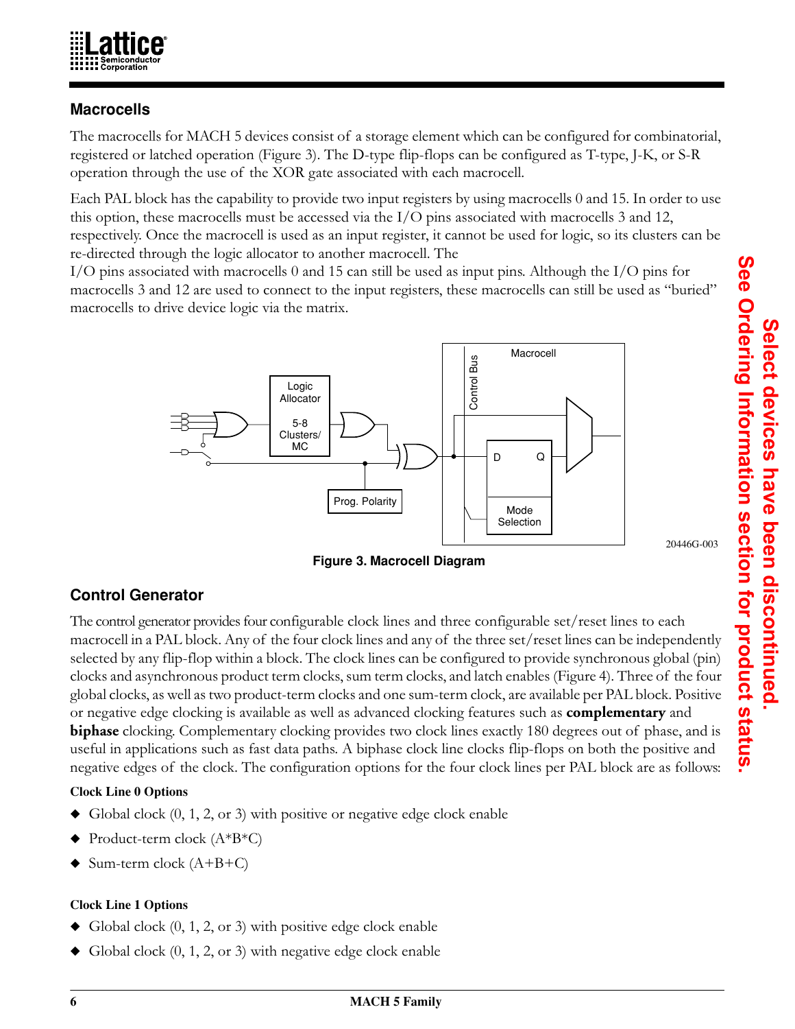## Macrocells

The macrocells for MACH 5 devices consist of a storage element which can be configured for combinatorial, registered or latched operation (Figure 3). The D-type flip-flops can be configured as T-type, J-K, or S-R operation through the use of the XOR gate associated with each macrocell.

Each PAL block has the capability to provide two input registers by using macrocells 0 and 15. In order to use this option, these macrocells must be accessed via the I/O pins associated with macrocells 3 and 12, respectively. Once the macrocell is used as an input register, it cannot be used for logic, so its clusters can be re-directed through the logic allocator to another macrocell. The I/O pins associated with macrocells 0 and 15 can still be used as input pins. Although the I/O pins for macrocells 3 and 12 are used to connect to the input registers, these macrocells can still be used as "buried" macrocells to drive device logic via the matrix.

**Figure 3. Macrocell Diagram**

## Control Generator

The control generator provides four configurable clock lines and three configurable set/reset lines to each macrocell in a PAL block. Any of the four clock lines and any of the three set/reset lines can be independently selected by any flip-flop within a block. The clock lines can be configured to provide synchronous global (pin) clocks and asynchronous product term clocks, sum term clocks, and latch enables (Figure 4). Three of the four global clocks, as well as two product-term clocks and one sum-term clock, are available per PAL block. Positive or negative edge clocking is available as well as advanced clocking features such as **complementary** and **biphase** clocking. Complementary clocking provides two clock lines exactly 180 degrees out of phase, and is useful in applications such as fast data paths. A biphase clock line clocks flip-flops on both the positive and negative edges of the clock. The configuration options for the four clock lines per PAL block are as follows:

**Clock Line 0 Options**

- Global clock (0, 1, 2, or 3) with positive or negative edge clock enable
- Product-term clock (A*B*C)
- Sum-term clock (A+B+C)

**Clock Line 1 Options**

- Global clock (0, 1, 2, or 3) with positive edge clock enable
- Global clock (0, 1, 2, or 3) with negative edge clock enable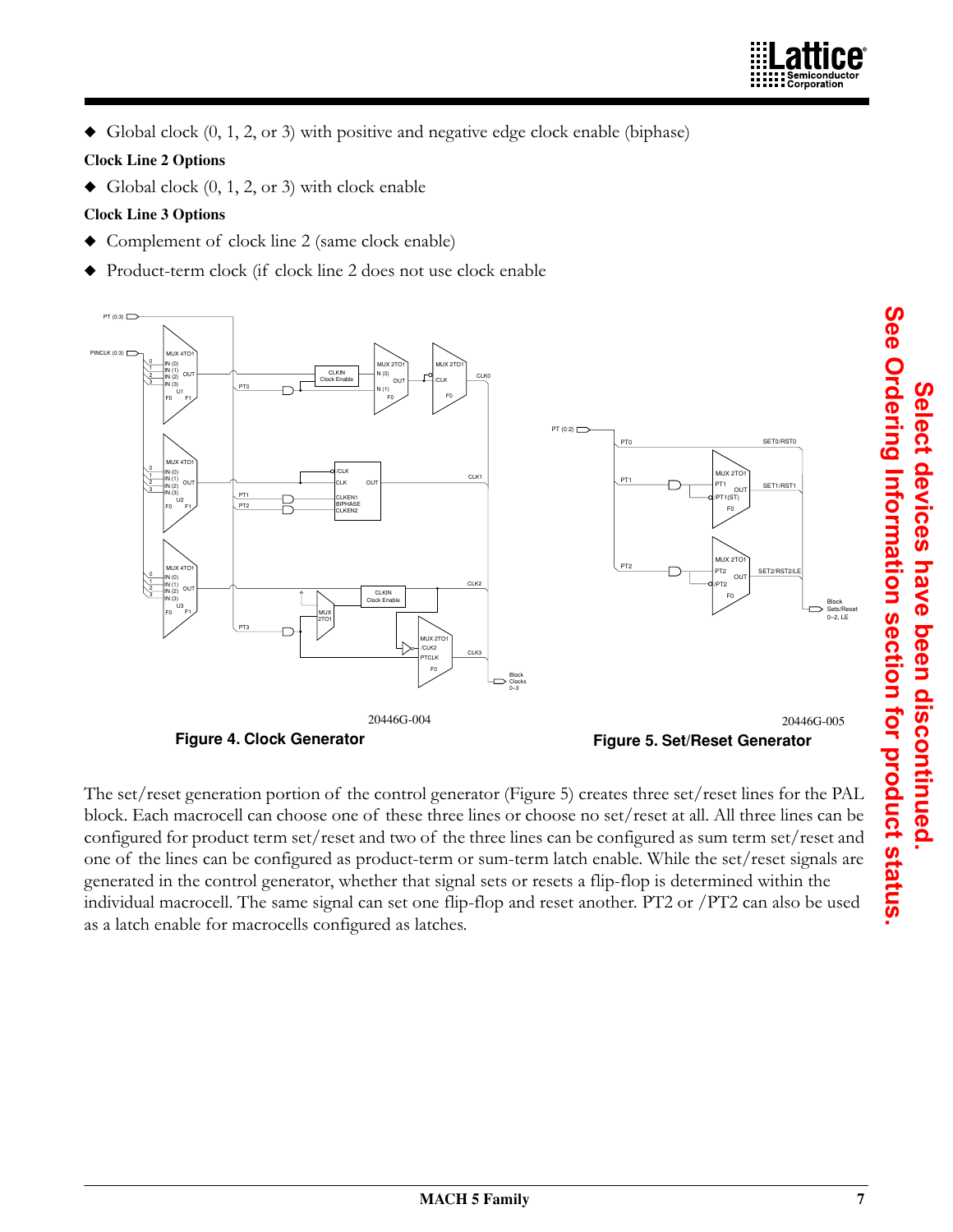◆ Global clock (0, 1, 2, or 3) with positive and negative edge clock enable (biphase)

**Clock Line 2 Options**

◆ Global clock (0, 1, 2, or 3) with clock enable

**Clock Line 3 Options**

◆ Complement of clock line 2 (same clock enable)

◆ Product-term clock (if clock line 2 does not use clock enable

20446G-004

**Figure 4. Clock Generator**

20446G-005

**Figure 5. Set/Reset Generator**

The set/reset generation portion of the control generator (Figure 5) creates three set/reset lines for the PAL block. Each macrocell can choose one of these three lines or choose no set/reset at all. All three lines can be configured for product term set/reset and two of the three lines can be configured as sum term set/reset and one of the lines can be configured as product-term or sum-term latch enable. While the set/reset signals are generated in the control generator, whether that signal sets or resets a flip-flop is determined within the individual macrocell. The same signal can set one flip-flop and reset another. PT2 or /PT2 can also be used as a latch enable for macrocells configured as latches.

Select devices have been discontinued. See Ordering Information section for product status.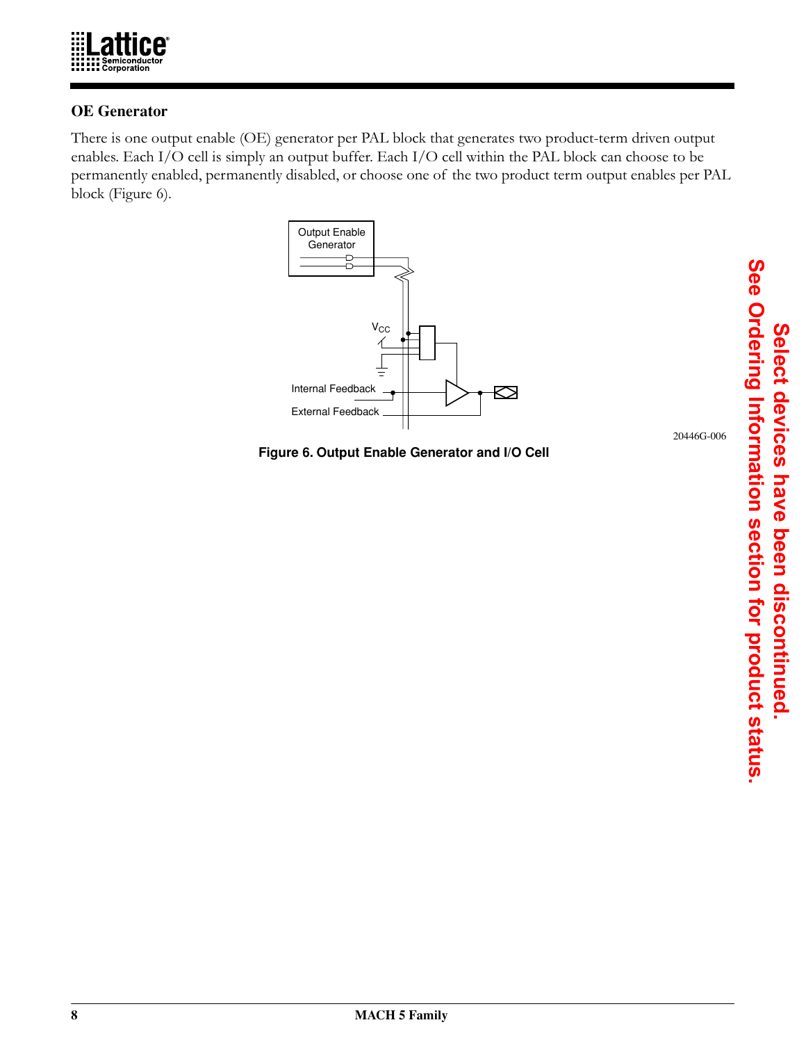## OE Generator

There is one output enable (OE) generator per PAL block that generates two product-term driven output enables. Each I/O cell is simply an output buffer. Each I/O cell within the PAL block can choose to be permanently enabled, permanently disabled, or choose one of the two product term output enables per PAL block (Figure 6).

Output Enable Generator

$V_{CC}$

Internal Feedback

External Feedback

20446G-006

**Figure 6. Output Enable Generator and I/O Cell**

**Select devices have been discontinued. See Ordering Information section for product status.**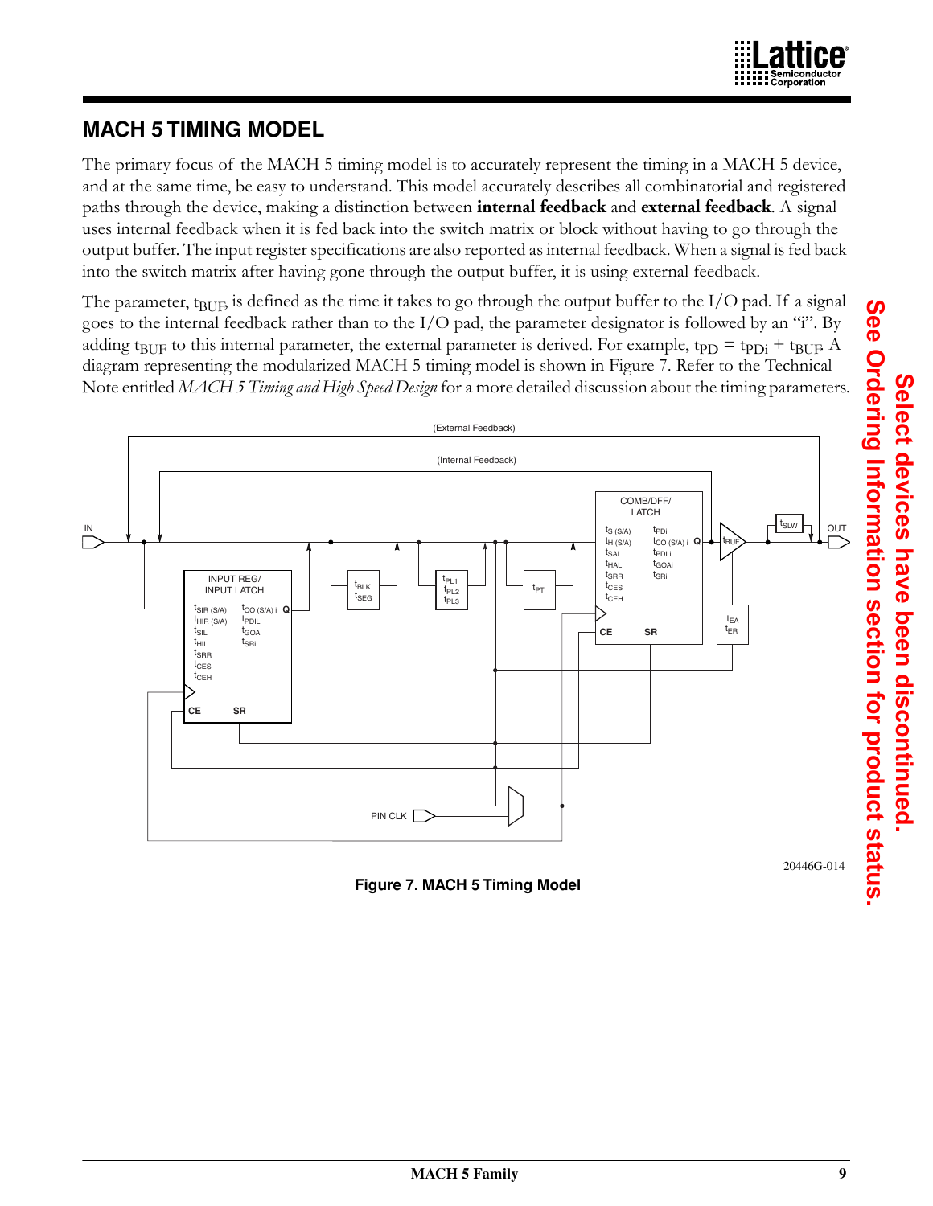## MACH 5 TIMING MODEL

The primary focus of the MACH 5 timing model is to accurately represent the timing in a MACH 5 device, and at the same time, be easy to understand. This model accurately describes all combinatorial and registered paths through the device, making a distinction between **internal feedback** and **external feedback**. A signal uses internal feedback when it is fed back into the switch matrix or block without having to go through the output buffer. The input register specifications are also reported as internal feedback. When a signal is fed back into the switch matrix after having gone through the output buffer, it is using external feedback.

The parameter, $t_{BUF}$, is defined as the time it takes to go through the output buffer to the I/O pad. If a signal goes to the internal feedback rather than to the I/O pad, the parameter designator is followed by an "i". By adding $t_{BUF}$ to this internal parameter, the external parameter is derived. For example, $t_{PD} = t_{PDi} + t_{BUF}$. A diagram representing the modularized MACH 5 timing model is shown in Figure 7. Refer to the Technical Note entitled *MACH 5 Timing and High Speed Design* for a more detailed discussion about the timing parameters.

20446G-014

**Figure 7. MACH 5 Timing Model**

**Select devices have been discontinued. See Ordering Information section for product status.**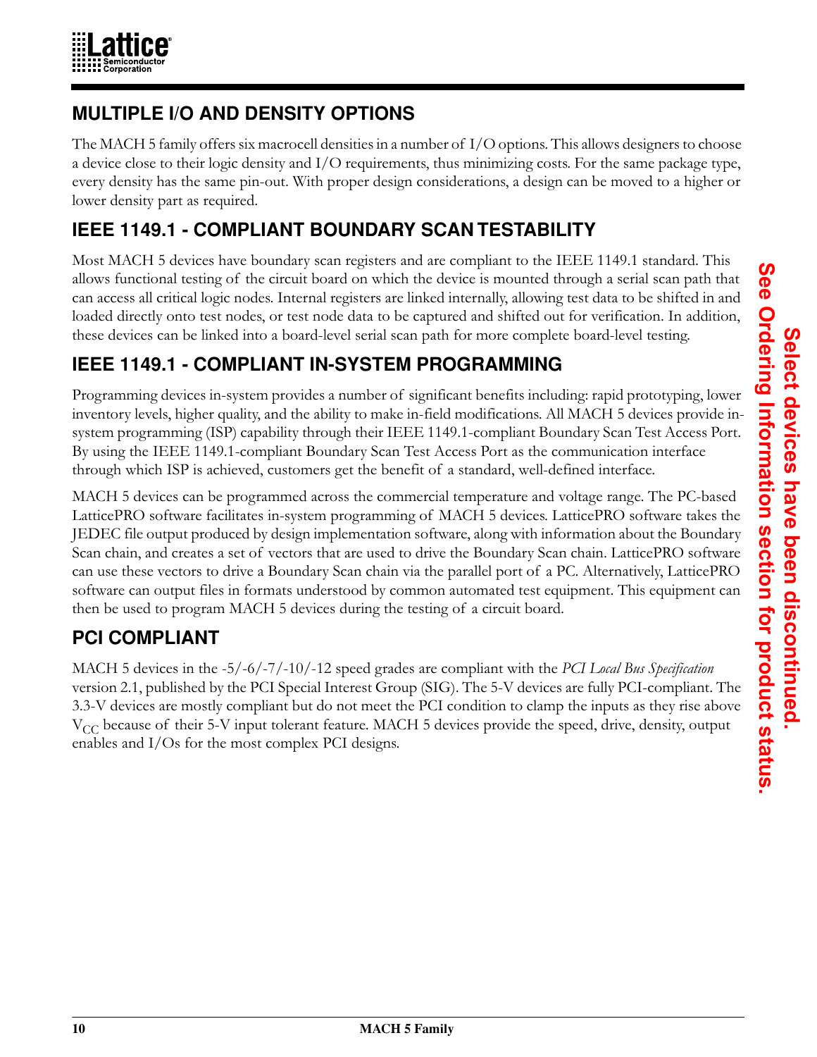## MULTIPLE I/O AND DENSITY OPTIONS

The MACH 5 family offers six macrocell densities in a number of I/O options. This allows designers to choose a device close to their logic density and I/O requirements, thus minimizing costs. For the same package type, every density has the same pin-out. With proper design considerations, a design can be moved to a higher or lower density part as required.

## IEEE 1149.1 - COMPLIANT BOUNDARY SCAN TESTABILITY

Most MACH 5 devices have boundary scan registers and are compliant to the IEEE 1149.1 standard. This allows functional testing of the circuit board on which the device is mounted through a serial scan path that can access all critical logic nodes. Internal registers are linked internally, allowing test data to be shifted in and loaded directly onto test nodes, or test node data to be captured and shifted out for verification. In addition, these devices can be linked into a board-level serial scan path for more complete board-level testing.

## IEEE 1149.1 - COMPLIANT IN-SYSTEM PROGRAMMING

Programming devices in-system provides a number of significant benefits including: rapid prototyping, lower inventory levels, higher quality, and the ability to make in-field modifications. All MACH 5 devices provide in-system programming (ISP) capability through their IEEE 1149.1-compliant Boundary Scan Test Access Port. By using the IEEE 1149.1-compliant Boundary Scan Test Access Port as the communication interface through which ISP is achieved, customers get the benefit of a standard, well-defined interface.

MACH 5 devices can be programmed across the commercial temperature and voltage range. The PC-based LatticePRO software facilitates in-system programming of MACH 5 devices. LatticePRO software takes the JEDEC file output produced by design implementation software, along with information about the Boundary Scan chain, and creates a set of vectors that are used to drive the Boundary Scan chain. LatticePRO software can use these vectors to drive a Boundary Scan chain via the parallel port of a PC. Alternatively, LatticePRO software can output files in formats understood by common automated test equipment. This equipment can then be used to program MACH 5 devices during the testing of a circuit board.

## PCI COMPLIANT

MACH 5 devices in the -5/-6/-7/-10/-12 speed grades are compliant with the *PCI Local Bus Specification* version 2.1, published by the PCI Special Interest Group (SIG). The 5-V devices are fully PCI-compliant. The 3.3-V devices are mostly compliant but do not meet the PCI condition to clamp the inputs as they rise above $V_{CC}$ because of their 5-V input tolerant feature. MACH 5 devices provide the speed, drive, density, output enables and I/Os for the most complex PCI designs.

**Select devices have been discontinued.**
**See Ordering Information section for product status.**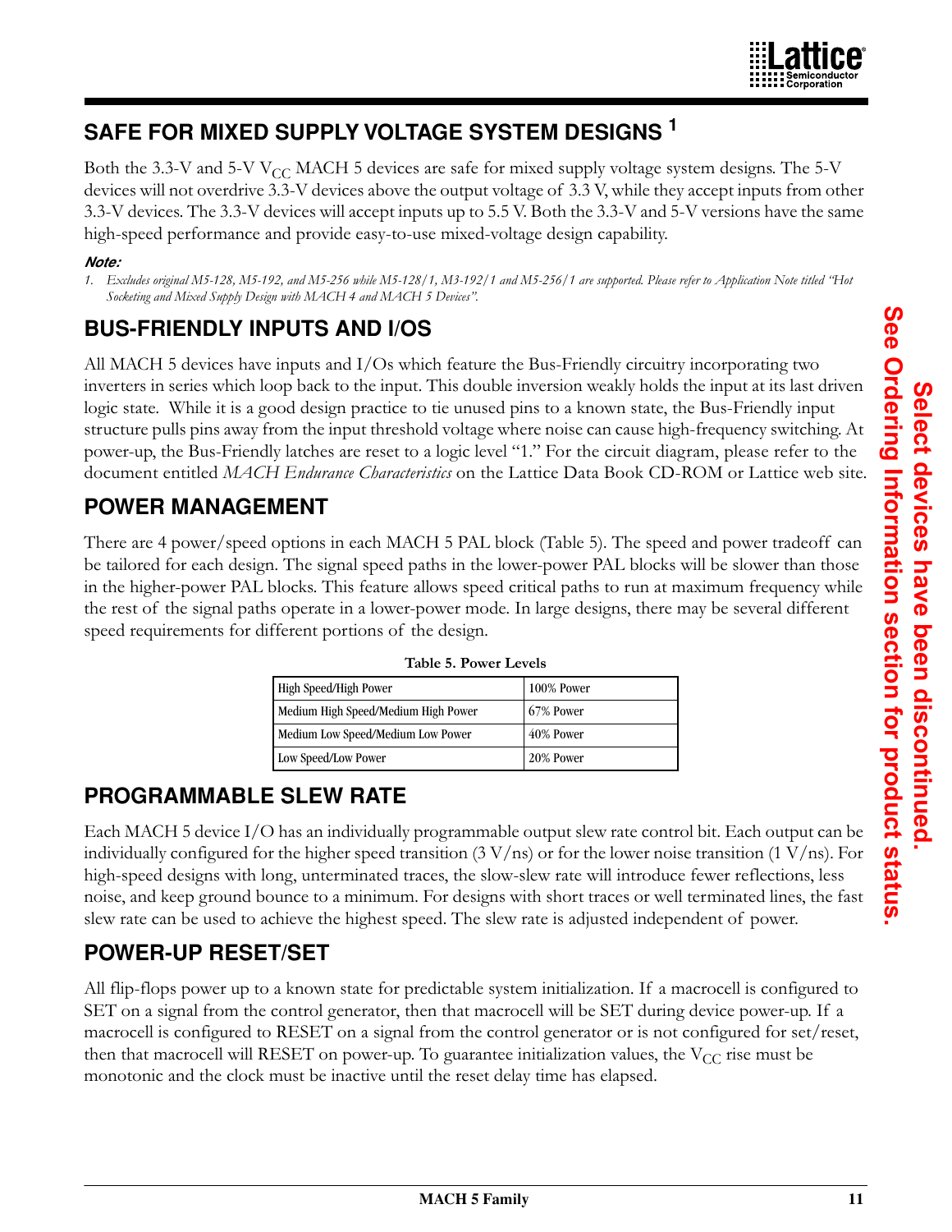## SAFE FOR MIXED SUPPLY VOLTAGE SYSTEM DESIGNS [1]

Both the 3.3-V and 5-V $V_{CC}$ MACH 5 devices are safe for mixed supply voltage system designs. The 5-V devices will not overdrive 3.3-V devices above the output voltage of 3.3 V, while they accept inputs from other 3.3-V devices. The 3.3-V devices will accept inputs up to 5.5 V. Both the 3.3-V and 5-V versions have the same high-speed performance and provide easy-to-use mixed-voltage design capability.

***Note:***

1. *Excludes original M5-128, M5-192, and M5-256 while M5-128/1, M3-192/1 and M5-256/1 are supported. Please refer to Application Note titled "Hot Socketing and Mixed Supply Design with MACH 4 and MACH 5 Devices".*

## BUS-FRIENDLY INPUTS AND I/OS

All MACH 5 devices have inputs and I/Os which feature the Bus-Friendly circuitry incorporating two inverters in series which loop back to the input. This double inversion weakly holds the input at its last driven logic state. While it is a good design practice to tie unused pins to a known state, the Bus-Friendly input structure pulls pins away from the input threshold voltage where noise can cause high-frequency switching. At power-up, the Bus-Friendly latches are reset to a logic level "1." For the circuit diagram, please refer to the document entitled *MACH Endurance Characteristics* on the Lattice Data Book CD-ROM or Lattice web site.

## POWER MANAGEMENT

There are 4 power/speed options in each MACH 5 PAL block (Table 5). The speed and power tradeoff can be tailored for each design. The signal speed paths in the lower-power PAL blocks will be slower than those in the higher-power PAL blocks. This feature allows speed critical paths to run at maximum frequency while the rest of the signal paths operate in a lower-power mode. In large designs, there may be several different speed requirements for different portions of the design.

**Table 5. Power Levels**

| | |
|---|---|
| High Speed/High Power | 100% Power |
| Medium High Speed/Medium High Power | 67% Power |
| Medium Low Speed/Medium Low Power | 40% Power |
| Low Speed/Low Power | 20% Power |

## PROGRAMMABLE SLEW RATE

Each MACH 5 device I/O has an individually programmable output slew rate control bit. Each output can be individually configured for the higher speed transition (3 V/ns) or for the lower noise transition (1 V/ns). For high-speed designs with long, unterminated traces, the slow-slew rate will introduce fewer reflections, less noise, and keep ground bounce to a minimum. For designs with short traces or well terminated lines, the fast slew rate can be used to achieve the highest speed. The slew rate is adjusted independent of power.

## POWER-UP RESET/SET

All flip-flops power up to a known state for predictable system initialization. If a macrocell is configured to SET on a signal from the control generator, then that macrocell will be SET during device power-up. If a macrocell is configured to RESET on a signal from the control generator or is not configured for set/reset, then that macrocell will RESET on power-up. To guarantee initialization values, the $V_{CC}$ rise must be monotonic and the clock must be inactive until the reset delay time has elapsed.

**Select devices have been discontinued. See Ordering Information section for product status.**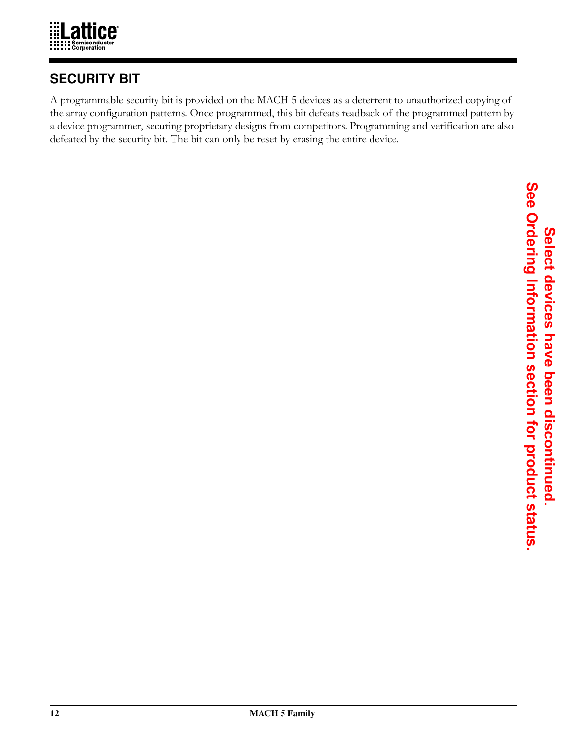## SECURITY BIT

A programmable security bit is provided on the MACH 5 devices as a deterrent to unauthorized copying of the array configuration patterns. Once programmed, this bit defeats readback of the programmed pattern by a device programmer, securing proprietary designs from competitors. Programming and verification are also defeated by the security bit. The bit can only be reset by erasing the entire device.

**Select devices have been discontinued. See Ordering Information section for product status.**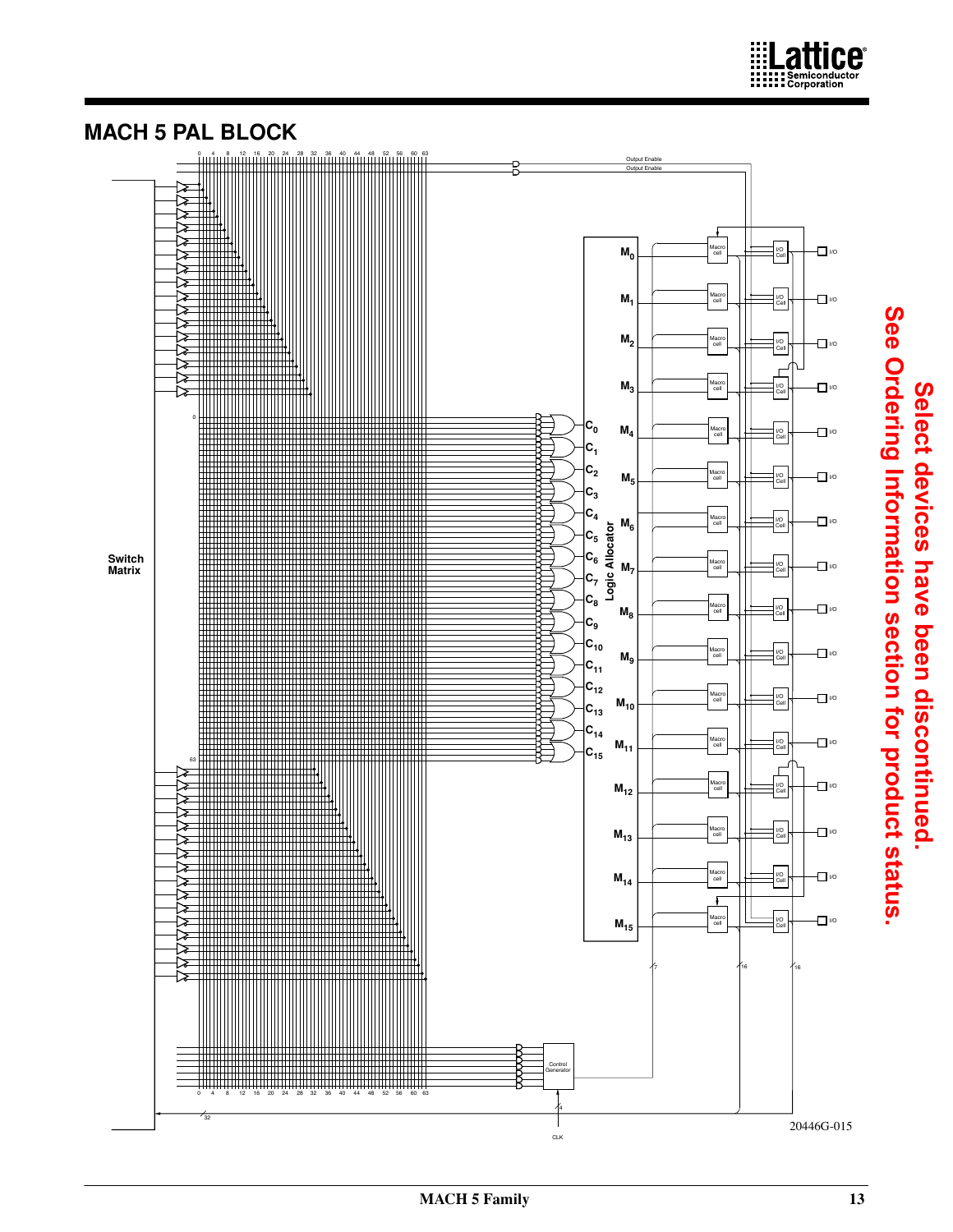## MACH 5 PAL BLOCK

Switch Matrix

Output Enable

Output Enable

Logic Allocator

Control Generator

CLK

20446G-015

**Select devices have been discontinued. See Ordering Information section for product status.**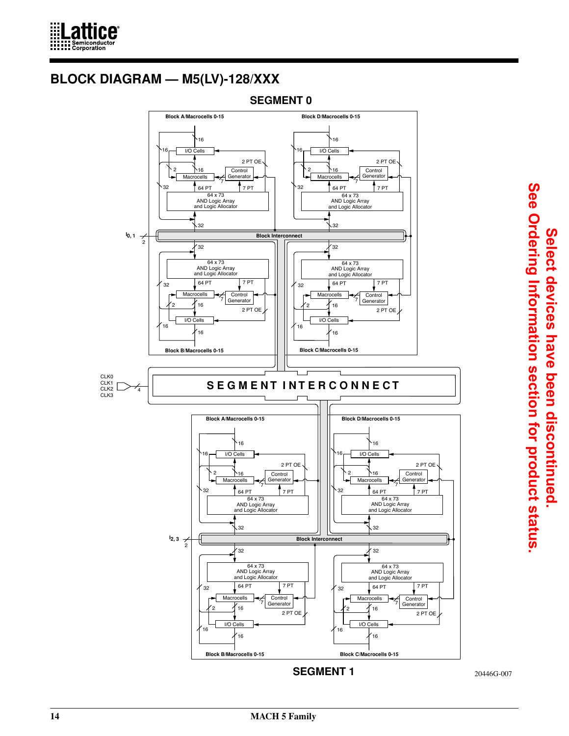# BLOCK DIAGRAM — M5(LV)-128/XXX

SEGMENT 0

Block A/Macrocells 0-15

Block D/Macrocells 0-15

16

I/O Cells

2 PT OE

Control Generator

Macrocells

64 PT

7 PT

64 x 73 AND Logic Array and Logic Allocator

32

Block Interconnect

$I_{0, 1}$

Block B/Macrocells 0-15

Block C/Macrocells 0-15

CLK0 CLK1 CLK2 CLK3

SEGMENT INTERCONNECT

$I_{2, 3}$

SEGMENT 1

20446G-007

**Select devices have been discontinued. See Ordering Information section for product status.**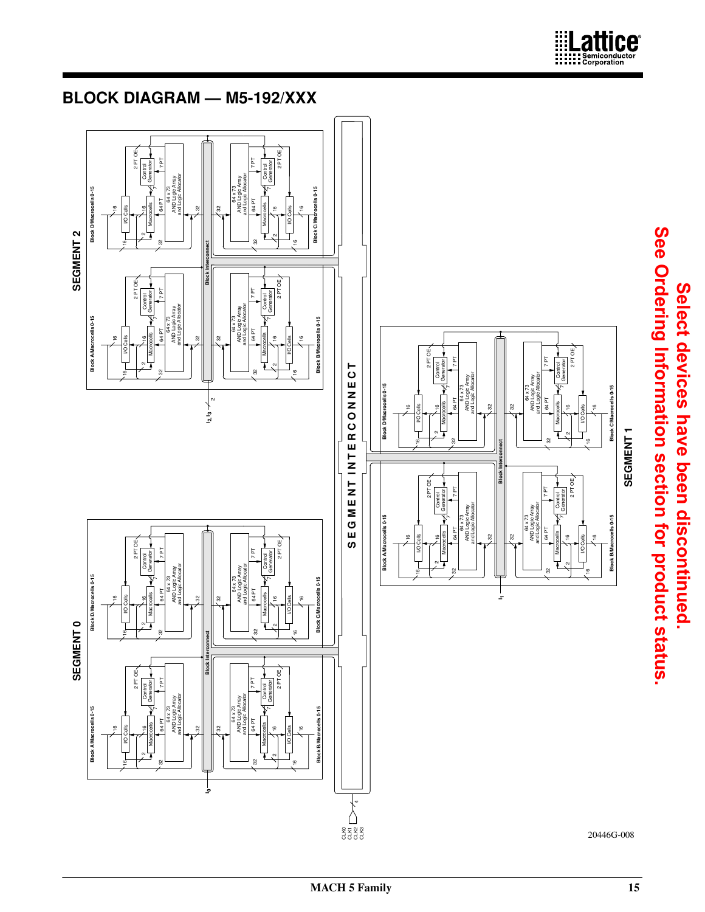## BLOCK DIAGRAM — M5-192/XXX

SEGMENT 0

SEGMENT 1

SEGMENT 2

SEGMENT INTERCONNECT

Block A/Macrocells 0-15

Block B/Macrocells 0-15

Block C/Macrocells 0-15

Block D/Macrocells 0-15

I/O Cells

Macrocells

Control Generator

64 x 73 AND Logic Array and Logic Allocator

Block Interconnect

2 PT OE

7 PT

64 PT

$I_0$

$I_1$

$I_2, I_3$

CLK0 CLK1 CLK2 CLK3

20446G-008

**Select devices have been discontinued.**
**See Ordering Information section for product status.**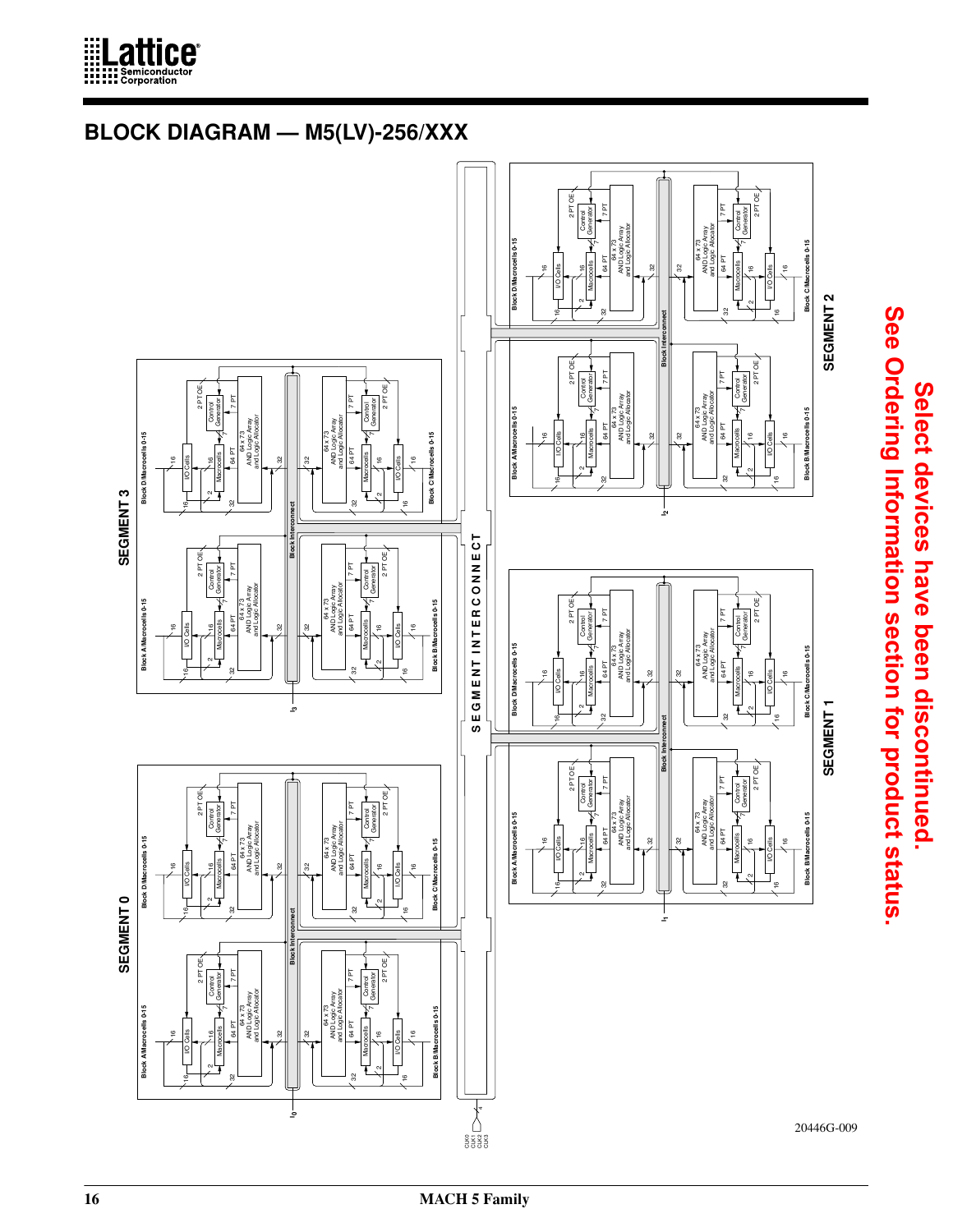## BLOCK DIAGRAM — M5(LV)-256/XXX

SEGMENT 0

Block A/Macrocells 0-15

Block B/Macrocells 0-15

Block C/Macrocells 0-15

Block D/Macrocells 0-15

I/O Cells

Macrocells

64 x 73 AND Logic Array and Logic Allocator

Control Generator

2 PT OE

7 PT

64 PT

Block Interconnect

$I_0$

SEGMENT 3

$I_3$

S E G M E N T   I N T E R C O N N E C T

SEGMENT 1

$I_1$

SEGMENT 2

$I_2$

CLK0
CLK1
CLK2
CLK3

20446G-009

**Select devices have been discontinued.**
**See Ordering Information section for product status.**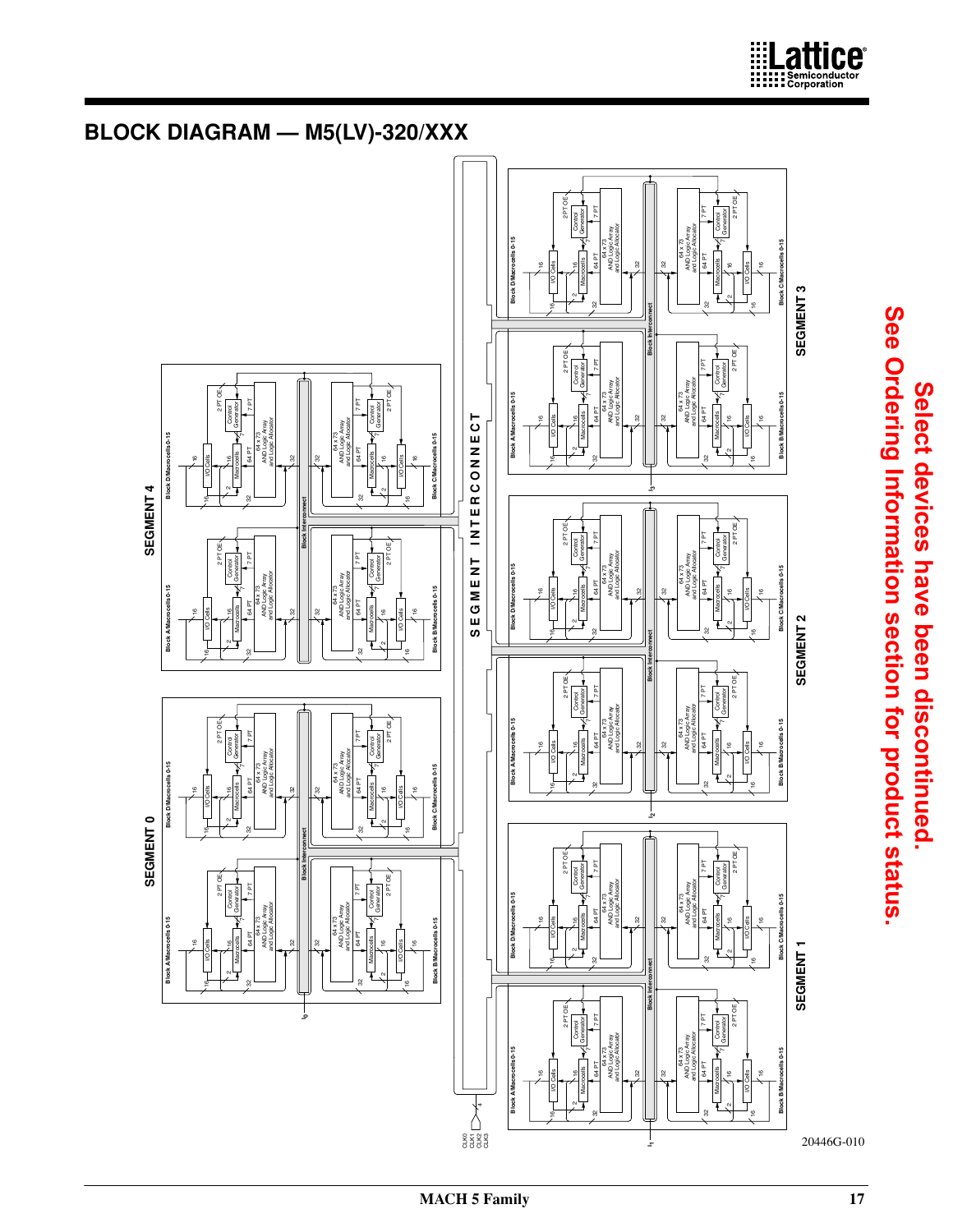## BLOCK DIAGRAM — M5(LV)-320/XXX

**Select devices have been discontinued. See Ordering Information section for product status.**

SEGMENT 0

SEGMENT 1

SEGMENT 2

SEGMENT 3

SEGMENT 4

S E G M E N T I N T E R C O N N E C T

Block A/Macrocells 0-15

Block B/Macrocells 0-15

Block C/Macrocells 0-15

Block D/Macrocells 0-15

Block Interconnect

I/O Cells

Macrocells

Control Generator

64 x 73 AND Logic Array and Logic Allocator

64 PT

7 PT

2 PT OE

CLK0
CLK1
CLK2
CLK3

$I_0$ $I_1$ $I_2$ $I_3$

20446G-010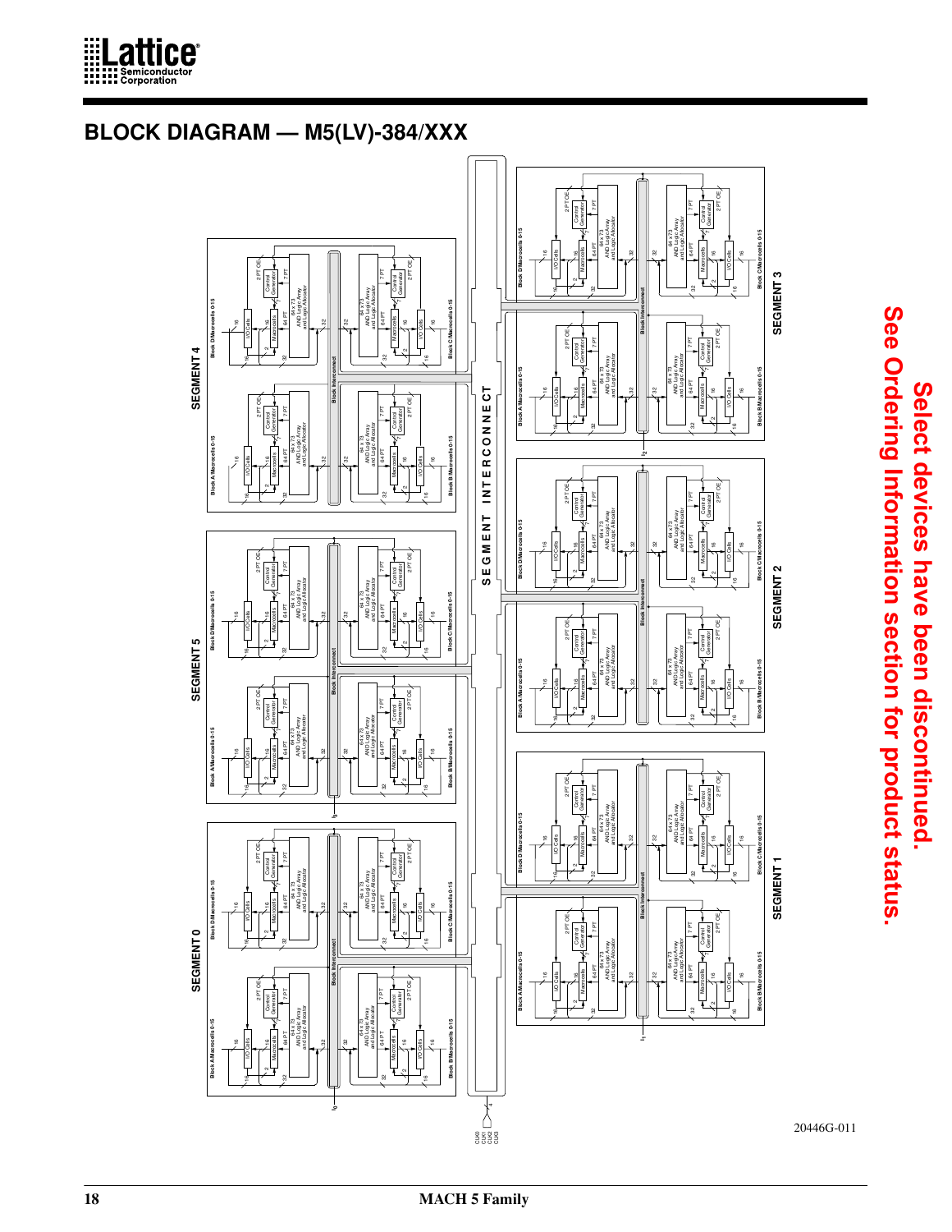## BLOCK DIAGRAM — M5(LV)-384/XXX

**Select devices have been discontinued. See Ordering Information section for product status.**

20446G-011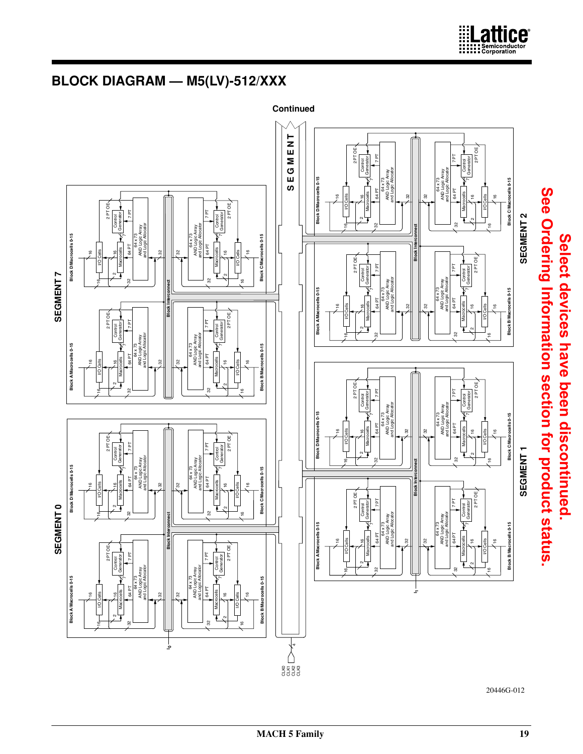## BLOCK DIAGRAM — M5(LV)-512/XXX

Continued

SEGMENT 0

SEGMENT 7

SEGMENT 1

SEGMENT 2

SEGMENT

Block A/Macrocells 0-15

Block B/Macrocells 0-15

Block C/Macrocells 0-15

Block D/Macrocells 0-15

Block Interconnect

64 x 73 AND Logic Array and Logic Allocator

Control Generator

Macrocells

I/O Cells

2 PT OE

7 PT

64 PT

CLK0 CLK1 CLK2 CLK3

$I_0$

$I_1$

20446G-012

**Select devices have been discontinued. See Ordering Information section for product status.**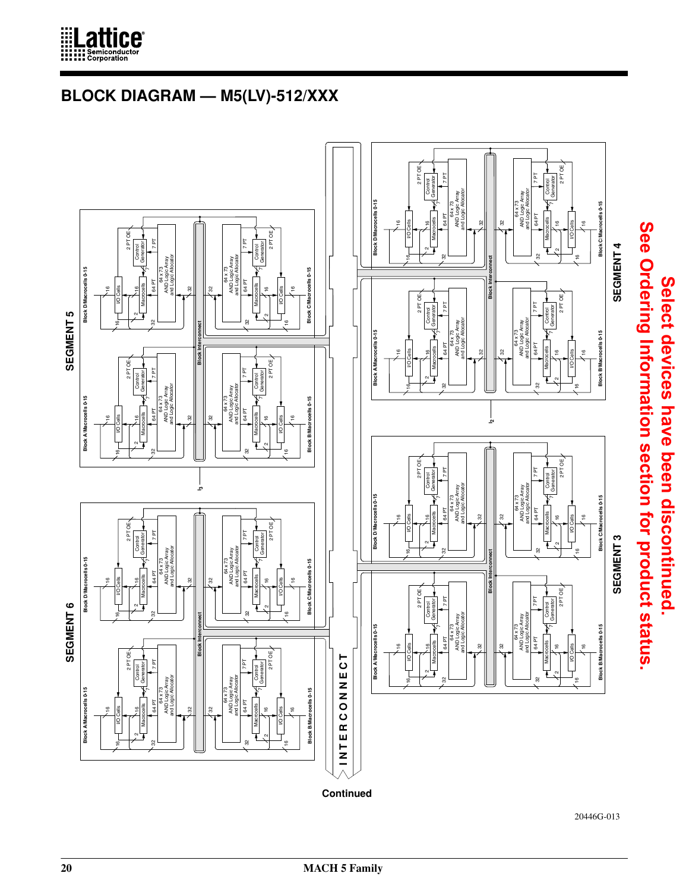## BLOCK DIAGRAM — M5(LV)-512/XXX

**Select devices have been discontinued. See Ordering Information section for product status.**

Continued

20446G-013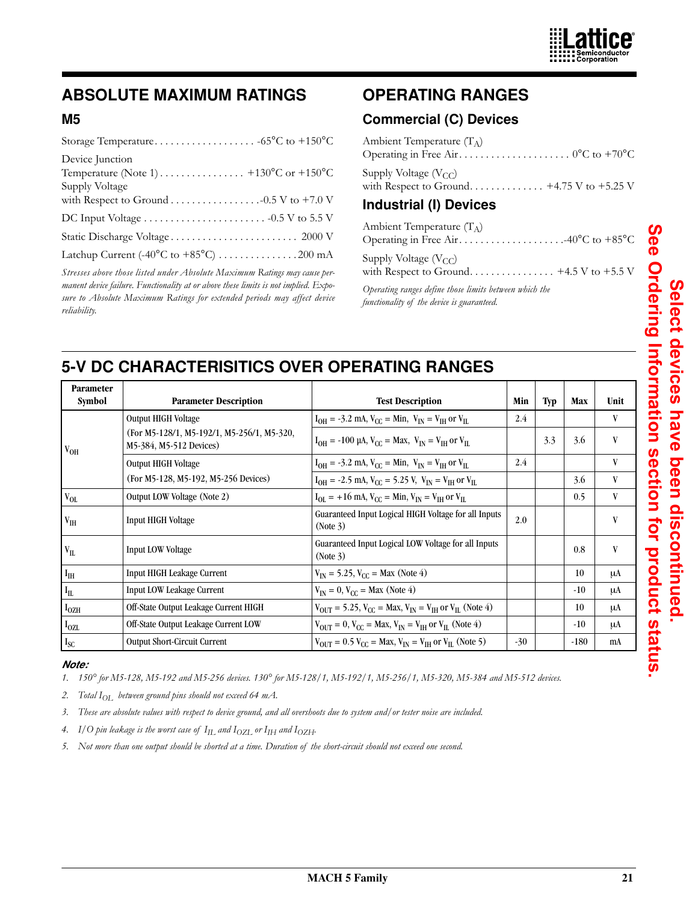## ABSOLUTE MAXIMUM RATINGS

### M5

Storage Temperature . . . . . . . . . . . . . . . . . . . -65°C to +150°C

Device Junction
Temperature (Note 1) . . . . . . . . . . . . . . . . +130°C or +150°C

Supply Voltage
with Respect to Ground . . . . . . . . . . . . . . . . .-0.5 V to +7.0 V

DC Input Voltage . . . . . . . . . . . . . . . . . . . . . . . -0.5 V to 5.5 V

Static Discharge Voltage . . . . . . . . . . . . . . . . . . . . . . . . 2000 V

Latchup Current (-40°C to +85°C) . . . . . . . . . . . . . . . 200 mA

*Stresses above those listed under Absolute Maximum Ratings may cause permanent device failure. Functionality at or above these limits is not implied. Exposure to Absolute Maximum Ratings for extended periods may affect device reliability.*

## OPERATING RANGES

### Commercial (C) Devices

Ambient Temperature ($T_A$)
Operating in Free Air . . . . . . . . . . . . . . . . . . . . . 0°C to +70°C

Supply Voltage ($V_{CC}$)
with Respect to Ground . . . . . . . . . . . . . +4.75 V to +5.25 V

### Industrial (I) Devices

Ambient Temperature ($T_A$)
Operating in Free Air . . . . . . . . . . . . . . . . . . . .-40°C to +85°C

Supply Voltage ($V_{CC}$)
with Respect to Ground . . . . . . . . . . . . . . . . +4.5 V to +5.5 V

*Operating ranges define those limits between which the functionality of the device is guaranteed.*

**Select devices have been discontinued. See Ordering Information section for product status.**

## 5-V DC CHARACTERISITICS OVER OPERATING RANGES

| Parameter Symbol | Parameter Description | Test Description | Min | Typ | Max | Unit |
|---|---|---|---|---|---|---|
| $V_{OH}$ | Output HIGH Voltage (For M5-128/1, M5-192/1, M5-256/1, M5-320, M5-384, M5-512 Devices) | $I_{OH}$ = -3.2 mA, $V_{CC}$ = Min, $V_{IN}$ = $V_{IH}$ or $V_{IL}$ | 2.4 | | | V |
| | | $I_{OH}$ = -100 µA, $V_{CC}$ = Max, $V_{IN}$ = $V_{IH}$ or $V_{IL}$ | | 3.3 | 3.6 | V |
| | Output HIGH Voltage (For M5-128, M5-192, M5-256 Devices) | $I_{OH}$ = -3.2 mA, $V_{CC}$ = Min, $V_{IN}$ = $V_{IH}$ or $V_{IL}$ | 2.4 | | | V |
| | | $I_{OH}$ = -2.5 mA, $V_{CC}$ = 5.25 V, $V_{IN}$ = $V_{IH}$ or $V_{IL}$ | | | 3.6 | V |
| $V_{OL}$ | Output LOW Voltage (Note 2) | $I_{OL}$ = +16 mA, $V_{CC}$ = Min, $V_{IN}$ = $V_{IH}$ or $V_{IL}$ | | | 0.5 | V |
| $V_{IH}$ | Input HIGH Voltage | Guaranteed Input Logical HIGH Voltage for all Inputs (Note 3) | 2.0 | | | V |
| $V_{IL}$ | Input LOW Voltage | Guaranteed Input Logical LOW Voltage for all Inputs (Note 3) | | | 0.8 | V |
| $I_{IH}$ | Input HIGH Leakage Current | $V_{IN}$ = 5.25, $V_{CC}$ = Max (Note 4) | | | 10 | µA |
| $I_{IL}$ | Input LOW Leakage Current | $V_{IN}$ = 0, $V_{CC}$ = Max (Note 4) | | | -10 | µA |
| $I_{OZH}$ | Off-State Output Leakage Current HIGH | $V_{OUT}$ = 5.25, $V_{CC}$ = Max, $V_{IN}$ = $V_{IH}$ or $V_{IL}$ (Note 4) | | | 10 | µA |
| $I_{OZL}$ | Off-State Output Leakage Current LOW | $V_{OUT}$ = 0, $V_{CC}$ = Max, $V_{IN}$ = $V_{IH}$ or $V_{IL}$ (Note 4) | | | -10 | µA |
| $I_{SC}$ | Output Short-Circuit Current | $V_{OUT}$ = 0.5 $V_{CC}$ = Max, $V_{IN}$ = $V_{IH}$ or $V_{IL}$ (Note 5) | -30 | | -180 | mA |

**Note:**

1. *150° for M5-128, M5-192 and M5-256 devices. 130° for M5-128/1, M5-192/1, M5-256/1, M5-320, M5-384 and M5-512 devices.*
2. *Total $I_{OL}$ between ground pins should not exceed 64 mA.*
3. *These are absolute values with respect to device ground, and all overshoots due to system and/or tester noise are included.*
4. *I/O pin leakage is the worst case of $I_{IL}$ and $I_{OZL}$ or $I_{IH}$ and $I_{OZH}$.*
5. *Not more than one output should be shorted at a time. Duration of the short-circuit should not exceed one second.*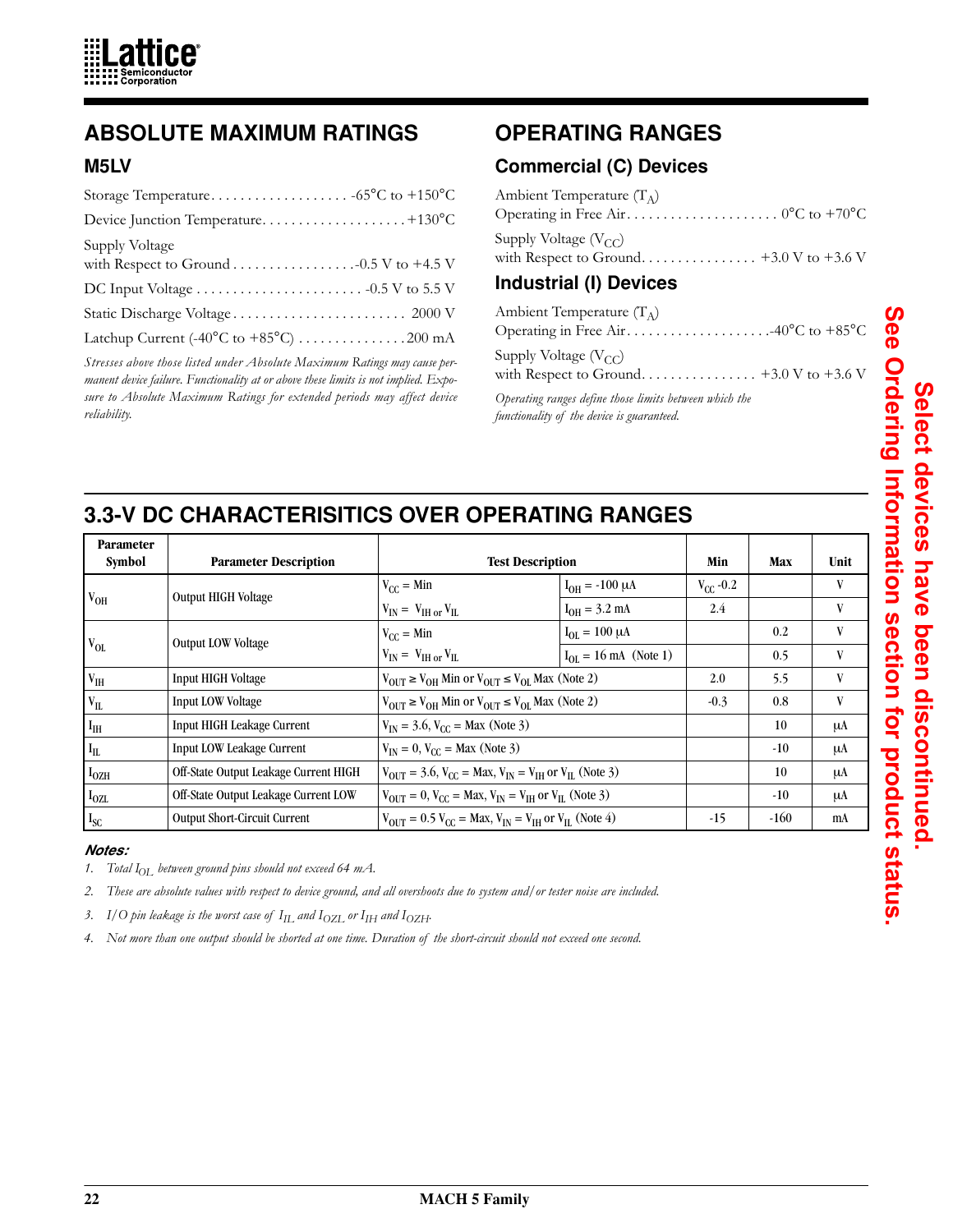## ABSOLUTE MAXIMUM RATINGS

### M5LV

Storage Temperature . . . . . . . . . . . . . . . . . . . -65°C to +150°C

Device Junction Temperature. . . . . . . . . . . . . . . . . . . . +130°C

Supply Voltage
with Respect to Ground . . . . . . . . . . . . . . . . . -0.5 V to +4.5 V

DC Input Voltage . . . . . . . . . . . . . . . . . . . . . . . -0.5 V to 5.5 V

Static Discharge Voltage . . . . . . . . . . . . . . . . . . . . . . . . 2000 V

Latchup Current (-40°C to +85°C) . . . . . . . . . . . . . . . 200 mA

*Stresses above those listed under Absolute Maximum Ratings may cause permanent device failure. Functionality at or above these limits is not implied. Exposure to Absolute Maximum Ratings for extended periods may affect device reliability.*

## OPERATING RANGES

### Commercial (C) Devices

Ambient Temperature ($T_A$)
Operating in Free Air. . . . . . . . . . . . . . . . . . . . . 0°C to +70°C

Supply Voltage ($V_{CC}$)
with Respect to Ground. . . . . . . . . . . . . . . . +3.0 V to +3.6 V

### Industrial (I) Devices

Ambient Temperature ($T_A$)
Operating in Free Air. . . . . . . . . . . . . . . . . . . . -40°C to +85°C

Supply Voltage ($V_{CC}$)
with Respect to Ground. . . . . . . . . . . . . . . . +3.0 V to +3.6 V

*Operating ranges define those limits between which the functionality of the device is guaranteed.*

**Select devices have been discontinued. See Ordering Information section for product status.**

## 3.3-V DC CHARACTERISITICS OVER OPERATING RANGES

| Parameter Symbol | Parameter Description | Test Description | | Min | Max | Unit |
|---|---|---|---|---|---|---|
| $V_{OH}$ | Output HIGH Voltage | $V_{CC}$ = Min | $I_{OH}$ = -100 µA | $V_{CC}$ -0.2 | | V |
| | | $V_{IN}$ = $V_{IH}$ or $V_{IL}$ | $I_{OH}$ = 3.2 mA | 2.4 | | V |
| $V_{OL}$ | Output LOW Voltage | $V_{CC}$ = Min | $I_{OL}$ = 100 µA | | 0.2 | V |
| | | $V_{IN}$ = $V_{IH}$ or $V_{IL}$ | $I_{OL}$ = 16 mA (Note 1) | | 0.5 | V |
| $V_{IH}$ | Input HIGH Voltage | $V_{OUT} \geq V_{OH}$ Min or $V_{OUT} \leq V_{OL}$ Max (Note 2) | | 2.0 | 5.5 | V |
| $V_{IL}$ | Input LOW Voltage | $V_{OUT} \geq V_{OH}$ Min or $V_{OUT} \leq V_{OL}$ Max (Note 2) | | -0.3 | 0.8 | V |
| $I_{IH}$ | Input HIGH Leakage Current | $V_{IN}$ = 3.6, $V_{CC}$ = Max (Note 3) | | | 10 | µA |
| $I_{IL}$ | Input LOW Leakage Current | $V_{IN}$ = 0, $V_{CC}$ = Max (Note 3) | | | -10 | µA |
| $I_{OZH}$ | Off-State Output Leakage Current HIGH | $V_{OUT}$ = 3.6, $V_{CC}$ = Max, $V_{IN}$ = $V_{IH}$ or $V_{IL}$ (Note 3) | | | 10 | µA |
| $I_{OZL}$ | Off-State Output Leakage Current LOW | $V_{OUT}$ = 0, $V_{CC}$ = Max, $V_{IN}$ = $V_{IH}$ or $V_{IL}$ (Note 3) | | | -10 | µA |
| $I_{SC}$ | Output Short-Circuit Current | $V_{OUT}$ = 0.5 $V_{CC}$ = Max, $V_{IN}$ = $V_{IH}$ or $V_{IL}$ (Note 4) | | -15 | -160 | mA |

***Notes:***

1. *Total $I_{OL}$ between ground pins should not exceed 64 mA.*
2. *These are absolute values with respect to device ground, and all overshoots due to system and/or tester noise are included.*
3. *I/O pin leakage is the worst case of $I_{IL}$ and $I_{OZL}$ or $I_{IH}$ and $I_{OZH}$.*
4. *Not more than one output should be shorted at one time. Duration of the short-circuit should not exceed one second.*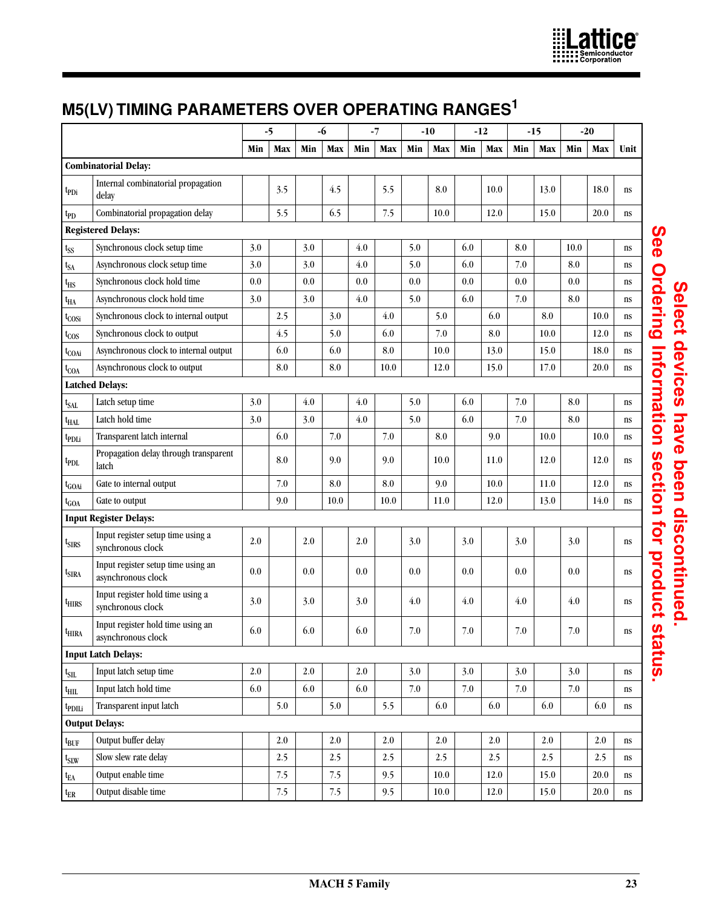# M5(LV) TIMING PARAMETERS OVER OPERATING RANGES[1]

| | | -5 | | -6 | | -7 | | -10 | | -12 | | -15 | | -20 | | |
|---|---|---|---|---|---|---|---|---|---|---|---|---|---|---|---|---|
| | | Min | Max | Min | Max | Min | Max | Min | Max | Min | Max | Min | Max | Min | Max | Unit |
| **Combinatorial Delay:** | | | | | | | | | | | | | | | | |
| $t_{PDi}$ | Internal combinatorial propagation delay | | 3.5 | | 4.5 | | 5.5 | | 8.0 | | 10.0 | | 13.0 | | 18.0 | ns |
| $t_{PD}$ | Combinatorial propagation delay | | 5.5 | | 6.5 | | 7.5 | | 10.0 | | 12.0 | | 15.0 | | 20.0 | ns |
| **Registered Delays:** | | | | | | | | | | | | | | | | |
| $t_{SS}$ | Synchronous clock setup time | 3.0 | | 3.0 | | 4.0 | | 5.0 | | 6.0 | | 8.0 | | 10.0 | | ns |
| $t_{SA}$ | Asynchronous clock setup time | 3.0 | | 3.0 | | 4.0 | | 5.0 | | 6.0 | | 7.0 | | 8.0 | | ns |
| $t_{HS}$ | Synchronous clock hold time | 0.0 | | 0.0 | | 0.0 | | 0.0 | | 0.0 | | 0.0 | | 0.0 | | ns |
| $t_{HA}$ | Asynchronous clock hold time | 3.0 | | 3.0 | | 4.0 | | 5.0 | | 6.0 | | 7.0 | | 8.0 | | ns |
| $t_{COSi}$ | Synchronous clock to internal output | | 2.5 | | 3.0 | | 4.0 | | 5.0 | | 6.0 | | 8.0 | | 10.0 | ns |
| $t_{COS}$ | Synchronous clock to output | | 4.5 | | 5.0 | | 6.0 | | 7.0 | | 8.0 | | 10.0 | | 12.0 | ns |
| $t_{COAi}$ | Asynchronous clock to internal output | | 6.0 | | 6.0 | | 8.0 | | 10.0 | | 13.0 | | 15.0 | | 18.0 | ns |
| $t_{COA}$ | Asynchronous clock to output | | 8.0 | | 8.0 | | 10.0 | | 12.0 | | 15.0 | | 17.0 | | 20.0 | ns |
| **Latched Delays:** | | | | | | | | | | | | | | | | |
| $t_{SAL}$ | Latch setup time | 3.0 | | 4.0 | | 4.0 | | 5.0 | | 6.0 | | 7.0 | | 8.0 | | ns |
| $t_{HAL}$ | Latch hold time | 3.0 | | 3.0 | | 4.0 | | 5.0 | | 6.0 | | 7.0 | | 8.0 | | ns |
| $t_{PDLi}$ | Transparent latch internal | | 6.0 | | 7.0 | | 7.0 | | 8.0 | | 9.0 | | 10.0 | | 10.0 | ns |
| $t_{PDL}$ | Propagation delay through transparent latch | | 8.0 | | 9.0 | | 9.0 | | 10.0 | | 11.0 | | 12.0 | | 12.0 | ns |
| $t_{GOAi}$ | Gate to internal output | | 7.0 | | 8.0 | | 8.0 | | 9.0 | | 10.0 | | 11.0 | | 12.0 | ns |
| $t_{GOA}$ | Gate to output | | 9.0 | | 10.0 | | 10.0 | | 11.0 | | 12.0 | | 13.0 | | 14.0 | ns |
| **Input Register Delays:** | | | | | | | | | | | | | | | | |
| $t_{SIRS}$ | Input register setup time using a synchronous clock | 2.0 | | 2.0 | | 2.0 | | 3.0 | | 3.0 | | 3.0 | | 3.0 | | ns |
| $t_{SIRA}$ | Input register setup time using an asynchronous clock | 0.0 | | 0.0 | | 0.0 | | 0.0 | | 0.0 | | 0.0 | | 0.0 | | ns |
| $t_{HIRS}$ | Input register hold time using a synchronous clock | 3.0 | | 3.0 | | 3.0 | | 4.0 | | 4.0 | | 4.0 | | 4.0 | | ns |
| $t_{HIRA}$ | Input register hold time using an asynchronous clock | 6.0 | | 6.0 | | 6.0 | | 7.0 | | 7.0 | | 7.0 | | 7.0 | | ns |
| **Input Latch Delays:** | | | | | | | | | | | | | | | | |
| $t_{SIL}$ | Input latch setup time | 2.0 | | 2.0 | | 2.0 | | 3.0 | | 3.0 | | 3.0 | | 3.0 | | ns |
| $t_{HIL}$ | Input latch hold time | 6.0 | | 6.0 | | 6.0 | | 7.0 | | 7.0 | | 7.0 | | 7.0 | | ns |
| $t_{PDILi}$ | Transparent input latch | | 5.0 | | 5.0 | | 5.5 | | 6.0 | | 6.0 | | 6.0 | | 6.0 | ns |
| **Output Delays:** | | | | | | | | | | | | | | | | |
| $t_{BUF}$ | Output buffer delay | | 2.0 | | 2.0 | | 2.0 | | 2.0 | | 2.0 | | 2.0 | | 2.0 | ns |
| $t_{SLW}$ | Slow slew rate delay | | 2.5 | | 2.5 | | 2.5 | | 2.5 | | 2.5 | | 2.5 | | 2.5 | ns |
| $t_{EA}$ | Output enable time | | 7.5 | | 7.5 | | 9.5 | | 10.0 | | 12.0 | | 15.0 | | 20.0 | ns |
| $t_{ER}$ | Output disable time | | 7.5 | | 7.5 | | 9.5 | | 10.0 | | 12.0 | | 15.0 | | 20.0 | ns |

**Select devices have been discontinued. See Ordering Information section for product status.**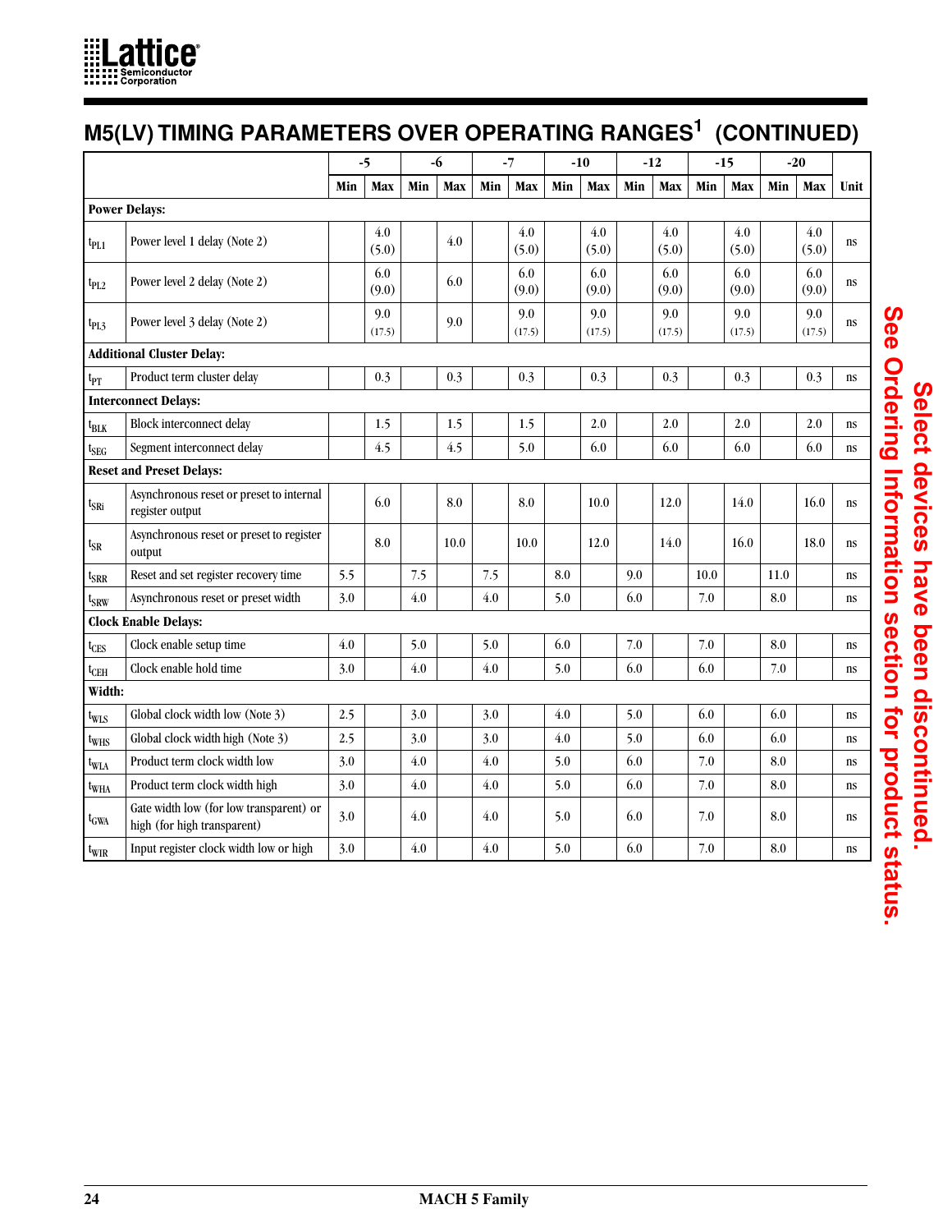# M5(LV) TIMING PARAMETERS OVER OPERATING RANGES[1] (CONTINUED)

| | | -5 | | -6 | | -7 | | -10 | | -12 | | -15 | | -20 | | |
|---|---|---|---|---|---|---|---|---|---|---|---|---|---|---|---|---|
| | | Min | Max | Min | Max | Min | Max | Min | Max | Min | Max | Min | Max | Min | Max | Unit |
| **Power Delays:** | | | | | | | | | | | | | | | | |
| $t_{PL1}$ | Power level 1 delay (Note 2) | | 4.0 (5.0) | | 4.0 | | 4.0 (5.0) | | 4.0 (5.0) | | 4.0 (5.0) | | 4.0 (5.0) | | 4.0 (5.0) | ns |
| $t_{PL2}$ | Power level 2 delay (Note 2) | | 6.0 (9.0) | | 6.0 | | 6.0 (9.0) | | 6.0 (9.0) | | 6.0 (9.0) | | 6.0 (9.0) | | 6.0 (9.0) | ns |
| $t_{PL3}$ | Power level 3 delay (Note 2) | | 9.0 (17.5) | | 9.0 | | 9.0 (17.5) | | 9.0 (17.5) | | 9.0 (17.5) | | 9.0 (17.5) | | 9.0 (17.5) | ns |
| **Additional Cluster Delay:** | | | | | | | | | | | | | | | | |
| $t_{PT}$ | Product term cluster delay | | 0.3 | | 0.3 | | 0.3 | | 0.3 | | 0.3 | | 0.3 | | 0.3 | ns |
| **Interconnect Delays:** | | | | | | | | | | | | | | | | |
| $t_{BLK}$ | Block interconnect delay | | 1.5 | | 1.5 | | 1.5 | | 2.0 | | 2.0 | | 2.0 | | 2.0 | ns |
| $t_{SEG}$ | Segment interconnect delay | | 4.5 | | 4.5 | | 5.0 | | 6.0 | | 6.0 | | 6.0 | | 6.0 | ns |
| **Reset and Preset Delays:** | | | | | | | | | | | | | | | | |
| $t_{SRi}$ | Asynchronous reset or preset to internal register output | | 6.0 | | 8.0 | | 8.0 | | 10.0 | | 12.0 | | 14.0 | | 16.0 | ns |
| $t_{SR}$ | Asynchronous reset or preset to register output | | 8.0 | | 10.0 | | 10.0 | | 12.0 | | 14.0 | | 16.0 | | 18.0 | ns |
| $t_{SRR}$ | Reset and set register recovery time | 5.5 | | 7.5 | | 7.5 | | 8.0 | | 9.0 | | 10.0 | | 11.0 | | ns |
| $t_{SRW}$ | Asynchronous reset or preset width | 3.0 | | 4.0 | | 4.0 | | 5.0 | | 6.0 | | 7.0 | | 8.0 | | ns |
| **Clock Enable Delays:** | | | | | | | | | | | | | | | | |
| $t_{CES}$ | Clock enable setup time | 4.0 | | 5.0 | | 5.0 | | 6.0 | | 7.0 | | 7.0 | | 8.0 | | ns |
| $t_{CEH}$ | Clock enable hold time | 3.0 | | 4.0 | | 4.0 | | 5.0 | | 6.0 | | 6.0 | | 7.0 | | ns |
| **Width:** | | | | | | | | | | | | | | | | |
| $t_{WLS}$ | Global clock width low (Note 3) | 2.5 | | 3.0 | | 3.0 | | 4.0 | | 5.0 | | 6.0 | | 6.0 | | ns |
| $t_{WHS}$ | Global clock width high (Note 3) | 2.5 | | 3.0 | | 3.0 | | 4.0 | | 5.0 | | 6.0 | | 6.0 | | ns |
| $t_{WLA}$ | Product term clock width low | 3.0 | | 4.0 | | 4.0 | | 5.0 | | 6.0 | | 7.0 | | 8.0 | | ns |
| $t_{WHA}$ | Product term clock width high | 3.0 | | 4.0 | | 4.0 | | 5.0 | | 6.0 | | 7.0 | | 8.0 | | ns |
| $t_{GWA}$ | Gate width low (for low transparent) or high (for high transparent) | 3.0 | | 4.0 | | 4.0 | | 5.0 | | 6.0 | | 7.0 | | 8.0 | | ns |
| $t_{WIR}$ | Input register clock width low or high | 3.0 | | 4.0 | | 4.0 | | 5.0 | | 6.0 | | 7.0 | | 8.0 | | ns |

**Select devices have been discontinued. See Ordering Information section for product status.**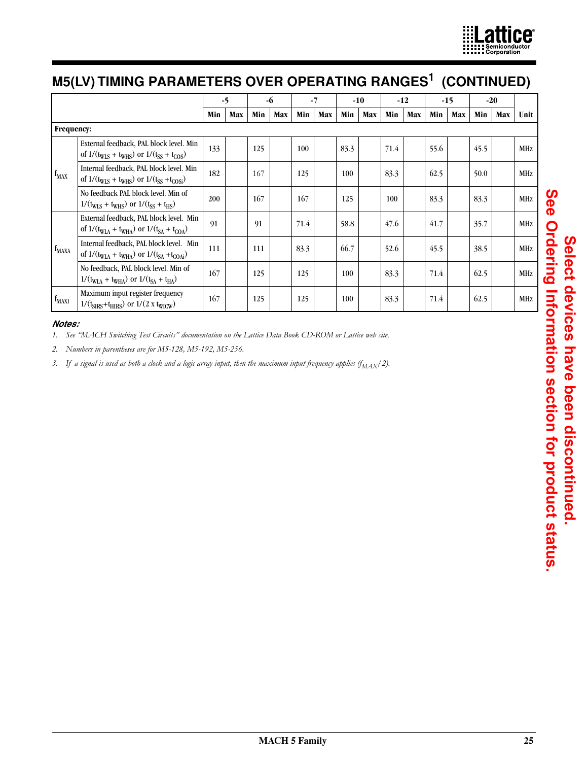## M5(LV) TIMING PARAMETERS OVER OPERATING RANGES[1] (CONTINUED)

| | | -5 | | -6 | | -7 | | -10 | | -12 | | -15 | | -20 | | |
|---|---|---|---|---|---|---|---|---|---|---|---|---|---|---|---|---|
| | | Min | Max | Min | Max | Min | Max | Min | Max | Min | Max | Min | Max | Min | Max | Unit |
| **Frequency:** | | | | | | | | | | | | | | | | |
| $f_{MAX}$ | External feedback, PAL block level. Min of $1/(t_{WLS} + t_{WHS})$ or $1/(t_{SS} + t_{COS})$ | 133 | | 125 | | 100 | | 83.3 | | 71.4 | | 55.6 | | 45.5 | | MHz |
| | Internal feedback, PAL block level. Min of $1/(t_{WLS} + t_{WHS})$ or $1/(t_{SS} + t_{COSi})$ | 182 | | 167 | | 125 | | 100 | | 83.3 | | 62.5 | | 50.0 | | MHz |
| | No feedback PAL block level. Min of $1/(t_{WLS} + t_{WHS})$ or $1/(t_{SS} + t_{HS})$ | 200 | | 167 | | 167 | | 125 | | 100 | | 83.3 | | 83.3 | | MHz |
| $f_{MAXA}$ | External feedback, PAL block level. Min of $1/(t_{WLA} + t_{WHA})$ or $1/(t_{SA} + t_{COA})$ | 91 | | 91 | | 71.4 | | 58.8 | | 47.6 | | 41.7 | | 35.7 | | MHz |
| | Internal feedback, PAL block level. Min of $1/(t_{WLA} + t_{WHA})$ or $1/(t_{SA} + t_{COAi})$ | 111 | | 111 | | 83.3 | | 66.7 | | 52.6 | | 45.5 | | 38.5 | | MHz |
| | No feedback, PAL block level. Min of $1/(t_{WLA} + t_{WHA})$ or $1/(t_{SA} + t_{HA})$ | 167 | | 125 | | 125 | | 100 | | 83.3 | | 71.4 | | 62.5 | | MHz |
| $f_{MAXI}$ | Maximum input register frequency $1/(t_{SIRS}+t_{HIRS})$ or $1/(2 \times t_{WICW})$ | 167 | | 125 | | 125 | | 100 | | 83.3 | | 71.4 | | 62.5 | | MHz |

***Notes:***

1. *See "MACH Switching Test Circuits" documentation on the Lattice Data Book CD-ROM or Lattice web site.*
2. *Numbers in parentheses are for M5-128, M5-192, M5-256.*
3. *If a signal is used as both a clock and a logic array input, then the maximum input frequency applies ($f_{MAX}/2$).*

**Select devices have been discontinued. See Ordering Information section for product status.**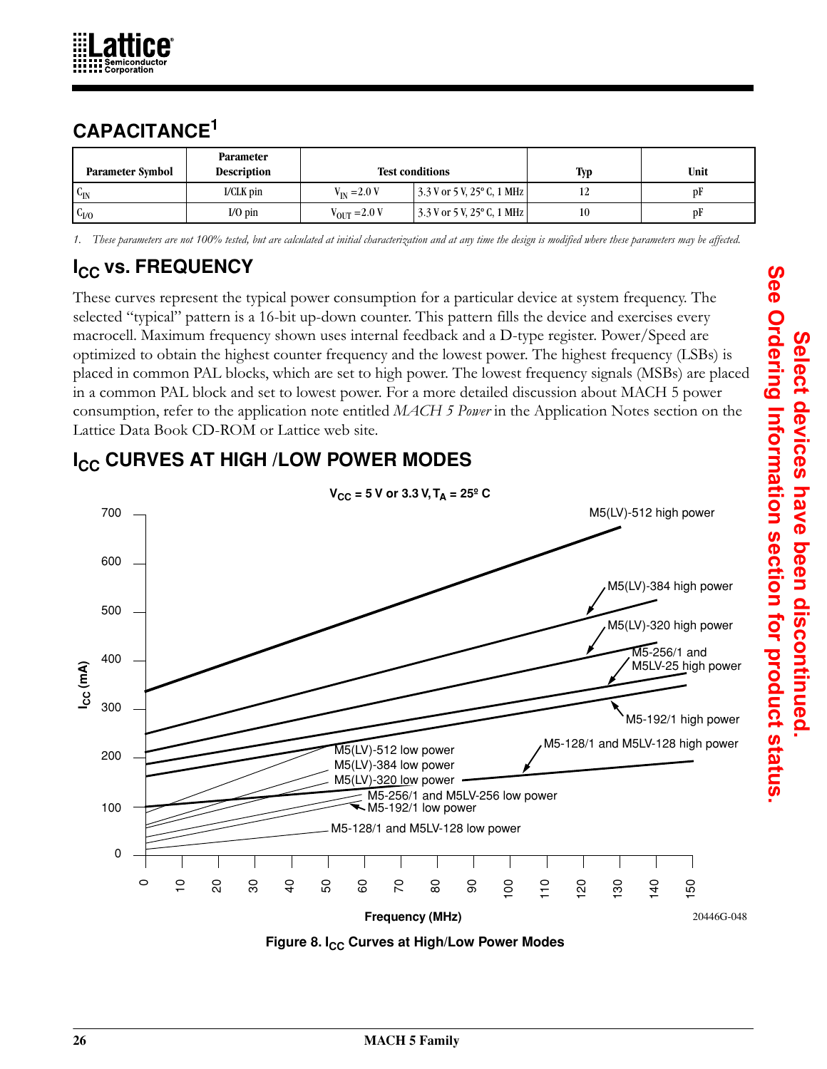## CAPACITANCE[1]

| Parameter Symbol | Parameter Description | Test conditions | | Typ | Unit |
|---|---|---|---|---|---|
| $C_{IN}$ | I/CLK pin | $V_{IN}$ = 2.0 V | 3.3 V or 5 V, 25° C, 1 MHz | 12 | pF |
| $C_{I/O}$ | I/O pin | $V_{OUT}$ = 2.0 V | 3.3 V or 5 V, 25° C, 1 MHz | 10 | pF |

1. *These parameters are not 100% tested, but are calculated at initial characterization and at any time the design is modified where these parameters may be affected.*

## $I_{CC}$ vs. FREQUENCY

These curves represent the typical power consumption for a particular device at system frequency. The selected "typical" pattern is a 16-bit up-down counter. This pattern fills the device and exercises every macrocell. Maximum frequency shown uses internal feedback and a D-type register. Power/Speed are optimized to obtain the highest counter frequency and the lowest power. The highest frequency (LSBs) is placed in common PAL blocks, which are set to high power. The lowest frequency signals (MSBs) are placed in a common PAL block and set to lowest power. For a more detailed discussion about MACH 5 power consumption, refer to the application note entitled *MACH 5 Power* in the Application Notes section on the Lattice Data Book CD-ROM or Lattice web site.

## $I_{CC}$ CURVES AT HIGH /LOW POWER MODES

$V_{CC}$ = 5 V or 3.3 V, $T_A$ = 25° C

20446G-048

**Figure 8. $I_{CC}$ Curves at High/Low Power Modes**

**Select devices have been discontinued. See Ordering Information section for product status.**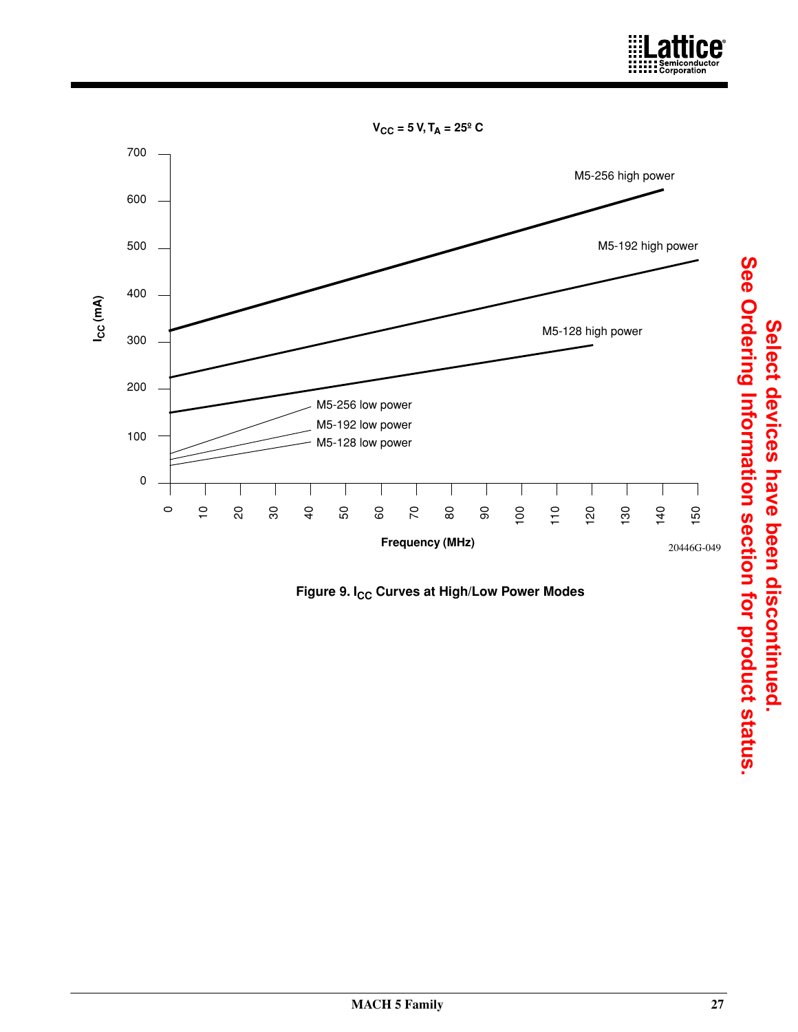$V_{CC}$ = 5 V, $T_A$ = 25º C

| Frequency (MHz) | 0 | 10 | 20 | 30 | 40 | 50 | 60 | 70 | 80 | 90 | 100 | 110 | 120 | 130 | 140 | 150 |
|---|---|---|---|---|---|---|---|---|---|---|---|---|---|---|---|---|

$I_{CC}$ (mA): 0, 100, 200, 300, 400, 500, 600, 700

M5-256 high power

M5-192 high power

M5-128 high power

M5-256 low power

M5-192 low power

M5-128 low power

20446G-049

**Figure 9. $I_{CC}$ Curves at High/Low Power Modes**

**Select devices have been discontinued.**
**See Ordering Information section for product status.**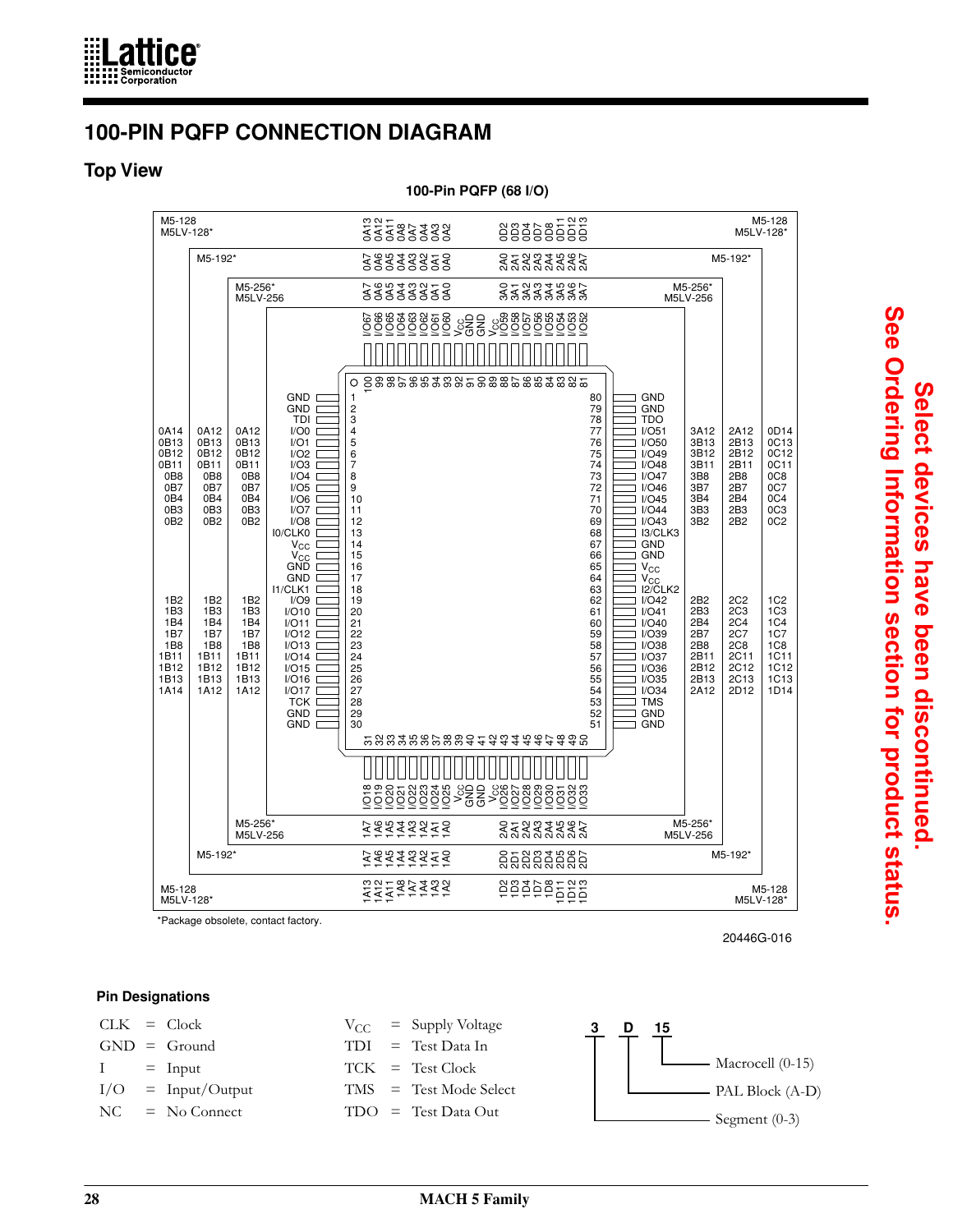# 100-PIN PQFP CONNECTION DIAGRAM

## Top View

**100-Pin PQFP (68 I/O)**

### Left side (Pins 1–30)

| M5-128 / M5LV-128* | M5-192* | M5-256* / M5LV-256 | Signal | Pin |
|---|---|---|---|---|
| | | | GND | 1 |
| | | | GND | 2 |
| | | | TDI | 3 |
| 0A14 | 0A12 | 0A12 | I/O0 | 4 |
| 0B13 | 0B13 | 0B13 | I/O1 | 5 |
| 0B12 | 0B12 | 0B12 | I/O2 | 6 |
| 0B11 | 0B11 | 0B11 | I/O3 | 7 |
| 0B8 | 0B8 | 0B8 | I/O4 | 8 |
| 0B7 | 0B7 | 0B7 | I/O5 | 9 |
| 0B4 | 0B4 | 0B4 | I/O6 | 10 |
| 0B3 | 0B3 | 0B3 | I/O7 | 11 |
| 0B2 | 0B2 | 0B2 | I/O8 | 12 |
| | | | I0/CLK0 | 13 |
| | | | $V_{CC}$ | 14 |
| | | | $V_{CC}$ | 15 |
| | | | GND | 16 |
| | | | GND | 17 |
| | | | I1/CLK1 | 18 |
| 1B2 | 1B2 | 1B2 | I/O9 | 19 |
| 1B3 | 1B3 | 1B3 | I/O10 | 20 |
| 1B4 | 1B4 | 1B4 | I/O11 | 21 |
| 1B7 | 1B7 | 1B7 | I/O12 | 22 |
| 1B8 | 1B8 | 1B8 | I/O13 | 23 |
| 1B11 | 1B11 | 1B11 | I/O14 | 24 |
| 1B12 | 1B12 | 1B12 | I/O15 | 25 |
| 1B13 | 1B13 | 1B13 | I/O16 | 26 |
| 1A14 | 1A12 | 1A12 | I/O17 | 27 |
| | | | TCK | 28 |
| | | | GND | 29 |
| | | | GND | 30 |

### Bottom side (Pins 31–50)

| Pin | Signal | M5-256* / M5LV-256 | M5-192* | M5-128 / M5LV-128* |
|---|---|---|---|---|
| 31 | I/O18 | 1A7 | 1A7 | 1A13 |
| 32 | I/O19 | 1A6 | 1A6 | 1A12 |
| 33 | I/O20 | 1A5 | 1A5 | 1A11 |
| 34 | I/O21 | 1A4 | 1A4 | 1A8 |
| 35 | I/O22 | 1A3 | 1A3 | 1A7 |
| 36 | I/O23 | 1A2 | 1A2 | 1A4 |
| 37 | I/O24 | 1A1 | 1A1 | 1A3 |
| 38 | I/O25 | 1A0 | 1A0 | 1A2 |
| 39 | $V_{CC}$ | | | |
| 40 | GND | | | |
| 41 | $V_{CC}$ | | | |
| 42 | I/O26 | 2A0 | 2D0 | 1D2 |
| 43 | I/O27 | 2A1 | 2D1 | 1D3 |
| 44 | I/O28 | 2A2 | 2D2 | 1D4 |
| 45 | I/O29 | 2A3 | 2D3 | 1D7 |
| 46 | I/O30 | 2A4 | 2D4 | 1D8 |
| 47 | I/O31 | 2A5 | 2D5 | 1D11 |
| 48 | I/O32 | 2A6 | 2D6 | 1D12 |
| 49 | I/O33 | 2A7 | 2D7 | 1D13 |
| 50 | | | | |

### Right side (Pins 51–80)

| Pin | Signal | M5-256* / M5LV-256 | M5-192* | M5-128 / M5LV-128* |
|---|---|---|---|---|
| 80 | GND | | | |
| 79 | GND | | | |
| 78 | TDO | | | |
| 77 | I/O51 | 3A12 | 2A12 | 0D14 |
| 76 | I/O50 | 3B13 | 2B13 | 0C13 |
| 75 | I/O49 | 3B12 | 2B12 | 0C12 |
| 74 | I/O48 | 3B11 | 2B11 | 0C11 |
| 73 | I/O47 | 3B8 | 2B8 | 0C8 |
| 72 | I/O46 | 3B7 | 2B7 | 0C7 |
| 71 | I/O45 | 3B4 | 2B4 | 0C4 |
| 70 | I/O44 | 3B3 | 2B3 | 0C3 |
| 69 | I/O43 | 3B2 | 2B2 | 0C2 |
| 68 | I3/CLK3 | | | |
| 67 | GND | | | |
| 66 | GND | | | |
| 65 | $V_{CC}$ | | | |
| 64 | $V_{CC}$ | | | |
| 63 | I2/CLK2 | | | |
| 62 | I/O42 | 2B2 | 2C2 | 1C2 |
| 61 | I/O41 | 2B3 | 2C3 | 1C3 |
| 60 | I/O40 | 2B4 | 2C4 | 1C4 |
| 59 | I/O39 | 2B7 | 2C7 | 1C7 |
| 58 | I/O38 | 2B8 | 2C8 | 1C8 |
| 57 | I/O37 | 2B11 | 2C11 | 1C11 |
| 56 | I/O36 | 2B12 | 2C12 | 1C12 |
| 55 | I/O35 | 2B13 | 2C13 | 1C13 |
| 54 | I/O34 | 2A12 | 2D12 | 1D14 |
| 53 | TMS | | | |
| 52 | GND | | | |
| 51 | GND | | | |

### Top side (Pins 81–100)

| Pin | Signal | M5-256* / M5LV-256 | M5-192* | M5-128 / M5LV-128* |
|---|---|---|---|---|
| 100 | I/O67 | 0A7 | 0A7 | 0A13 |
| 99 | I/O66 | 0A6 | 0A6 | 0A12 |
| 98 | I/O65 | 0A5 | 0A5 | 0A11 |
| 97 | I/O64 | 0A4 | 0A4 | 0A8 |
| 96 | I/O63 | 0A3 | 0A3 | 0A7 |
| 95 | I/O62 | 0A2 | 0A2 | 0A4 |
| 94 | I/O61 | 0A1 | 0A1 | 0A3 |
| 93 | I/O60 | 0A0 | 0A0 | 0A2 |
| 92 | $V_{CC}$ | | | |
| 91 | GND | | | |
| 90 | $V_{CC}$ | | | |
| 89 | I/O59 | 3A0 | 2A0 | 0D2 |
| 88 | I/O58 | 3A1 | 2A1 | 0D3 |
| 87 | I/O57 | 3A2 | 2A2 | 0D4 |
| 86 | I/O56 | 3A3 | 2A3 | 0D7 |
| 85 | I/O55 | 3A4 | 2A4 | 0D8 |
| 84 | I/O54 | 3A5 | 2A5 | 0D11 |
| 83 | I/O53 | 3A6 | 2A6 | 0D12 |
| 82 | I/O52 | 3A7 | 2A7 | 0D13 |
| 81 | | | | |

*Package obsolete, contact factory.

20446G-016

**Select devices have been discontinued. See Ordering Information section for product status.**

### Pin Designations

| | | |
|---|---|---|
| CLK | = | Clock |
| GND | = | Ground |
| I | = | Input |
| I/O | = | Input/Output |
| NC | = | No Connect |
| $V_{CC}$ | = | Supply Voltage |
| TDI | = | Test Data In |
| TCK | = | Test Clock |
| TMS | = | Test Mode Select |
| TDO | = | Test Data Out |

**3 D 15**

- 3 — Segment (0-3)
- D — PAL Block (A-D)
- 15 — Macrocell (0-15)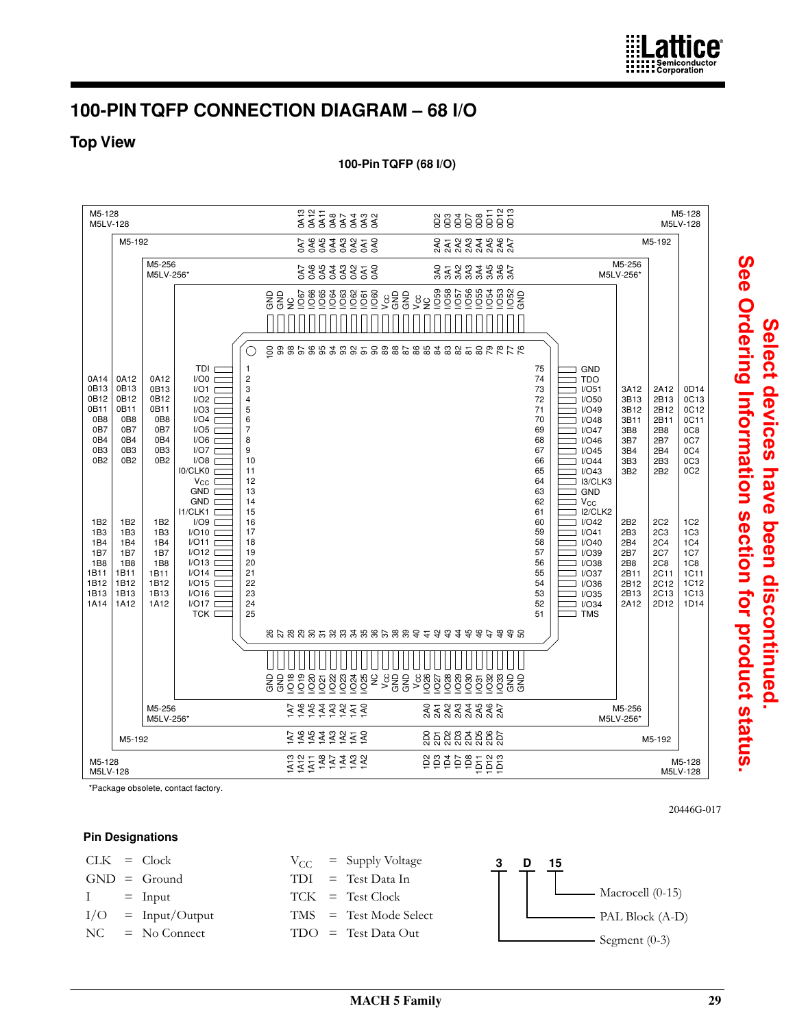# 100-PIN TQFP CONNECTION DIAGRAM – 68 I/O

## Top View

**100-Pin TQFP (68 I/O)**

**Left side (pins 1–25)**

| M5-128 / M5LV-128 | M5-192 | M5-256 / M5LV-256* | Signal | Pin |
|---|---|---|---|---|
| | | | TDI | 1 |
| 0A14 | 0A12 | 0A12 | I/O0 | 2 |
| 0B13 | 0B13 | 0B13 | I/O1 | 3 |
| 0B12 | 0B12 | 0B12 | I/O2 | 4 |
| 0B11 | 0B11 | 0B11 | I/O3 | 5 |
| 0B8 | 0B8 | 0B8 | I/O4 | 6 |
| 0B7 | 0B7 | 0B7 | I/O5 | 7 |
| 0B4 | 0B4 | 0B4 | I/O6 | 8 |
| 0B3 | 0B3 | 0B3 | I/O7 | 9 |
| 0B2 | 0B2 | 0B2 | I/O8 | 10 |
| | | | I0/CLK0 | 11 |
| | | | $V_{CC}$ | 12 |
| | | | GND | 13 |
| | | | GND | 14 |
| | | | I1/CLK1 | 15 |
| 1B2 | 1B2 | 1B2 | I/O9 | 16 |
| 1B3 | 1B3 | 1B3 | I/O10 | 17 |
| 1B4 | 1B4 | 1B4 | I/O11 | 18 |
| 1B7 | 1B7 | 1B7 | I/O12 | 19 |
| 1B8 | 1B8 | 1B8 | I/O13 | 20 |
| 1B11 | 1B11 | 1B11 | I/O14 | 21 |
| 1B12 | 1B12 | 1B12 | I/O15 | 22 |
| 1B13 | 1B13 | 1B13 | I/O16 | 23 |
| 1A14 | 1A12 | 1A12 | I/O17 | 24 |
| | | | TCK | 25 |

**Bottom side (pins 26–50)**

| Pin | Signal | M5-256 / M5LV-256* | M5-192 | M5-128 / M5LV-128 |
|---|---|---|---|---|
| 26 | GND | | | |
| 27 | GND | | | |
| 28 | I/O18 | 1A7 | 1A7 | 1A13 |
| 29 | I/O19 | 1A6 | 1A6 | 1A12 |
| 30 | I/O20 | 1A5 | 1A5 | 1A11 |
| 31 | I/O21 | 1A4 | 1A4 | 1A8 |
| 32 | I/O22 | 1A3 | 1A3 | 1A7 |
| 33 | I/O23 | 1A2 | 1A2 | 1A4 |
| 34 | I/O24 | 1A1 | 1A1 | 1A3 |
| 35 | I/O25 | 1A0 | 1A0 | 1A2 |
| 36 | NC | | | |
| 37 | $V_{CC}$ | | | |
| 38 | GND | | | |
| 39 | GND | | | |
| 40 | $V_{CC}$ | | | |
| 41 | I/O26 | 2A0 | 2D0 | 1D2 |
| 42 | I/O27 | 2A1 | 2D1 | 1D3 |
| 43 | I/O28 | 2A2 | 2D2 | 1D4 |
| 44 | I/O29 | 2A3 | 2D3 | 1D7 |
| 45 | I/O30 | 2A4 | 2D4 | 1D8 |
| 46 | I/O31 | 2A5 | 2D5 | 1D11 |
| 47 | I/O32 | 2A6 | 2D6 | 1D12 |
| 48 | I/O33 | 2A7 | 2D7 | 1D13 |
| 49 | GND | | | |
| 50 | GND | | | |

**Right side (pins 51–75)**

| Pin | Signal | M5-256 / M5LV-256* | M5-192 | M5-128 / M5LV-128 |
|---|---|---|---|---|
| 51 | TMS | | | |
| 52 | I/O34 | 2A12 | 2D12 | 1D14 |
| 53 | I/O35 | 2B13 | 2C13 | 1C13 |
| 54 | I/O36 | 2B12 | 2C12 | 1C12 |
| 55 | I/O37 | 2B11 | 2C11 | 1C11 |
| 56 | I/O38 | 2B8 | 2C8 | 1C8 |
| 57 | I/O39 | 2B7 | 2C7 | 1C7 |
| 58 | I/O40 | 2B4 | 2C4 | 1C4 |
| 59 | I/O41 | 2B3 | 2C3 | 1C3 |
| 60 | I/O42 | 2B2 | 2C2 | 1C2 |
| 61 | I2/CLK2 | | | |
| 62 | $V_{CC}$ | | | |
| 63 | GND | | | |
| 64 | I3/CLK3 | | | |
| 65 | I/O43 | 3B2 | 2B2 | 0C2 |
| 66 | I/O44 | 3B3 | 2B3 | 0C3 |
| 67 | I/O45 | 3B4 | 2B4 | 0C4 |
| 68 | I/O46 | 3B7 | 2B7 | 0C7 |
| 69 | I/O47 | 3B8 | 2B8 | 0C8 |
| 70 | I/O48 | 3B11 | 2B11 | 0C11 |
| 71 | I/O49 | 3B12 | 2B12 | 0C12 |
| 72 | I/O50 | 3B13 | 2B13 | 0C13 |
| 73 | I/O51 | 3A12 | 2A12 | 0D14 |
| 74 | TDO | | | |
| 75 | GND | | | |

**Top side (pins 76–100)**

| Pin | Signal | M5-256 / M5LV-256* | M5-192 | M5-128 / M5LV-128 |
|---|---|---|---|---|
| 100 | GND | | | |
| 99 | GND | | | |
| 98 | NC | | | |
| 97 | I/O67 | 0A7 | 0A7 | 0A13 |
| 96 | I/O66 | 0A6 | 0A6 | 0A12 |
| 95 | I/O65 | 0A5 | 0A5 | 0A11 |
| 94 | I/O64 | 0A4 | 0A4 | 0A8 |
| 93 | I/O63 | 0A3 | 0A3 | 0A7 |
| 92 | I/O62 | 0A2 | 0A2 | 0A4 |
| 91 | I/O61 | 0A1 | 0A1 | 0A3 |
| 90 | I/O60 | 0A0 | 0A0 | 0A2 |
| 89 | $V_{CC}$ | | | |
| 88 | GND | | | |
| 87 | GND | | | |
| 86 | $V_{CC}$ | | | |
| 85 | NC | | | |
| 84 | I/O59 | 3A0 | 2A0 | 0D2 |
| 83 | I/O58 | 3A1 | 2A1 | 0D3 |
| 82 | I/O57 | 3A2 | 2A2 | 0D4 |
| 81 | I/O56 | 3A3 | 2A3 | 0D7 |
| 80 | I/O55 | 3A4 | 2A4 | 0D8 |
| 79 | I/O54 | 3A5 | 2A5 | 0D11 |
| 78 | I/O53 | 3A6 | 2A6 | 0D12 |
| 77 | I/O52 | 3A7 | 2A7 | 0D13 |
| 76 | GND | | | |

*Package obsolete, contact factory.

20446G-017

**Select devices have been discontinued. See Ordering Information section for product status.**

### Pin Designations

| | | |
|---|---|---|
| CLK | = | Clock |
| GND | = | Ground |
| I | = | Input |
| I/O | = | Input/Output |
| NC | = | No Connect |
| $V_{CC}$ | = | Supply Voltage |
| TDI | = | Test Data In |
| TCK | = | Test Clock |
| TMS | = | Test Mode Select |
| TDO | = | Test Data Out |

**3 D 15**

- 15 — Macrocell (0-15)
- D — PAL Block (A-D)
- 3 — Segment (0-3)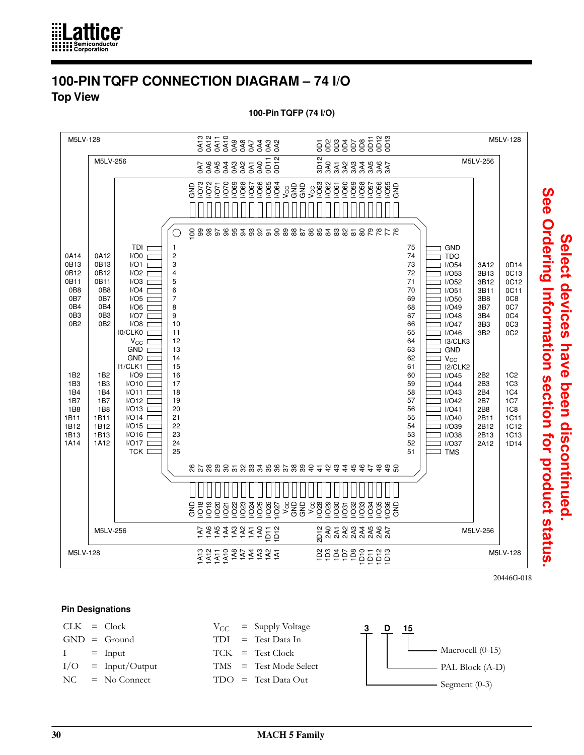# 100-PIN TQFP CONNECTION DIAGRAM – 74 I/O

## Top View

**100-Pin TQFP (74 I/O)**

| Pin | Signal | M5LV-256 | M5LV-128 |
|---|---|---|---|
| 1 | TDI | | |
| 2 | I/O0 | 0A12 | 0A14 |
| 3 | I/O1 | 0B13 | 0B13 |
| 4 | I/O2 | 0B12 | 0B12 |
| 5 | I/O3 | 0B11 | 0B11 |
| 6 | I/O4 | 0B8 | 0B8 |
| 7 | I/O5 | 0B7 | 0B7 |
| 8 | I/O6 | 0B4 | 0B4 |
| 9 | I/O7 | 0B3 | 0B3 |
| 10 | I/O8 | 0B2 | 0B2 |
| 11 | I0/CLK0 | | |
| 12 | $V_{CC}$ | | |
| 13 | GND | | |
| 14 | GND | | |
| 15 | I1/CLK1 | | |
| 16 | I/O9 | 1B2 | 1B2 |
| 17 | I/O10 | 1B3 | 1B3 |
| 18 | I/O11 | 1B4 | 1B4 |
| 19 | I/O12 | 1B7 | 1B7 |
| 20 | I/O13 | 1B8 | 1B8 |
| 21 | I/O14 | 1B11 | 1B11 |
| 22 | I/O15 | 1B12 | 1B12 |
| 23 | I/O16 | 1B13 | 1B13 |
| 24 | I/O17 | 1A12 | 1A14 |
| 25 | TCK | | |
| 26 | GND | | |
| 27 | I/O18 | 1A7 | 1A13 |
| 28 | I/O19 | 1A6 | 1A12 |
| 29 | I/O20 | 1A5 | 1A11 |
| 30 | I/O21 | 1A4 | 1A10 |
| 31 | I/O22 | 1A3 | 1A8 |
| 32 | I/O23 | 1A2 | 1A7 |
| 33 | I/O24 | 1A1 | 1A4 |
| 34 | I/O25 | 1A0 | 1A3 |
| 35 | I/O26 | 1D11 | 1A2 |
| 36 | 1/O27 | 1D12 | 1A1 |
| 37 | $V_{CC}$ | | |
| 38 | GND | | |
| 39 | GND | | |
| 40 | $V_{CC}$ | | |
| 41 | I/O28 | 2D12 | 1D2 |
| 42 | I/O29 | 2A0 | 1D3 |
| 43 | I/O30 | 2A1 | 1D4 |
| 44 | I/O31 | 2A2 | 1D7 |
| 45 | I/O32 | 2A3 | 1D8 |
| 46 | I/O33 | 2A4 | 1D10 |
| 47 | I/O34 | 2A5 | 1D11 |
| 48 | I/O35 | 2A6 | 1D12 |
| 49 | 1/O36 | 2A7 | 1D13 |
| 50 | GND | | |
| 51 | TMS | | |
| 52 | I/O37 | 2A12 | 1D14 |
| 53 | I/O38 | 2B13 | 1C13 |
| 54 | I/O39 | 2B12 | 1C12 |
| 55 | I/O40 | 2B11 | 1C11 |
| 56 | I/O41 | 2B8 | 1C8 |
| 57 | I/O42 | 2B7 | 1C7 |
| 58 | I/O43 | 2B4 | 1C4 |
| 59 | I/O44 | 2B3 | 1C3 |
| 60 | I/O45 | 2B2 | 1C2 |
| 61 | I2/CLK2 | | |
| 62 | $V_{CC}$ | | |
| 63 | GND | | |
| 64 | I3/CLK3 | | |
| 65 | I/O46 | 3B2 | 0C2 |
| 66 | I/O47 | 3B3 | 0C3 |
| 67 | I/O48 | 3B4 | 0C4 |
| 68 | I/O49 | 3B7 | 0C7 |
| 69 | I/O50 | 3B8 | 0C8 |
| 70 | I/O51 | 3B11 | 0C11 |
| 71 | I/O52 | 3B12 | 0C12 |
| 72 | I/O53 | 3B13 | 0C13 |
| 73 | I/O54 | 3A12 | 0D14 |
| 74 | TDO | | |
| 75 | GND | | |
| 76 | GND | | |
| 77 | I/O55 | 3A7 | 0D13 |
| 78 | I/O56 | 3A6 | 0D12 |
| 79 | I/O57 | 3A5 | 0D11 |
| 80 | I/O58 | 3A4 | 0D8 |
| 81 | I/O59 | 3A3 | 0D7 |
| 82 | I/O60 | 3A2 | 0D4 |
| 83 | I/O61 | 3A1 | 0D3 |
| 84 | I/O62 | 3A0 | 0D2 |
| 85 | I/O63 | 3D12 | 0D1 |
| 86 | $V_{CC}$ | | |
| 87 | GND | | |
| 88 | GND | | |
| 89 | $V_{CC}$ | | |
| 90 | I/O64 | 0D12 | 0A2 |
| 91 | I/O65 | 0D11 | 0A3 |
| 92 | I/O66 | 0A0 | 0A4 |
| 93 | I/O67 | 0A1 | 0A7 |
| 94 | I/O68 | 0A2 | 0A8 |
| 95 | I/O69 | 0A3 | 0A9 |
| 96 | I/O70 | 0A4 | 0A10 |
| 97 | I/O71 | 0A5 | 0A11 |
| 98 | I/O72 | 0A6 | 0A12 |
| 99 | I/O73 | 0A7 | 0A13 |
| 100 | GND | | |

20446G-018

**Select devices have been discontinued. See Ordering Information section for product status.**

### Pin Designations

| | | | | | |
|---|---|---|---|---|---|
| CLK | = | Clock | $V_{CC}$ | = | Supply Voltage |
| GND | = | Ground | TDI | = | Test Data In |
| I | = | Input | TCK | = | Test Clock |
| I/O | = | Input/Output | TMS | = | Test Mode Select |
| NC | = | No Connect | TDO | = | Test Data Out |

**3 D 15**

- 15 — Macrocell (0-15)
- D — PAL Block (A-D)
- 3 — Segment (0-3)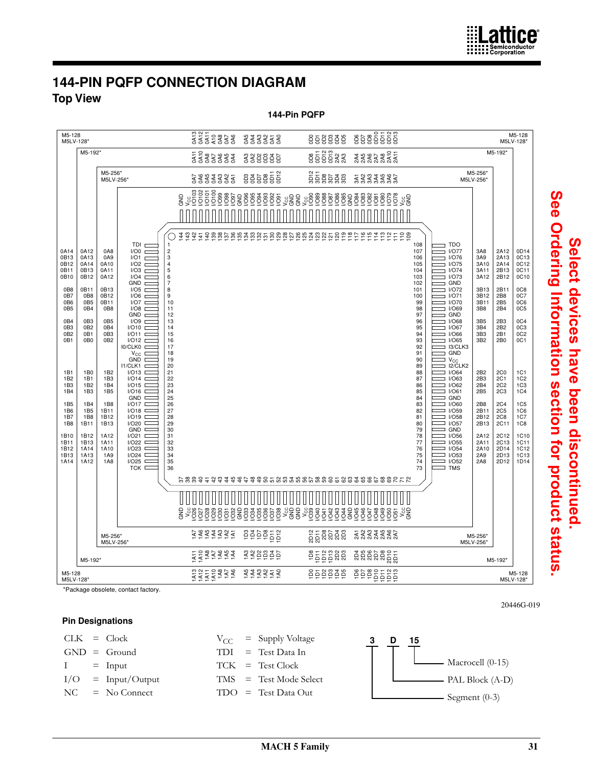# 144-PIN PQFP CONNECTION DIAGRAM

## Top View

**144-Pin PQFP**

**Select devices have been discontinued. See Ordering Information section for product status.**

### Left side (pins 1–36)

| M5-128 / M5LV-128* | M5-192* | M5-256* / M5LV-256* | Signal | Pin |
|---|---|---|---|---|
| | | | TDI | 1 |
| 0A14 | 0A12 | 0A8 | I/O0 | 2 |
| 0B13 | 0A13 | 0A9 | I/O1 | 3 |
| 0B12 | 0A14 | 0A10 | I/O2 | 4 |
| 0B11 | 0B13 | 0A11 | I/O3 | 5 |
| 0B10 | 0B12 | 0A12 | I/O4 | 6 |
| | | | GND | 7 |
| 0B8 | 0B11 | 0B13 | I/O5 | 8 |
| 0B7 | 0B8 | 0B12 | I/O6 | 9 |
| 0B6 | 0B5 | 0B11 | I/O7 | 10 |
| 0B5 | 0B4 | 0B8 | I/O8 | 11 |
| | | | GND | 12 |
| 0B4 | 0B3 | 0B5 | I/O9 | 13 |
| 0B3 | 0B2 | 0B4 | I/O10 | 14 |
| 0B2 | 0B1 | 0B3 | I/O11 | 15 |
| 0B1 | 0B0 | 0B2 | I/O12 | 16 |
| | | | I0/CLK0 | 17 |
| | | | $V_{CC}$ | 18 |
| | | | GND | 19 |
| | | | I1/CLK1 | 20 |
| 1B1 | 1B0 | 1B2 | I/O13 | 21 |
| 1B2 | 1B1 | 1B3 | I/O14 | 22 |
| 1B3 | 1B2 | 1B4 | I/O15 | 23 |
| 1B4 | 1B3 | 1B5 | I/O16 | 24 |
| | | | GND | 25 |
| 1B5 | 1B4 | 1B8 | I/O17 | 26 |
| 1B6 | 1B5 | 1B11 | I/O18 | 27 |
| 1B7 | 1B8 | 1B12 | I/O19 | 28 |
| 1B8 | 1B11 | 1B13 | I/O20 | 29 |
| | | | GND | 30 |
| 1B10 | 1B12 | 1A12 | I/O21 | 31 |
| 1B11 | 1B13 | 1A11 | I/O22 | 32 |
| 1B12 | 1A14 | 1A10 | I/O23 | 33 |
| 1B13 | 1A13 | 1A9 | I/O24 | 34 |
| 1A14 | 1A12 | 1A8 | I/O25 | 35 |
| | | | TCK | 36 |

### Bottom side (pins 37–72)

| Pin | Signal | M5-256* / M5LV-256* | M5-192* | M5-128 / M5LV-128* |
|---|---|---|---|---|
| 37 | GND | | | |
| 38 | $V_{CC}$ | | | |
| 39 | I/O26 | 1A7 | 1A11 | 1A13 |
| 40 | I/O27 | 1A6 | 1A10 | 1A12 |
| 41 | I/O28 | 1A5 | 1A8 | 1A11 |
| 42 | I/O29 | 1A4 | 1A7 | 1A10 |
| 43 | I/O30 | 1A3 | 1A6 | 1A8 |
| 44 | I/O31 | 1A2 | 1A5 | 1A7 |
| 45 | I/O32 | 1A1 | 1A4 | 1A6 |
| 46 | GND | | | |
| 47 | I/O33 | 1D3 | 1A3 | 1A5 |
| 48 | I/O34 | 1D4 | 1A2 | 1A4 |
| 49 | I/O35 | 1D7 | 1D2 | 1A3 |
| 50 | I/O36 | 1D8 | 1D3 | 1A2 |
| 51 | I/O37 | 1D11 | 1D4 | 1A1 |
| 52 | I/O38 | 1D12 | 1D7 | 1A0 |
| 53 | $V_{CC}$ | | | |
| 54 | GND | | | |
| 55 | $V_{CC}$ | | | |
| 56 | I/O39 | 2D12 | 1D8 | 1D0 |
| 57 | I/O40 | 2D11 | 1D11 | 1D1 |
| 58 | I/O41 | 2D8 | 1D12 | 1D2 |
| 59 | I/O42 | 2D7 | 1D13 | 1D3 |
| 60 | I/O43 | 2D4 | 2D2 | 1D4 |
| 61 | I/O44 | 2D3 | 2D3 | 1D5 |
| 62 | GND | | | |
| 63 | I/O45 | 2A1 | 2D4 | 1D6 |
| 64 | I/O46 | 2A2 | 2D5 | 1D7 |
| 65 | I/O47 | 2A3 | 2D6 | 1D8 |
| 66 | I/O48 | 2A4 | 2D7 | 1D10 |
| 67 | I/O49 | 2A5 | 2D8 | 1D11 |
| 68 | I/O50 | 2A6 | 2D10 | 1D12 |
| 69 | I/O51 | 2A7 | 2D11 | 1D13 |
| 70 | $V_{CC}$ | | | |
| 71 | GND | | | |
| 72 | | | | |

### Right side (pins 73–108)

| Pin | Signal | M5-256* / M5LV-256* | M5-192* | M5-128 / M5LV-128* |
|---|---|---|---|---|
| 108 | TDO | | | |
| 107 | I/O77 | 3A8 | 2A12 | 0D14 |
| 106 | I/O76 | 3A9 | 2A13 | 0C13 |
| 105 | I/O75 | 3A10 | 2A14 | 0C12 |
| 104 | I/O74 | 3A11 | 2B13 | 0C11 |
| 103 | I/O73 | 3A12 | 2B12 | 0C10 |
| 102 | GND | | | |
| 101 | I/O72 | 3B13 | 2B11 | 0C8 |
| 100 | I/O71 | 3B12 | 2B8 | 0C7 |
| 99 | I/O70 | 3B11 | 2B5 | 0C6 |
| 98 | I/O69 | 3B8 | 2B4 | 0C5 |
| 97 | GND | | | |
| 96 | I/O68 | 3B5 | 2B3 | 0C4 |
| 95 | I/O67 | 3B4 | 2B2 | 0C3 |
| 94 | I/O66 | 3B3 | 2B1 | 0C2 |
| 93 | I/O65 | 3B2 | 2B0 | 0C1 |
| 92 | I3/CLK3 | | | |
| 91 | GND | | | |
| 90 | $V_{CC}$ | | | |
| 89 | I2/CLK2 | | | |
| 88 | I/O64 | 2B2 | 2C0 | 1C1 |
| 87 | I/O63 | 2B3 | 2C1 | 1C2 |
| 86 | I/O62 | 2B4 | 2C2 | 1C3 |
| 85 | I/O61 | 2B5 | 2C3 | 1C4 |
| 84 | GND | | | |
| 83 | I/O60 | 2B8 | 2C4 | 1C5 |
| 82 | I/O59 | 2B11 | 2C5 | 1C6 |
| 81 | I/O58 | 2B12 | 2C8 | 1C7 |
| 80 | I/O57 | 2B13 | 2C11 | 1C8 |
| 79 | GND | | | |
| 78 | I/O56 | 2A12 | 2C12 | 1C10 |
| 77 | I/O55 | 2A11 | 2C13 | 1C11 |
| 76 | I/O54 | 2A10 | 2D14 | 1C12 |
| 75 | I/O53 | 2A9 | 2D13 | 1C13 |
| 74 | I/O52 | 2A8 | 2D12 | 1D14 |
| 73 | TMS | | | |

### Top side (pins 109–144)

| Pin | Signal | M5-256* / M5LV-256* | M5-192* | M5-128 / M5LV-128* |
|---|---|---|---|---|
| 144 | GND | | | |
| 143 | $V_{CC}$ | | | |
| 142 | I/O103 | 0A7 | 0A11 | 0A13 |
| 141 | I/O102 | 0A6 | 0A10 | 0A12 |
| 140 | I/O101 | 0A5 | 0A8 | 0A11 |
| 139 | I/O100 | 0A4 | 0A7 | 0A10 |
| 138 | I/O99 | 0A3 | 0A6 | 0A8 |
| 137 | I/O98 | 0A2 | 0A5 | 0A7 |
| 136 | I/O97 | 0A1 | 0A4 | 0A6 |
| 135 | GND | | | |
| 134 | I/O96 | 0D3 | 0A3 | 0A5 |
| 133 | I/O95 | 0D4 | 0A2 | 0A4 |
| 132 | I/O94 | 0D7 | 0D2 | 0A3 |
| 131 | I/O93 | 0D8 | 0D3 | 0A2 |
| 130 | I/O92 | 0D11 | 0D4 | 0A1 |
| 129 | I/O91 | 0D12 | 0D7 | 0A0 |
| 128 | $V_{CC}$ | | | |
| 127 | GND | | | |
| 126 | $V_{CC}$ | | | |
| 125 | I/O90 | 3D12 | 0D8 | 0D0 |
| 124 | I/O89 | 3D11 | 0D11 | 0D1 |
| 123 | I/O88 | 3D8 | 0D12 | 0D2 |
| 122 | I/O87 | 3D7 | 0D13 | 0D3 |
| 121 | I/O86 | 3D4 | 2A2 | 0D4 |
| 120 | I/O85 | 3D3 | 2A3 | 0D5 |
| 119 | GND | | | |
| 118 | I/O84 | 3A1 | 2A4 | 0D6 |
| 117 | I/O83 | 3A2 | 2A5 | 0D7 |
| 116 | I/O82 | 3A3 | 2A6 | 0D8 |
| 115 | I/O81 | 3A4 | 2A7 | 0D10 |
| 114 | I/O80 | 3A5 | 2A8 | 0D11 |
| 113 | I/O79 | 3A6 | 2A10 | 0D12 |
| 112 | I/O78 | 3A7 | 2A11 | 0D13 |
| 111 | $V_{CC}$ | | | |
| 110 | GND | | | |
| 109 | | | | |

*Package obsolete, contact factory.

20446G-019

### Pin Designations

| | | |
|---|---|---|
| CLK | = | Clock |
| GND | = | Ground |
| I | = | Input |
| I/O | = | Input/Output |
| NC | = | No Connect |
| $V_{CC}$ | = | Supply Voltage |
| TDI | = | Test Data In |
| TCK | = | Test Clock |
| TMS | = | Test Mode Select |
| TDO | = | Test Data Out |

**3 D 15**

- 15: Macrocell (0-15)
- D: PAL Block (A-D)
- 3: Segment (0-3)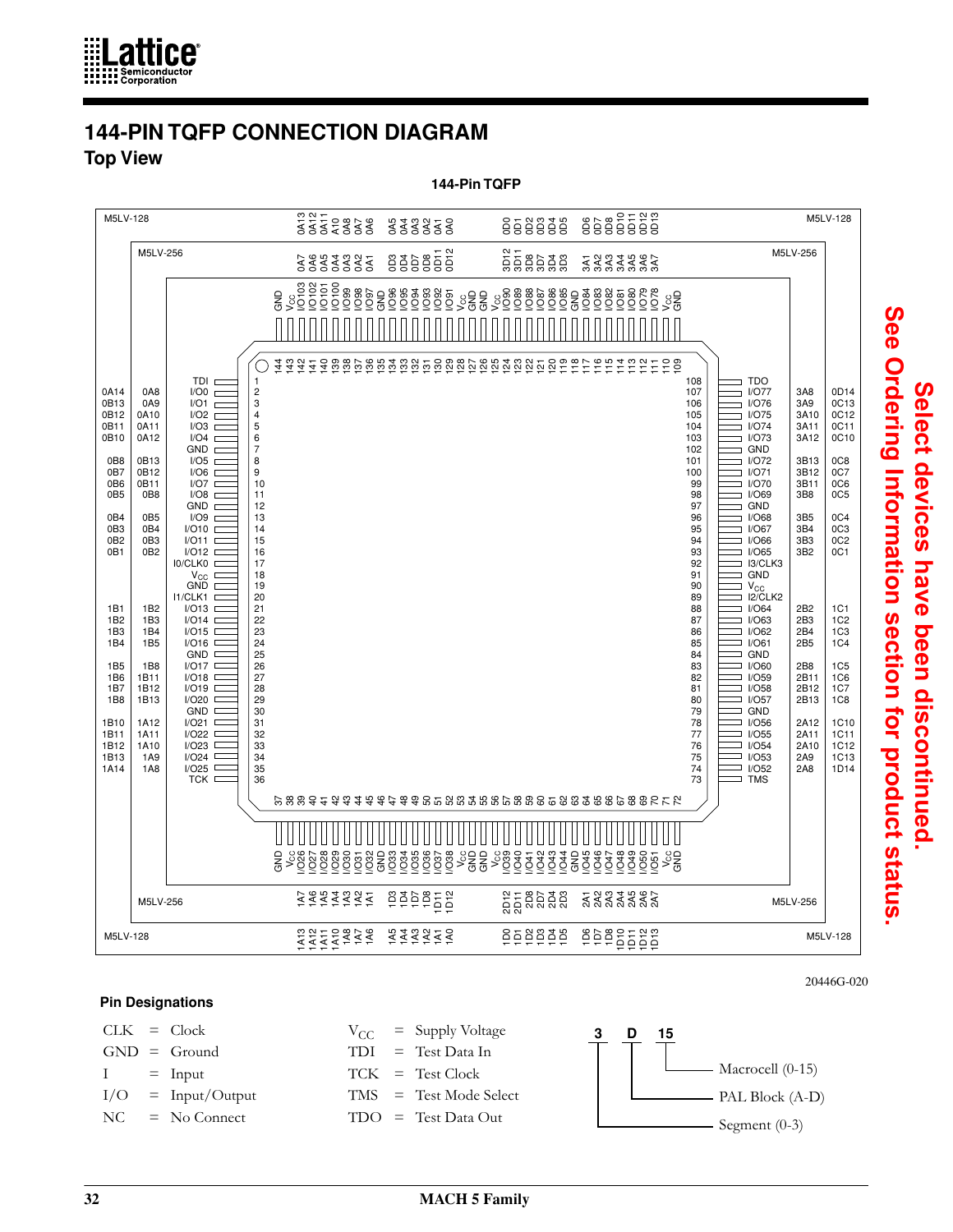# 144-PIN TQFP CONNECTION DIAGRAM

## Top View

**144-Pin TQFP**

**Left side (pins 1–36)**

| M5LV-128 | M5LV-256 | Signal | Pin |
|---|---|---|---|
| | | TDI | 1 |
| 0A14 | 0A8 | I/O0 | 2 |
| 0B13 | 0A9 | I/O1 | 3 |
| 0B12 | 0A10 | I/O2 | 4 |
| 0B11 | 0A11 | I/O3 | 5 |
| 0B10 | 0A12 | I/O4 | 6 |
| | | GND | 7 |
| 0B8 | 0B13 | I/O5 | 8 |
| 0B7 | 0B12 | I/O6 | 9 |
| 0B6 | 0B11 | I/O7 | 10 |
| 0B5 | 0B8 | I/O8 | 11 |
| | | GND | 12 |
| 0B4 | 0B5 | I/O9 | 13 |
| 0B3 | 0B4 | I/O10 | 14 |
| 0B2 | 0B3 | I/O11 | 15 |
| 0B1 | 0B2 | I/O12 | 16 |
| | | I0/CLK0 | 17 |
| | | $V_{CC}$ | 18 |
| | | GND | 19 |
| | | I1/CLK1 | 20 |
| 1B1 | 1B2 | I/O13 | 21 |
| 1B2 | 1B3 | I/O14 | 22 |
| 1B3 | 1B4 | I/O15 | 23 |
| 1B4 | 1B5 | I/O16 | 24 |
| | | GND | 25 |
| 1B5 | 1B8 | I/O17 | 26 |
| 1B6 | 1B11 | I/O18 | 27 |
| 1B7 | 1B12 | I/O19 | 28 |
| 1B8 | 1B13 | I/O20 | 29 |
| | | GND | 30 |
| 1B10 | 1A12 | I/O21 | 31 |
| 1B11 | 1A11 | I/O22 | 32 |
| 1B12 | 1A10 | I/O23 | 33 |
| 1B13 | 1A9 | I/O24 | 34 |
| 1A14 | 1A8 | I/O25 | 35 |
| | | TCK | 36 |

**Bottom side (pins 37–72)**

| Pin | Signal | M5LV-256 | M5LV-128 |
|---|---|---|---|
| 37 | GND | | |
| 38 | $V_{CC}$ | | |
| 39 | I/O26 | 1A7 | 1A13 |
| 40 | I/O27 | 1A6 | 1A12 |
| 41 | I/O28 | 1A5 | 1A11 |
| 42 | I/O29 | 1A4 | 1A10 |
| 43 | I/O30 | 1A3 | 1A8 |
| 44 | I/O31 | 1A2 | 1A7 |
| 45 | I/O32 | 1A1 | 1A6 |
| 46 | GND | | |
| 47 | I/O33 | 1D3 | 1A5 |
| 48 | I/O34 | 1D4 | 1A4 |
| 49 | I/O35 | 1D7 | 1A3 |
| 50 | I/O36 | 1D8 | 1A2 |
| 51 | I/O37 | 1D11 | 1A1 |
| 52 | I/O38 | 1D12 | 1A0 |
| 53 | $V_{CC}$ | | |
| 54 | GND | | |
| 55 | GND | | |
| 56 | $V_{CC}$ | | |
| 57 | I/O39 | 2D12 | 1D0 |
| 58 | I/O40 | 2D11 | 1D1 |
| 59 | I/O41 | 2D8 | 1D2 |
| 60 | I/O42 | 2D7 | 1D3 |
| 61 | I/O43 | 2D4 | 1D4 |
| 62 | I/O44 | 2D3 | 1D5 |
| 63 | GND | | |
| 64 | I/O45 | 2A1 | 1D6 |
| 65 | I/O46 | 2A2 | 1D7 |
| 66 | I/O47 | 2A3 | 1D8 |
| 67 | I/O48 | 2A4 | 1D10 |
| 68 | I/O49 | 2A5 | 1D11 |
| 69 | I/O50 | 2A6 | 1D12 |
| 70 | I/O51 | 2A7 | 1D13 |
| 71 | $V_{CC}$ | | |
| 72 | GND | | |

**Right side (pins 73–108)**

| Pin | Signal | M5LV-256 | M5LV-128 |
|---|---|---|---|
| 108 | TDO | | |
| 107 | I/O77 | 3A8 | 0D14 |
| 106 | I/O76 | 3A9 | 0C13 |
| 105 | I/O75 | 3A10 | 0C12 |
| 104 | I/O74 | 3A11 | 0C11 |
| 103 | I/O73 | 3A12 | 0C10 |
| 102 | GND | | |
| 101 | I/O72 | 3B13 | 0C8 |
| 100 | I/O71 | 3B12 | 0C7 |
| 99 | I/O70 | 3B11 | 0C6 |
| 98 | I/O69 | 3B8 | 0C5 |
| 97 | GND | | |
| 96 | I/O68 | 3B5 | 0C4 |
| 95 | I/O67 | 3B4 | 0C3 |
| 94 | I/O66 | 3B3 | 0C2 |
| 93 | I/O65 | 3B2 | 0C1 |
| 92 | I3/CLK3 | | |
| 91 | GND | | |
| 90 | $V_{CC}$ | | |
| 89 | I2/CLK2 | | |
| 88 | I/O64 | 2B2 | 1C1 |
| 87 | I/O63 | 2B3 | 1C2 |
| 86 | I/O62 | 2B4 | 1C3 |
| 85 | I/O61 | 2B5 | 1C4 |
| 84 | GND | | |
| 83 | I/O60 | 2B8 | 1C5 |
| 82 | I/O59 | 2B11 | 1C6 |
| 81 | I/O58 | 2B12 | 1C7 |
| 80 | I/O57 | 2B13 | 1C8 |
| 79 | GND | | |
| 78 | I/O56 | 2A12 | 1C10 |
| 77 | I/O55 | 2A11 | 1C11 |
| 76 | I/O54 | 2A10 | 1C12 |
| 75 | I/O53 | 2A9 | 1C13 |
| 74 | I/O52 | 2A8 | 1D14 |
| 73 | TMS | | |

**Top side (pins 109–144)**

| Pin | Signal | M5LV-256 | M5LV-128 |
|---|---|---|---|
| 144 | GND | | |
| 143 | $V_{CC}$ | | |
| 142 | I/O103 | 0A7 | 0A13 |
| 141 | I/O102 | 0A6 | 0A12 |
| 140 | I/O101 | 0A5 | 0A11 |
| 139 | I/O100 | 0A4 | A10 |
| 138 | I/O99 | 0A3 | 0A8 |
| 137 | I/O98 | 0A2 | 0A7 |
| 136 | I/O97 | 0A1 | 0A6 |
| 135 | GND | | |
| 134 | I/O96 | 0D3 | 0A5 |
| 133 | I/O95 | 0D4 | 0A4 |
| 132 | I/O94 | 0D7 | 0A3 |
| 131 | I/O93 | 0D8 | 0A2 |
| 130 | I/O92 | 0D11 | 0A1 |
| 129 | I/O91 | 0D12 | 0A0 |
| 128 | $V_{CC}$ | | |
| 127 | GND | | |
| 126 | GND | | |
| 125 | $V_{CC}$ | | |
| 124 | I/O90 | 3D12 | 0D0 |
| 123 | I/O89 | 3D11 | 0D1 |
| 122 | I/O88 | 3D8 | 0D2 |
| 121 | I/O87 | 3D7 | 0D3 |
| 120 | I/O86 | 3D4 | 0D4 |
| 119 | I/O85 | 3D3 | 0D5 |
| 118 | GND | | |
| 117 | I/O84 | 3A1 | 0D6 |
| 116 | I/O83 | 3A2 | 0D7 |
| 115 | I/O82 | 3A3 | 0D8 |
| 114 | I/O81 | 3A4 | 0D10 |
| 113 | I/O80 | 3A5 | 0D11 |
| 112 | I/O79 | 3A6 | 0D12 |
| 111 | I/O78 | 3A7 | 0D13 |
| 110 | $V_{CC}$ | | |
| 109 | GND | | |

20446G-020

**Select devices have been discontinued. See Ordering Information section for product status.**

### Pin Designations

| | | |
|---|---|---|
| CLK | = | Clock |
| GND | = | Ground |
| I | = | Input |
| I/O | = | Input/Output |
| NC | = | No Connect |
| $V_{CC}$ | = | Supply Voltage |
| TDI | = | Test Data In |
| TCK | = | Test Clock |
| TMS | = | Test Mode Select |
| TDO | = | Test Data Out |

**3 D 15**

- 15 — Macrocell (0-15)
- D — PAL Block (A-D)
- 3 — Segment (0-3)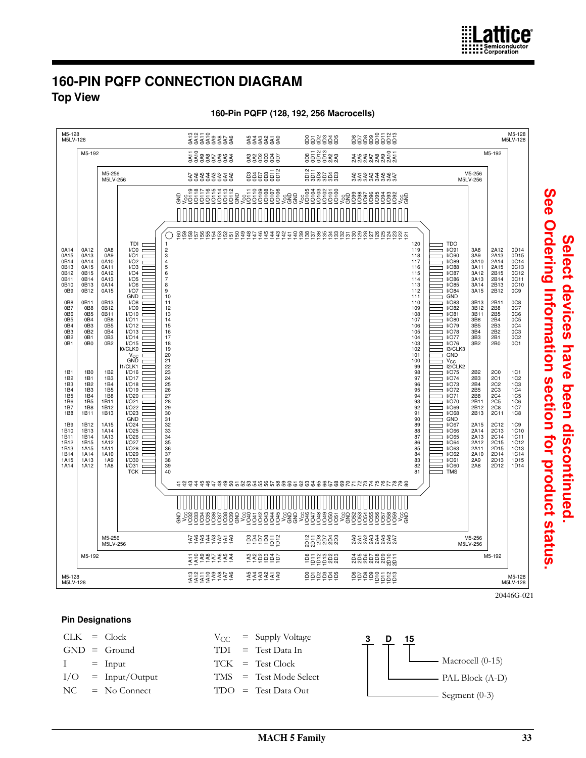# 160-PIN PQFP CONNECTION DIAGRAM

## Top View

**160-Pin PQFP (128, 192, 256 Macrocells)**

**Select devices have been discontinued. See Ordering Information section for product status.**

### Left Side (Pins 1–40)

| Pin | Signal | M5-256 / M5LV-256 | M5-192 | M5-128 / M5LV-128 |
|---|---|---|---|---|
| 1 | TDI | | | |
| 2 | I/O0 | 0A8 | 0A12 | 0A14 |
| 3 | I/O1 | 0A9 | 0A13 | 0A15 |
| 4 | I/O2 | 0A10 | 0A14 | 0B14 |
| 5 | I/O3 | 0A11 | 0A15 | 0B13 |
| 6 | I/O4 | 0A12 | 0B15 | 0B12 |
| 7 | I/O5 | 0A13 | 0B14 | 0B11 |
| 8 | I/O6 | 0A14 | 0B13 | 0B10 |
| 9 | I/O7 | 0A15 | 0B12 | 0B9 |
| 10 | GND | | | |
| 11 | I/O8 | 0B13 | 0B11 | 0B8 |
| 12 | I/O9 | 0B12 | 0B8 | 0B7 |
| 13 | I/O10 | 0B11 | 0B5 | 0B6 |
| 14 | I/O11 | 0B8 | 0B4 | 0B5 |
| 15 | I/O12 | 0B5 | 0B3 | 0B4 |
| 16 | I/O13 | 0B4 | 0B2 | 0B3 |
| 17 | I/O14 | 0B3 | 0B1 | 0B2 |
| 18 | I/O15 | 0B2 | 0B0 | 0B1 |
| 19 | I0/CLK0 | | | |
| 20 | $V_{CC}$ | | | |
| 21 | GND | | | |
| 22 | I1/CLK1 | | | |
| 23 | I/O16 | 1B2 | 1B0 | 1B1 |
| 24 | I/O17 | 1B3 | 1B1 | 1B2 |
| 25 | I/O18 | 1B4 | 1B2 | 1B3 |
| 26 | I/O19 | 1B5 | 1B3 | 1B4 |
| 27 | I/O20 | 1B8 | 1B4 | 1B5 |
| 28 | I/O21 | 1B11 | 1B5 | 1B6 |
| 29 | I/O22 | 1B12 | 1B8 | 1B7 |
| 30 | I/O23 | 1B13 | 1B11 | 1B8 |
| 31 | GND | | | |
| 32 | I/O24 | 1A15 | 1B12 | 1B9 |
| 33 | I/O25 | 1A14 | 1B13 | 1B10 |
| 34 | I/O26 | 1A13 | 1B14 | 1B11 |
| 35 | I/O27 | 1A12 | 1B15 | 1B12 |
| 36 | I/O28 | 1A11 | 1A15 | 1B13 |
| 37 | I/O29 | 1A10 | 1A14 | 1B14 |
| 38 | I/O30 | 1A9 | 1A13 | 1A15 |
| 39 | I/O31 | 1A8 | 1A12 | 1A14 |
| 40 | TCK | | | |

### Bottom Side (Pins 41–80)

Signal order (left to right): GND, $V_{CC}$, I/O32–I/O39, GND, $V_{CC}$, I/O40–I/O45, $V_{CC}$, GND, $V_{CC}$, I/O46–I/O51, $V_{CC}$, GND, I/O52–I/O59, $V_{CC}$, GND

| Signal | M5-256 / M5LV-256 | M5-192 | M5-128 / M5LV-128 |
|---|---|---|---|
| I/O32 | 1A7 | 1A11 | 1A13 |
| I/O33 | 1A6 | 1A10 | 1A12 |
| I/O34 | 1A5 | 1A9 | 1A11 |
| I/O35 | 1A4 | 1A8 | 1A10 |
| I/O36 | 1A3 | 1A7 | 1A9 |
| I/O37 | 1A2 | 1A6 | 1A8 |
| I/O38 | 1A1 | 1A5 | 1A7 |
| I/O39 | 1A0 | 1A4 | 1A6 |
| I/O40 | 1D3 | 1A3 | 1A5 |
| I/O41 | 1D4 | 1A2 | 1A4 |
| I/O42 | 1D7 | 1D2 | 1A3 |
| I/O43 | 1D8 | 1D3 | 1A2 |
| I/O44 | 1D11 | 1D4 | 1A1 |
| I/O45 | 1D12 | 1D7 | 1A0 |
| I/O46 | 2D12 | 1D8 | 1D0 |
| I/O47 | 2D11 | 1D11 | 1D1 |
| I/O48 | 2D8 | 1D12 | 1D2 |
| I/O49 | 2D7 | 1D13 | 1D3 |
| I/O50 | 2D4 | 2D2 | 1D4 |
| I/O51 | 2D3 | 2D3 | 1D5 |
| I/O52 | 2A0 | 2D4 | 1D6 |
| I/O53 | 2A1 | 2D5 | 1D7 |
| I/O54 | 2A2 | 2D6 | 1D8 |
| I/O55 | 2A3 | 2D7 | 1D9 |
| I/O56 | 2A4 | 2D8 | 1D10 |
| I/O57 | 2A5 | 2D9 | 1D11 |
| I/O58 | 2A6 | 2D10 | 1D12 |
| I/O59 | 2A7 | 2D11 | 1D13 |

### Right Side (Pins 81–120)

| Pin | Signal | M5-256 / M5LV-256 | M5-192 | M5-128 / M5LV-128 |
|---|---|---|---|---|
| 120 | TDO | | | |
| 119 | I/O91 | 3A8 | 2A12 | 0D14 |
| 118 | I/O90 | 3A9 | 2A13 | 0D15 |
| 117 | I/O89 | 3A10 | 2A14 | 0C14 |
| 116 | I/O88 | 3A11 | 2A15 | 0C13 |
| 115 | I/O87 | 3A12 | 2B15 | 0C12 |
| 114 | I/O86 | 3A13 | 2B14 | 0C11 |
| 113 | I/O85 | 3A14 | 2B13 | 0C10 |
| 112 | I/O84 | 3A15 | 2B12 | 0C9 |
| 111 | GND | | | |
| 110 | I/O83 | 3B13 | 2B11 | 0C8 |
| 109 | I/O82 | 3B12 | 2B8 | 0C7 |
| 108 | I/O81 | 3B11 | 2B5 | 0C6 |
| 107 | I/O80 | 3B8 | 2B4 | 0C5 |
| 106 | I/O79 | 3B5 | 2B3 | 0C4 |
| 105 | I/O78 | 3B4 | 2B2 | 0C3 |
| 104 | I/O77 | 3B3 | 2B1 | 0C2 |
| 103 | I/O76 | 3B2 | 2B0 | 0C1 |
| 102 | I3/CLK3 | | | |
| 101 | GND | | | |
| 100 | $V_{CC}$ | | | |
| 99 | I2/CLK2 | | | |
| 98 | I/O75 | 2B2 | 2C0 | 1C1 |
| 97 | I/O74 | 2B3 | 2C1 | 1C2 |
| 96 | I/O73 | 2B4 | 2C2 | 1C3 |
| 95 | I/O72 | 2B5 | 2C3 | 1C4 |
| 94 | I/O71 | 2B8 | 2C4 | 1C5 |
| 93 | I/O70 | 2B11 | 2C5 | 1C6 |
| 92 | I/O69 | 2B12 | 2C8 | 1C7 |
| 91 | I/O68 | 2B13 | 2C11 | 1C8 |
| 90 | GND | | | |
| 89 | I/O67 | 2A15 | 2C12 | 1C9 |
| 88 | I/O66 | 2A14 | 2C13 | 1C10 |
| 87 | I/O65 | 2A13 | 2C14 | 1C11 |
| 86 | I/O64 | 2A12 | 2C15 | 1C12 |
| 85 | I/O63 | 2A11 | 2D15 | 1C13 |
| 84 | I/O62 | 2A10 | 2D14 | 1C14 |
| 83 | I/O61 | 2A9 | 2D13 | 1D15 |
| 82 | I/O60 | 2A8 | 2D12 | 1D14 |
| 81 | TMS | | | |

### Top Side (Pins 121–160)

Signal order (left to right, pin 160 to pin 121): GND, $V_{CC}$, I/O119–I/O112, GND, $V_{CC}$, I/O111–I/O106, $V_{CC}$, GND, $V_{CC}$, I/O105–I/O100, $V_{CC}$, GND, I/O99–I/O92, $V_{CC}$, GND

| Signal | M5-256 / M5LV-256 | M5-192 | M5-128 / M5LV-128 |
|---|---|---|---|
| I/O119 | 0A7 | 0A11 | 0A13 |
| I/O118 | 0A6 | 0A10 | 0A12 |
| I/O117 | 0A5 | 0A9 | 0A11 |
| I/O116 | 0A4 | 0A8 | 0A10 |
| I/O115 | 0A3 | 0A7 | 0A9 |
| I/O114 | 0A2 | 0A6 | 0A8 |
| I/O113 | 0A1 | 0A5 | 0A7 |
| I/O112 | 0A0 | 0A4 | 0A6 |
| I/O111 | 0D3 | 0A3 | 0A5 |
| I/O110 | 0D4 | 0A2 | 0A4 |
| I/O109 | 0D7 | 0D2 | 0A3 |
| I/O108 | 0D8 | 0D3 | 0A2 |
| I/O107 | 0D11 | 0D4 | 0A1 |
| I/O106 | 0D12 | 0D7 | 0A0 |
| I/O105 | 3D12 | 0D8 | 0D0 |
| I/O104 | 3D11 | 0D11 | 0D1 |
| I/O103 | 3D8 | 0D12 | 0D2 |
| I/O102 | 3D7 | 0D13 | 0D3 |
| I/O101 | 3D4 | 2A2 | 0D4 |
| I/O100 | 3D3 | 2A3 | 0D5 |
| I/O99 | 3A0 | 2A4 | 0D6 |
| I/O98 | 3A1 | 2A5 | 0D7 |
| I/O97 | 3A2 | 2A6 | 0D8 |
| I/O96 | 3A3 | 2A7 | 0D9 |
| I/O95 | 3A4 | 2A8 | 0D10 |
| I/O94 | 3A5 | 2A9 | 0D11 |
| I/O93 | 3A6 | 2A10 | 0D12 |
| I/O92 | 3A7 | 2A11 | 0D13 |

20446G-021

### Pin Designations

| | | | | | |
|---|---|---|---|---|---|
| CLK | = Clock | $V_{CC}$ | = Supply Voltage | | |
| GND | = Ground | TDI | = Test Data In | | |
| I | = Input | TCK | = Test Clock | | |
| I/O | = Input/Output | TMS | = Test Mode Select | | |
| NC | = No Connect | TDO | = Test Data Out | | |

**3 D 15**

- 15 — Macrocell (0-15)
- D — PAL Block (A-D)
- 3 — Segment (0-3)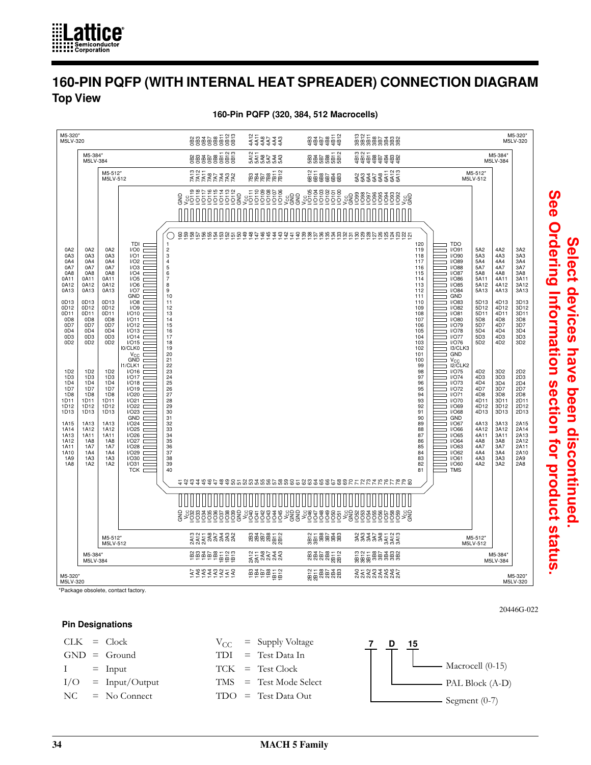# 160-PIN PQFP (WITH INTERNAL HEAT SPREADER) CONNECTION DIAGRAM

## Top View

**160-Pin PQFP (320, 384, 512 Macrocells)**

### Left side (pins 1–40)

| M5-320* M5LV-320 | M5-384* M5LV-384 | M5-512* M5LV-512 | Signal | Pin |
|---|---|---|---|---|
| | | | TDI | 1 |
| 0A2 | 0A2 | 0A2 | I/O0 | 2 |
| 0A3 | 0A3 | 0A3 | I/O1 | 3 |
| 0A4 | 0A4 | 0A4 | I/O2 | 4 |
| 0A7 | 0A7 | 0A7 | I/O3 | 5 |
| 0A8 | 0A8 | 0A8 | I/O4 | 6 |
| 0A11 | 0A11 | 0A11 | I/O5 | 7 |
| 0A12 | 0A12 | 0A12 | I/O6 | 8 |
| 0A13 | 0A13 | 0A13 | I/O7 | 9 |
| | | | GND | 10 |
| 0D13 | 0D13 | 0D13 | I/O8 | 11 |
| 0D12 | 0D12 | 0D12 | I/O9 | 12 |
| 0D11 | 0D11 | 0D11 | I/O10 | 13 |
| 0D8 | 0D8 | 0D8 | I/O11 | 14 |
| 0D7 | 0D7 | 0D7 | I/O12 | 15 |
| 0D4 | 0D4 | 0D4 | I/O13 | 16 |
| 0D3 | 0D3 | 0D3 | I/O14 | 17 |
| 0D2 | 0D2 | 0D2 | I/O15 | 18 |
| | | | I0/CLK0 | 19 |
| | | | $V_{CC}$ | 20 |
| | | | GND | 21 |
| | | | I1/CLK1 | 22 |
| 1D2 | 1D2 | 1D2 | I/O16 | 23 |
| 1D3 | 1D3 | 1D3 | I/O17 | 24 |
| 1D4 | 1D4 | 1D4 | I/O18 | 25 |
| 1D7 | 1D7 | 1D7 | I/O19 | 26 |
| 1D8 | 1D8 | 1D8 | I/O20 | 27 |
| 1D11 | 1D11 | 1D11 | I/O21 | 28 |
| 1D12 | 1D12 | 1D12 | I/O22 | 29 |
| 1D13 | 1D13 | 1D13 | I/O23 | 30 |
| | | | GND | 31 |
| 1A15 | 1A13 | 1A13 | I/O24 | 32 |
| 1A14 | 1A12 | 1A12 | I/O25 | 33 |
| 1A13 | 1A11 | 1A11 | I/O26 | 34 |
| 1A12 | 1A8 | 1A8 | I/O27 | 35 |
| 1A11 | 1A7 | 1A7 | I/O28 | 36 |
| 1A10 | 1A4 | 1A4 | I/O29 | 37 |
| 1A9 | 1A3 | 1A3 | I/O30 | 38 |
| 1A8 | 1A2 | 1A2 | I/O31 | 39 |
| | | | TCK | 40 |

### Bottom side (pins 41–80)

| Pin | Signal | M5-512* M5LV-512 | M5-384* M5LV-384 | M5-320* M5LV-320 |
|---|---|---|---|---|
| 41 | GND | | | |
| 42 | $V_{CC}$ | | | |
| 43 | I/O32 | 2A13 | 1B2 | 1A7 |
| 44 | I/O33 | 2A12 | 1B3 | 1A6 |
| 45 | I/O34 | 2A11 | 1B4 | 1A5 |
| 46 | I/O35 | 2A8 | 1B7 | 1A4 |
| 47 | I/O36 | 2A7 | 1B8 | 1A3 |
| 48 | I/O37 | 2A4 | 1B11 | 1A2 |
| 49 | I/O38 | 2A3 | 1B12 | 1A1 |
| 50 | I/O39 | 2A2 | 1B13 | 1A0 |
| 51 | GND | | | |
| 52 | $V_{CC}$ | | | |
| 53 | I/O40 | 2B3 | 2A12 | 1B3 |
| 54 | I/O41 | 2B4 | 2A11 | 1B4 |
| 55 | I/O42 | 2B7 | 2A8 | 1B7 |
| 56 | I/O43 | 2B8 | 2A7 | 1B8 |
| 57 | I/O44 | 2B11 | 2A4 | 1B11 |
| 58 | I/O45 | 2B12 | 2A3 | 1B12 |
| 59 | $V_{CC}$ | | | |
| 60 | GND | | | |
| 61 | GND | | | |
| 62 | $V_{CC}$ | | | |
| 63 | I/O46 | 3B12 | 2B3 | 2B12 |
| 64 | I/O47 | 3B11 | 2B4 | 2B11 |
| 65 | I/O48 | 3B8 | 2B7 | 2B8 |
| 66 | I/O49 | 3B7 | 2B8 | 2B7 |
| 67 | I/O50 | 3B4 | 2B11 | 2B4 |
| 68 | I/O51 | 3B3 | 2B12 | 2B3 |
| 69 | $V_{CC}$ | | | |
| 70 | GND | | | |
| 71 | I/O52 | 3A2 | 3B13 | 2A0 |
| 72 | I/O53 | 3A3 | 3B12 | 2A1 |
| 73 | I/O54 | 3A4 | 3B11 | 2A2 |
| 74 | I/O55 | 3A7 | 3B8 | 2A3 |
| 75 | I/O56 | 3A8 | 3B7 | 2A4 |
| 76 | I/O57 | 3A11 | 3B4 | 2A5 |
| 77 | I/O58 | 3A12 | 3B3 | 2A6 |
| 78 | I/O59 | 3A13 | 3B2 | 2A7 |
| 79 | $V_{CC}$ | | | |
| 80 | GND | | | |

### Right side (pins 81–120)

| Pin | Signal | M5-512* M5LV-512 | M5-384* M5LV-384 | M5-320* M5LV-320 |
|---|---|---|---|---|
| 120 | TDO | | | |
| 119 | I/O91 | 5A2 | 4A2 | 3A2 |
| 118 | I/O90 | 5A3 | 4A3 | 3A3 |
| 117 | I/O89 | 5A4 | 4A4 | 3A4 |
| 116 | I/O88 | 5A7 | 4A7 | 3A7 |
| 115 | I/O87 | 5A8 | 4A8 | 3A8 |
| 114 | I/O86 | 5A11 | 4A11 | 3A11 |
| 113 | I/O85 | 5A12 | 4A12 | 3A12 |
| 112 | I/O84 | 5A13 | 4A13 | 3A13 |
| 111 | GND | | | |
| 110 | I/O83 | 5D13 | 4D13 | 3D13 |
| 109 | I/O82 | 5D12 | 4D12 | 3D12 |
| 108 | I/O81 | 5D11 | 4D11 | 3D11 |
| 107 | I/O80 | 5D8 | 4D8 | 3D8 |
| 106 | I/O79 | 5D7 | 4D7 | 3D7 |
| 105 | I/O78 | 5D4 | 4D4 | 3D4 |
| 104 | I/O77 | 5D3 | 4D3 | 3D3 |
| 103 | I/O76 | 5D2 | 4D2 | 3D2 |
| 102 | I3/CLK3 | | | |
| 101 | GND | | | |
| 100 | $V_{CC}$ | | | |
| 99 | I2/CLK2 | | | |
| 98 | I/O75 | 4D2 | 3D2 | 2D2 |
| 97 | I/O74 | 4D3 | 3D3 | 2D3 |
| 96 | I/O73 | 4D4 | 3D4 | 2D4 |
| 95 | I/O72 | 4D7 | 3D7 | 2D7 |
| 94 | I/O71 | 4D8 | 3D8 | 2D8 |
| 93 | I/O70 | 4D11 | 3D11 | 2D11 |
| 92 | I/O69 | 4D12 | 3D12 | 2D12 |
| 91 | I/O68 | 4D13 | 3D13 | 2D13 |
| 90 | GND | | | |
| 89 | I/O67 | 4A13 | 3A13 | 2A15 |
| 88 | I/O66 | 4A12 | 3A12 | 2A14 |
| 87 | I/O65 | 4A11 | 3A11 | 2A13 |
| 86 | I/O64 | 4A8 | 3A8 | 2A12 |
| 85 | I/O63 | 4A7 | 3A7 | 2A11 |
| 84 | I/O62 | 4A4 | 3A4 | 2A10 |
| 83 | I/O61 | 4A3 | 3A3 | 2A9 |
| 82 | I/O60 | 4A2 | 3A2 | 2A8 |
| 81 | TMS | | | |

### Top side (pins 121–160)

| Pin | Signal | M5-512* M5LV-512 | M5-384* M5LV-384 | M5-320* M5LV-320 |
|---|---|---|---|---|
| 160 | GND | | | |
| 159 | $V_{CC}$ | | | |
| 158 | I/O119 | 7A13 | 0B2 | 0B2 |
| 157 | I/O118 | 7A12 | 0B3 | 0B3 |
| 156 | I/O117 | 7A11 | 0B4 | 0B4 |
| 155 | I/O116 | 7A8 | 0B7 | 0B7 |
| 154 | I/O115 | 7A7 | 0B8 | 0B8 |
| 153 | I/O114 | 7A4 | 0B11 | 0B11 |
| 152 | I/O113 | 7A3 | 0B12 | 0B12 |
| 151 | I/O112 | 7A2 | 0B13 | 0B13 |
| 150 | GND | | | |
| 149 | $V_{CC}$ | | | |
| 148 | I/O111 | 7B3 | 5A12 | 4A12 |
| 147 | I/O110 | 7B4 | 5A11 | 4A11 |
| 146 | I/O109 | 7B7 | 5A8 | 4A8 |
| 145 | I/O108 | 7B8 | 5A7 | 4A7 |
| 144 | I/O107 | 7B11 | 5A4 | 4A4 |
| 143 | I/O106 | 7B12 | 5A3 | 4A3 |
| 142 | $V_{CC}$ | | | |
| 141 | GND | | | |
| 140 | GND | | | |
| 139 | $V_{CC}$ | | | |
| 138 | I/O105 | 6B12 | 5B3 | 4B3 |
| 137 | I/O104 | 6B11 | 5B4 | 4B4 |
| 136 | I/O103 | 6B8 | 5B7 | 4B7 |
| 135 | I/O102 | 6B7 | 5B8 | 4B8 |
| 134 | I/O101 | 6B4 | 5B11 | 4B11 |
| 133 | I/O100 | 6B3 | 5B12 | 4B12 |
| 132 | $V_{CC}$ | | | |
| 131 | GND | | | |
| 130 | I/O99 | 6A2 | 4B13 | 3B13 |
| 129 | I/O98 | 6A3 | 4B12 | 3B12 |
| 128 | I/O97 | 6A4 | 4B11 | 3B11 |
| 127 | I/O96 | 6A7 | 4B8 | 3B8 |
| 126 | I/O95 | 6A8 | 4B7 | 3B7 |
| 125 | I/O94 | 6A11 | 4B4 | 3B4 |
| 124 | I/O93 | 6A12 | 4B3 | 3B3 |
| 123 | I/O92 | 6A13 | 4B2 | 3B2 |
| 122 | $V_{CC}$ | | | |
| 121 | GND | | | |

*Package obsolete, contact factory.

20446G-022

**Select devices have been discontinued. See Ordering Information section for product status.**

### Pin Designations

| | | |
|---|---|---|
| CLK | = | Clock |
| GND | = | Ground |
| I | = | Input |
| I/O | = | Input/Output |
| NC | = | No Connect |
| $V_{CC}$ | = | Supply Voltage |
| TDI | = | Test Data In |
| TCK | = | Test Clock |
| TMS | = | Test Mode Select |
| TDO | = | Test Data Out |

**7 D 15**

- 15 — Macrocell (0-15)
- D — PAL Block (A-D)
- 7 — Segment (0-7)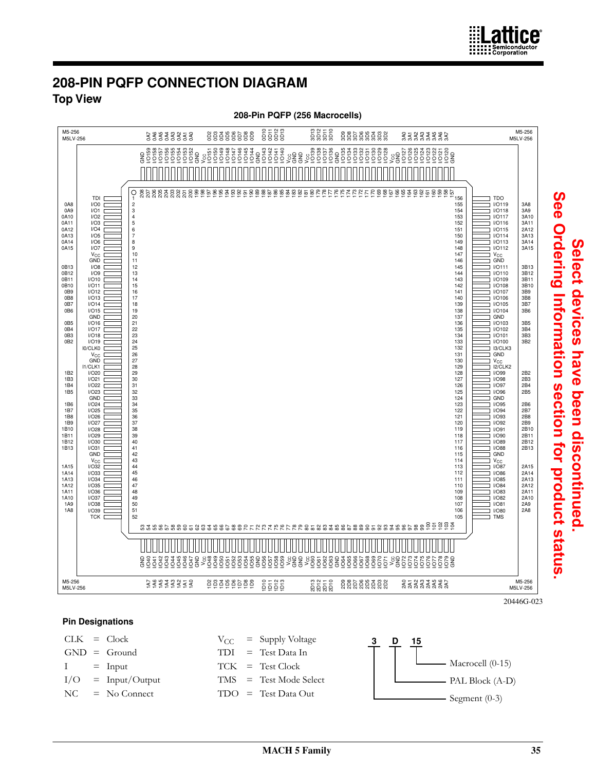# 208-PIN PQFP CONNECTION DIAGRAM

## Top View

**208-Pin PQFP (256 Macrocells)**

M5-256
M5LV-256

### Left side (pins 1–52)

| Macrocell | Signal | Pin |
|---|---|---|
| | TDI | 1 |
| 0A8 | I/O0 | 2 |
| 0A9 | I/O1 | 3 |
| 0A10 | I/O2 | 4 |
| 0A11 | I/O3 | 5 |
| 0A12 | I/O4 | 6 |
| 0A13 | I/O5 | 7 |
| 0A14 | I/O6 | 8 |
| 0A15 | I/O7 | 9 |
| | $V_{CC}$ | 10 |
| | GND | 11 |
| 0B13 | I/O8 | 12 |
| 0B12 | I/O9 | 13 |
| 0B11 | I/O10 | 14 |
| 0B10 | I/O11 | 15 |
| 0B9 | I/O12 | 16 |
| 0B8 | I/O13 | 17 |
| 0B7 | I/O14 | 18 |
| 0B6 | I/O15 | 19 |
| | GND | 20 |
| 0B5 | I/O16 | 21 |
| 0B4 | I/O17 | 22 |
| 0B3 | I/O18 | 23 |
| 0B2 | I/O19 | 24 |
| | I0/CLK0 | 25 |
| | $V_{CC}$ | 26 |
| | GND | 27 |
| | I1/CLK1 | 28 |
| 1B2 | I/O20 | 29 |
| 1B3 | I/O21 | 30 |
| 1B4 | I/O22 | 31 |
| 1B5 | I/O23 | 32 |
| | GND | 33 |
| 1B6 | I/O24 | 34 |
| 1B7 | I/O25 | 35 |
| 1B8 | I/O26 | 36 |
| 1B9 | I/O27 | 37 |
| 1B10 | I/O28 | 38 |
| 1B11 | I/O29 | 39 |
| 1B12 | I/O30 | 40 |
| 1B13 | I/O31 | 41 |
| | GND | 42 |
| | $V_{CC}$ | 43 |
| 1A15 | I/O32 | 44 |
| 1A14 | I/O33 | 45 |
| 1A13 | I/O34 | 46 |
| 1A12 | I/O35 | 47 |
| 1A11 | I/O36 | 48 |
| 1A10 | I/O37 | 49 |
| 1A9 | I/O38 | 50 |
| 1A8 | I/O39 | 51 |
| | TCK | 52 |

### Bottom side (pins 53–104)

| Pin | Signal | Macrocell |
|---|---|---|
| 53 | GND | |
| 54 | I/O40 | 1A7 |
| 55 | I/O41 | 1A6 |
| 56 | I/O42 | 1A5 |
| 57 | I/O43 | 1A4 |
| 58 | I/O44 | 1A3 |
| 59 | I/O45 | 1A2 |
| 60 | I/O46 | 1A1 |
| 61 | I/O47 | 1A0 |
| 62 | GND | |
| 63 | $V_{CC}$ | |
| 64 | I/O48 | 1D2 |
| 65 | I/O49 | 1D3 |
| 66 | I/O50 | 1D4 |
| 67 | I/O51 | 1D5 |
| 68 | I/O52 | 1D6 |
| 69 | I/O53 | 1D7 |
| 70 | I/O54 | 1D8 |
| 71 | I/O55 | 1D9 |
| 72 | GND | |
| 73 | I/O56 | 1D10 |
| 74 | I/O57 | 1D11 |
| 75 | I/O58 | 1D12 |
| 76 | I/O59 | 1D13 |
| 77 | $V_{CC}$ | |
| 78 | GND | |
| 79 | GND | |
| 80 | $V_{CC}$ | |
| 81 | I/O60 | 2D13 |
| 82 | I/O61 | 2D12 |
| 83 | I/O62 | 2D11 |
| 84 | I/O63 | 2D10 |
| 85 | GND | |
| 86 | I/O64 | 2D9 |
| 87 | I/O65 | 2D8 |
| 88 | I/O66 | 2D7 |
| 89 | I/O67 | 2D6 |
| 90 | I/O68 | 2D5 |
| 91 | I/O69 | 2D4 |
| 92 | I/O70 | 2D3 |
| 93 | I/O71 | 2D2 |
| 94 | $V_{CC}$ | |
| 95 | GND | |
| 96 | I/O72 | 2A0 |
| 97 | I/O73 | 2A1 |
| 98 | I/O74 | 2A2 |
| 99 | I/O75 | 2A3 |
| 100 | I/O76 | 2A4 |
| 101 | I/O77 | 2A5 |
| 102 | I/O78 | 2A6 |
| 103 | I/O79 | 2A7 |
| 104 | GND | |

### Right side (pins 105–156)

| Pin | Signal | Macrocell |
|---|---|---|
| 156 | TDO | |
| 155 | I/O119 | 3A8 |
| 154 | I/O118 | 3A9 |
| 153 | I/O117 | 3A10 |
| 152 | I/O116 | 3A11 |
| 151 | I/O115 | 2A12 |
| 150 | I/O114 | 3A13 |
| 149 | I/O113 | 3A14 |
| 148 | I/O112 | 3A15 |
| 147 | $V_{CC}$ | |
| 146 | GND | |
| 145 | I/O111 | 3B13 |
| 144 | I/O110 | 3B12 |
| 143 | I/O109 | 3B11 |
| 142 | I/O108 | 3B10 |
| 141 | I/O107 | 3B9 |
| 140 | I/O106 | 3B8 |
| 139 | I/O105 | 3B7 |
| 138 | I/O104 | 3B6 |
| 137 | GND | |
| 136 | I/O103 | 3B5 |
| 135 | I/O102 | 3B4 |
| 134 | I/O101 | 3B3 |
| 133 | I/O100 | 3B2 |
| 132 | I3/CLK3 | |
| 131 | GND | |
| 130 | $V_{CC}$ | |
| 129 | I2/CLK2 | |
| 128 | I/O99 | 2B2 |
| 127 | I/O98 | 2B3 |
| 126 | I/O97 | 2B4 |
| 125 | I/O96 | 2B5 |
| 124 | GND | |
| 123 | I/O95 | 2B6 |
| 122 | I/O94 | 2B7 |
| 121 | I/O93 | 2B8 |
| 120 | I/O92 | 2B9 |
| 119 | I/O91 | 2B10 |
| 118 | I/O90 | 2B11 |
| 117 | I/O89 | 2B12 |
| 116 | I/O88 | 2B13 |
| 115 | GND | |
| 114 | $V_{CC}$ | |
| 113 | I/O87 | 2A15 |
| 112 | I/O86 | 2A14 |
| 111 | I/O85 | 2A13 |
| 110 | I/O84 | 2A12 |
| 109 | I/O83 | 2A11 |
| 108 | I/O82 | 2A10 |
| 107 | I/O81 | 2A9 |
| 106 | I/O80 | 2A8 |
| 105 | TMS | |

### Top side (pins 157–208)

| Pin | Signal | Macrocell |
|---|---|---|
| 208 | GND | |
| 207 | I/O159 | 0A7 |
| 206 | I/O158 | 0A6 |
| 205 | I/O157 | 0A5 |
| 204 | I/O156 | 0A4 |
| 203 | I/O155 | 0A3 |
| 202 | I/O154 | 0A2 |
| 201 | I/O153 | 0A1 |
| 200 | I/O152 | 0A0 |
| 199 | GND | |
| 198 | $V_{CC}$ | |
| 197 | I/O151 | 0D2 |
| 196 | I/O150 | 0D3 |
| 195 | I/O149 | 0D4 |
| 194 | I/O148 | 0D5 |
| 193 | I/O147 | 0D6 |
| 192 | I/O146 | 0D7 |
| 191 | I/O145 | 0D8 |
| 190 | I/O144 | 0D9 |
| 189 | GND | |
| 188 | I/O143 | 0D10 |
| 187 | I/O142 | 0D11 |
| 186 | I/O141 | 0D12 |
| 185 | I/O140 | 0D13 |
| 184 | $V_{CC}$ | |
| 183 | GND | |
| 182 | GND | |
| 181 | $V_{CC}$ | |
| 180 | I/O139 | 3D13 |
| 179 | I/O138 | 3D12 |
| 178 | I/O137 | 3D11 |
| 177 | I/O136 | 3D10 |
| 176 | GND | |
| 175 | I/O135 | 3D9 |
| 174 | I/O134 | 3D8 |
| 173 | I/O133 | 3D7 |
| 172 | I/O132 | 3D6 |
| 171 | I/O131 | 3D5 |
| 170 | I/O130 | 3D4 |
| 169 | I/O129 | 3D3 |
| 168 | I/O128 | 3D2 |
| 167 | $V_{CC}$ | |
| 166 | GND | |
| 165 | I/O127 | 3A0 |
| 164 | I/O126 | 3A1 |
| 163 | I/O125 | 3A2 |
| 162 | I/O124 | 3A3 |
| 161 | I/O123 | 3A4 |
| 160 | I/O122 | 3A5 |
| 159 | I/O121 | 3A6 |
| 158 | I/O120 | 3A7 |
| 157 | GND | |

20446G-023

**Select devices have been discontinued. See Ordering Information section for product status.**

### Pin Designations

| | | |
|---|---|---|
| CLK | = | Clock |
| GND | = | Ground |
| I | = | Input |
| I/O | = | Input/Output |
| NC | = | No Connect |
| $V_{CC}$ | = | Supply Voltage |
| TDI | = | Test Data In |
| TCK | = | Test Clock |
| TMS | = | Test Mode Select |
| TDO | = | Test Data Out |

**3 D 15**

- 3 — Segment (0-3)
- D — PAL Block (A-D)
- 15 — Macrocell (0-15)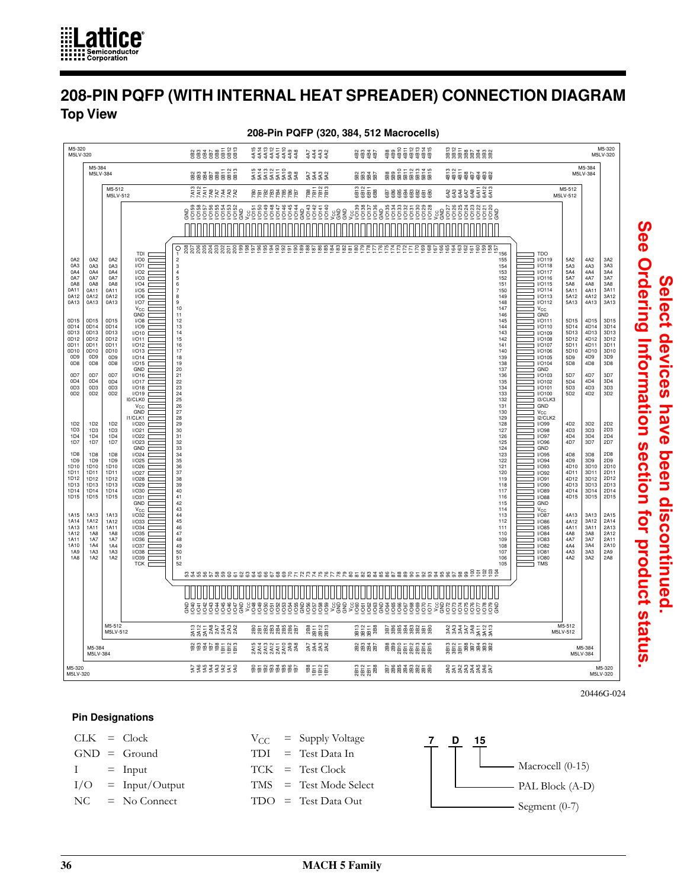# 208-PIN PQFP (WITH INTERNAL HEAT SPREADER) CONNECTION DIAGRAM

## Top View

**208-Pin PQFP (320, 384, 512 Macrocells)**

20446G-024

Select devices have been discontinued. See Ordering Information section for product status.

### Pin Designations

| | | |
|---|---|---|
| CLK | = | Clock |
| GND | = | Ground |
| I | = | Input |
| I/O | = | Input/Output |
| NC | = | No Connect |
| $V_{CC}$ | = | Supply Voltage |
| TDI | = | Test Data In |
| TCK | = | Test Clock |
| TMS | = | Test Mode Select |
| TDO | = | Test Data Out |

7 D 15

- 15: Macrocell (0-15)
- D: PAL Block (A-D)
- 7: Segment (0-7)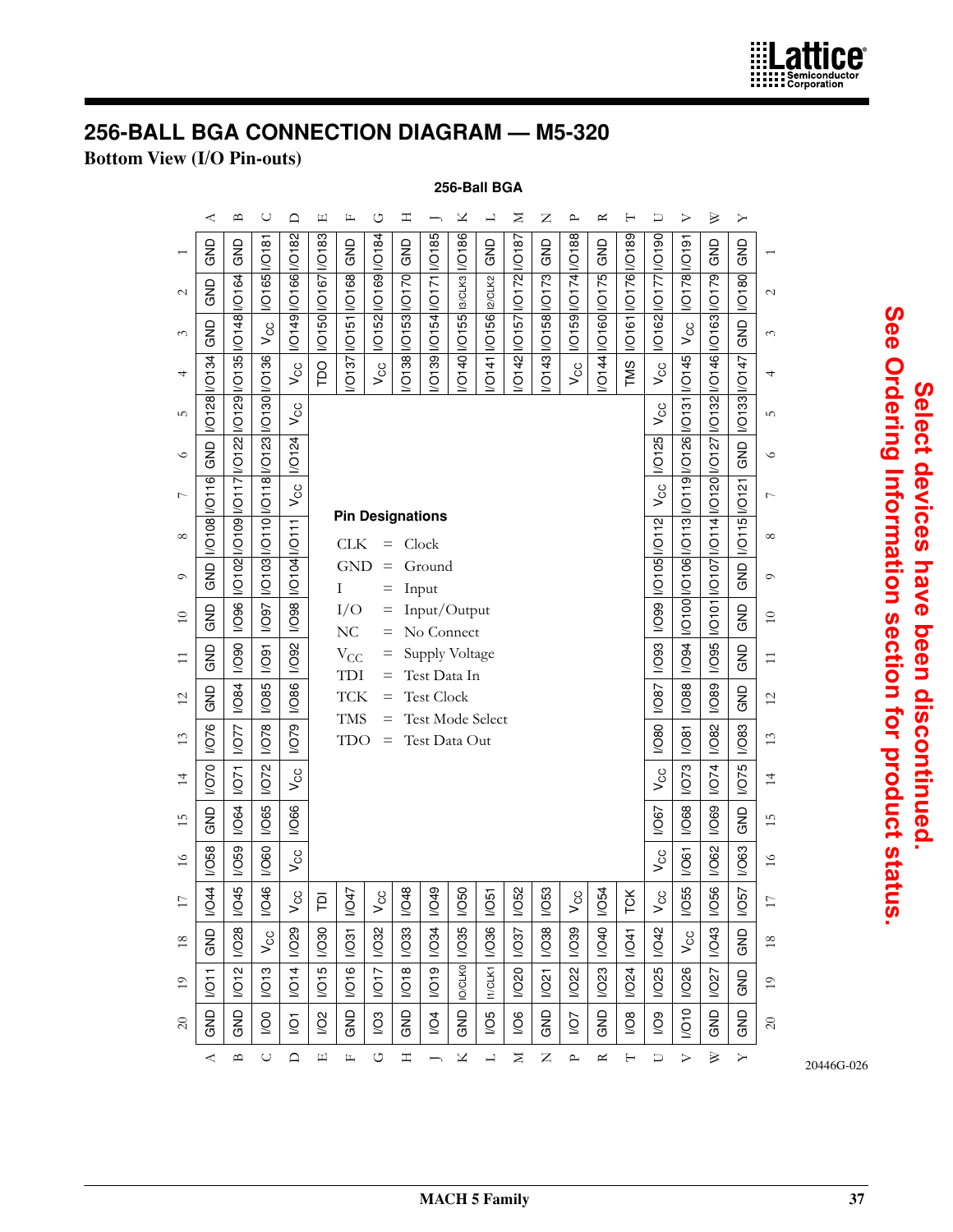# 256-BALL BGA CONNECTION DIAGRAM — M5-320

**Bottom View (I/O Pin-outs)**

**256-Ball BGA**

| | 1 | 2 | 3 | 4 | 5 | 6 | 7 | 8 | 9 | 10 | 11 | 12 | 13 | 14 | 15 | 16 | 17 | 18 | 19 | 20 |
|---|---|---|---|---|---|---|---|---|---|---|---|---|---|---|---|---|---|---|---|---|
| A | GND | GND | GND | I/O134 | I/O128 | GND | I/O116 | I/O108 | GND | GND | GND | GND | I/O76 | I/O70 | GND | I/O58 | I/O44 | GND | I/O11 | GND |
| B | GND | I/O164 | I/O148 | I/O135 | I/O129 | I/O122 | I/O117 | I/O109 | I/O102 | I/O96 | I/O90 | I/O84 | I/O77 | I/O71 | I/O64 | I/O59 | I/O45 | I/O28 | I/O12 | GND |
| C | I/O181 | I/O165 | $V_{CC}$ | I/O136 | I/O130 | I/O123 | I/O118 | I/O110 | I/O103 | I/O97 | I/O91 | I/O85 | I/O78 | I/O72 | I/O65 | I/O60 | I/O46 | $V_{CC}$ | I/O13 | I/O0 |
| D | I/O182 | I/O166 | I/O149 | $V_{CC}$ | $V_{CC}$ | I/O124 | $V_{CC}$ | I/O111 | I/O104 | I/O98 | I/O92 | I/O86 | I/O79 | $V_{CC}$ | I/O66 | $V_{CC}$ | $V_{CC}$ | I/O29 | I/O14 | I/O1 |
| E | I/O183 | I/O167 | I/O150 | TDO | | | | | | | | | | | | | TDI | I/O30 | I/O15 | I/O2 |
| F | GND | I/O168 | I/O151 | I/O137 | | | | | | | | | | | | | I/O47 | I/O31 | I/O16 | GND |
| G | I/O184 | I/O169 | I/O152 | $V_{CC}$ | | | | | | | | | | | | | $V_{CC}$ | I/O32 | I/O17 | I/O3 |
| H | GND | I/O170 | I/O153 | I/O138 | | | | | | | | | | | | | I/O48 | I/O33 | I/O18 | GND |
| J | I/O185 | I/O171 | I/O154 | I/O139 | | | | | | | | | | | | | I/O49 | I/O34 | I/O19 | I/O4 |
| K | I/O186 | I3/CLK3 | I/O155 | I/O140 | | | | | | | | | | | | | I/O50 | I/O35 | I0/CLK0 | GND |
| L | GND | I2/CLK2 | I/O156 | I/O141 | | | | | | | | | | | | | I/O51 | I/O36 | I1/CLK1 | I/O5 |
| M | I/O187 | I/O172 | I/O157 | I/O142 | | | | | | | | | | | | | I/O52 | I/O37 | I/O20 | I/O6 |
| N | GND | I/O173 | I/O158 | I/O143 | | | | | | | | | | | | | I/O53 | I/O38 | I/O21 | GND |
| P | I/O188 | I/O174 | I/O159 | $V_{CC}$ | | | | | | | | | | | | | $V_{CC}$ | I/O39 | I/O22 | I/O7 |
| R | GND | I/O175 | I/O160 | I/O144 | | | | | | | | | | | | | I/O54 | I/O40 | I/O23 | GND |
| T | I/O189 | I/O176 | I/O161 | TMS | | | | | | | | | | | | | TCK | I/O41 | I/O24 | I/O8 |
| U | I/O190 | I/O177 | I/O162 | $V_{CC}$ | $V_{CC}$ | I/O125 | $V_{CC}$ | I/O112 | I/O105 | I/O99 | I/O93 | I/O87 | I/O80 | $V_{CC}$ | I/O67 | $V_{CC}$ | $V_{CC}$ | I/O42 | I/O25 | I/O9 |
| V | I/O191 | I/O178 | $V_{CC}$ | I/O145 | I/O131 | I/O126 | I/O119 | I/O113 | I/O106 | I/O100 | I/O94 | I/O88 | I/O81 | I/O73 | I/O68 | I/O61 | I/O55 | $V_{CC}$ | I/O26 | I/O10 |
| W | GND | I/O179 | I/O163 | I/O146 | I/O132 | I/O127 | I/O120 | I/O114 | I/O107 | I/O101 | I/O95 | I/O89 | I/O82 | I/O74 | I/O69 | I/O62 | I/O56 | I/O43 | I/O27 | GND |
| Y | GND | I/O180 | GND | I/O147 | I/O133 | GND | I/O121 | I/O115 | GND | GND | GND | GND | I/O83 | I/O75 | GND | I/O63 | I/O57 | GND | GND | GND |

**Pin Designations**

- CLK = Clock
- GND = Ground
- I = Input
- I/O = Input/Output
- NC = No Connect
- $V_{CC}$ = Supply Voltage
- TDI = Test Data In
- TCK = Test Clock
- TMS = Test Mode Select
- TDO = Test Data Out

20446G-026

**Select devices have been discontinued. See Ordering Information section for product status.**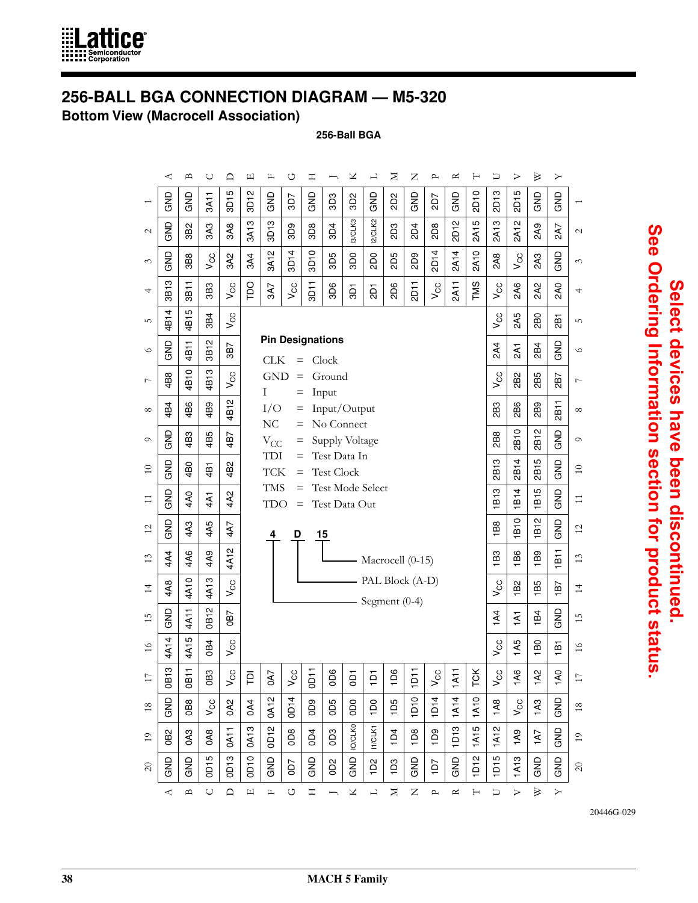# 256-BALL BGA CONNECTION DIAGRAM — M5-320

## Bottom View (Macrocell Association)

**256-Ball BGA**

| | A | B | C | D | E | F | G | H | J | K | L | M | N | P | R | T | U | V | W | Y |
|---|---|---|---|---|---|---|---|---|---|---|---|---|---|---|---|---|---|---|---|---|
| 1 | GND | GND | 3A11 | 3D15 | 3D12 | GND | 3D7 | GND | 3D3 | 3D2 | GND | 2D2 | GND | 2D7 | GND | 2D10 | 2D13 | 2D15 | GND | GND |
| 2 | GND | 3B2 | 3A3 | 3A8 | 3A13 | 3D13 | 3D9 | 3D8 | 3D4 | I3/CLK3 | I2/CLK2 | 2D3 | 2D4 | 2D8 | 2D12 | 2A15 | 2A13 | 2A12 | 2A9 | 2A7 |
| 3 | GND | 3B8 | $V_{CC}$ | 3A2 | 3A4 | 3A12 | 3D14 | 3D10 | 3D5 | 3D0 | 2D0 | 2D5 | 2D9 | 2D14 | 2A14 | 2A10 | 2A8 | $V_{CC}$ | 2A3 | GND |
| 4 | 3B13 | 3B11 | 3B3 | $V_{CC}$ | TDO | 3A7 | $V_{CC}$ | 3D11 | 3D6 | 3D1 | 2D1 | 2D6 | 2D11 | $V_{CC}$ | 2A11 | TMS | $V_{CC}$ | 2A6 | 2A2 | 2A0 |
| 5 | 4B14 | 4B15 | 3B4 | $V_{CC}$ | | | | | | | | | | | | | $V_{CC}$ | 2A5 | 2B0 | 2B1 |
| 6 | GND | 4B11 | 3B12 | 3B7 | | | | | | | | | | | | | 2A4 | 2A1 | 2B4 | GND |
| 7 | 4B8 | 4B10 | 4B13 | $V_{CC}$ | | | | | | | | | | | | | $V_{CC}$ | 2B2 | 2B5 | 2B7 |
| 8 | 4B4 | 4B6 | 4B9 | 4B12 | | | | | | | | | | | | | 2B3 | 2B6 | 2B9 | 2B11 |
| 9 | GND | 4B3 | 4B5 | 4B7 | | | | | | | | | | | | | 2B8 | 2B10 | 2B12 | GND |
| 10 | GND | 4B0 | 4B1 | 4B2 | | | | | | | | | | | | | 2B13 | 2B14 | 2B15 | GND |
| 11 | GND | 4A0 | 4A1 | 4A2 | | | | | | | | | | | | | 1B13 | 1B14 | 1B15 | GND |
| 12 | GND | 4A3 | 4A5 | 4A7 | | | | | | | | | | | | | 1B8 | 1B10 | 1B12 | GND |
| 13 | 4A4 | 4A6 | 4A9 | 4A12 | | | | | | | | | | | | | 1B3 | 1B6 | 1B9 | 1B11 |
| 14 | 4A8 | 4A10 | 4A13 | $V_{CC}$ | | | | | | | | | | | | | $V_{CC}$ | 1B2 | 1B5 | 1B7 |
| 15 | GND | 4A11 | 0B12 | 0B7 | | | | | | | | | | | | | 1A4 | 1A1 | 1B4 | GND |
| 16 | 4A14 | 4A15 | 0B4 | $V_{CC}$ | | | | | | | | | | | | | $V_{CC}$ | 1A5 | 1B0 | 1B1 |
| 17 | 0B13 | 0B11 | 0B3 | $V_{CC}$ | TDI | 0A7 | $V_{CC}$ | 0D11 | 0D6 | 0D1 | 1D1 | 1D6 | 1D11 | $V_{CC}$ | 1A11 | TCK | $V_{CC}$ | 1A6 | 1A2 | 1A0 |
| 18 | GND | 0B8 | $V_{CC}$ | 0A2 | 0A4 | 0A12 | 0D14 | 0D9 | 0D5 | 0D0 | 1D0 | 1D5 | 1D10 | 1D14 | 1A14 | 1A10 | 1A8 | $V_{CC}$ | 1A3 | GND |
| 19 | 0B2 | 0A3 | 0A8 | 0A11 | 0A13 | 0D12 | 0D8 | 0D4 | 0D3 | I0/CLK0 | I1/CLK1 | 1D4 | 1D8 | 1D9 | 1D13 | 1A15 | 1A12 | 1A9 | 1A7 | GND |
| 20 | GND | GND | 0D15 | 0D13 | 0D10 | GND | 0D7 | GND | 0D2 | GND | 1D2 | 1D3 | GND | 1D7 | GND | 1D12 | 1D15 | 1A13 | GND | GND |

**Pin Designations**

- CLK = Clock
- GND = Ground
- I = Input
- I/O = Input/Output
- NC = No Connect
- $V_{CC}$ = Supply Voltage
- TDI = Test Data In
- TCK = Test Clock
- TMS = Test Mode Select
- TDO = Test Data Out

**4 D 15**

- 15 — Macrocell (0-15)
- D — PAL Block (A-D)
- 4 — Segment (0-4)

20446G-029

**Select devices have been discontinued. See Ordering Information section for product status.**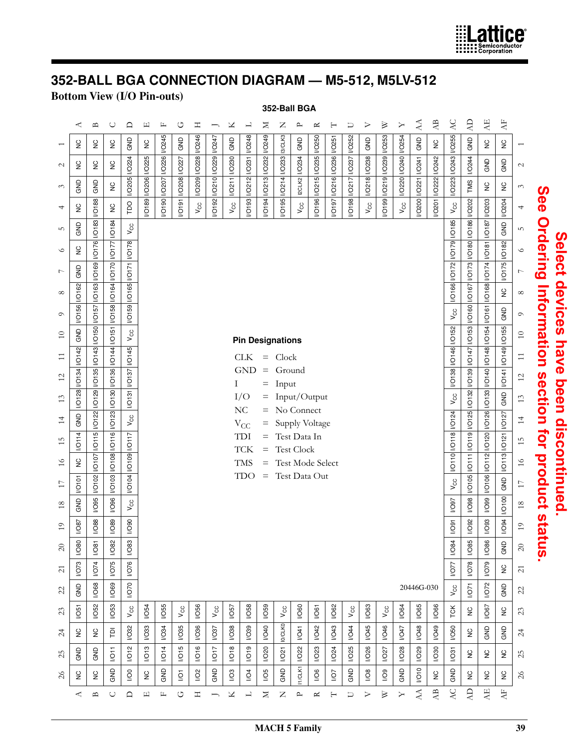# 352-BALL BGA CONNECTION DIAGRAM — M5-512, M5LV-512

**Bottom View (I/O Pin-outs)**

**352-Ball BGA**

| | A | B | C | D | E | F | G | H | J | K | L | M | N | P | R | T | U | V | W | Y | AA | AB | AC | AD | AE | AF |
|---|---|---|---|---|---|---|---|---|---|---|---|---|---|---|---|---|---|---|---|---|---|---|---|---|---|---|
| 1 | NC | NC | NC | GND | NC | I/O245 | GND | I/O246 | I/O247 | GND | I/O248 | I/O249 | I3/CLK3 | GND | I/O250 | I/O251 | I/O252 | GND | I/O253 | I/O254 | GND | NC | I/O255 | GND | NC | NC |
| 2 | NC | NC | NC | I/O224 | I/O225 | I/O226 | I/O227 | I/O228 | I/O229 | I/O230 | I/O231 | I/O232 | I/O233 | I/O234 | I/O235 | I/O236 | I/O237 | I/O238 | I/O239 | I/O240 | I/O241 | I/O242 | I/O243 | I/O244 | GND | GND |
| 3 | GND | GND | NC | I/O205 | I/O206 | I/O207 | I/O208 | I/O209 | I/O210 | I/O211 | I/O212 | I/O213 | I/O214 | I2CLK2 | I/O215 | I/O216 | I/O217 | I/O218 | I/O219 | I/O220 | I/O221 | I/O222 | I/O223 | TMS | NC | NC |
| 4 | NC | I/O188 | NC | TDO | I/O189 | I/O190 | I/O191 | $V_{CC}$ | I/O192 | $V_{CC}$ | I/O193 | I/O194 | I/O195 | $V_{CC}$ | I/O196 | I/O197 | I/O198 | $V_{CC}$ | I/O199 | $V_{CC}$ | I/O200 | I/O201 | $V_{CC}$ | I/O202 | I/O203 | I/O204 |
| 5 | GND | I/O183 | I/O184 | $V_{CC}$ | | | | | | | | | | | | | | | | | | | I/O185 | I/O186 | I/O187 | GND |
| 6 | NC | I/O176 | I/O177 | I/O178 | | | | | | | | | | | | | | | | | | | I/O179 | I/O180 | I/O181 | I/O182 |
| 7 | GND | I/O169 | I/O170 | I/O171 | | | | | | | | | | | | | | | | | | | I/O172 | I/O173 | I/O174 | I/O175 |
| 8 | I/O162 | I/O163 | I/O164 | I/O165 | | | | | | | | | | | | | | | | | | | I/O166 | I/O167 | I/O168 | NC |
| 9 | I/O156 | I/O157 | I/O158 | I/O159 | | | | | | | | | | | | | | | | | | | $V_{CC}$ | I/O160 | I/O161 | GND |
| 10 | GND | I/O150 | I/O151 | $V_{CC}$ | | | | | | | | | | | | | | | | | | | I/O152 | I/O153 | I/O154 | I/O155 |
| 11 | I/O142 | I/O143 | I/O144 | I/O145 | | | | | | | | | | | | | | | | | | | I/O146 | I/O147 | I/O148 | I/O149 |
| 12 | I/O134 | I/O135 | I/O136 | I/O137 | | | | | | | | | | | | | | | | | | | I/O138 | I/O139 | I/O140 | I/O141 |
| 13 | I/O128 | I/O129 | I/O130 | I/O131 | | | | | | | | | | | | | | | | | | | $V_{CC}$ | I/O132 | I/O133 | GND |
| 14 | GND | I/O122 | I/O123 | $V_{CC}$ | | | | | | | | | | | | | | | | | | | I/O124 | I/O125 | I/O126 | I/O127 |
| 15 | I/O114 | I/O115 | I/O116 | I/O117 | | | | | | | | | | | | | | | | | | | I/O118 | I/O119 | I/O120 | I/O121 |
| 16 | NC | I/O107 | I/O108 | I/O109 | | | | | | | | | | | | | | | | | | | I/O110 | I/O111 | I/O112 | I/O113 |
| 17 | I/O101 | I/O102 | I/O103 | I/O104 | | | | | | | | | | | | | | | | | | | $V_{CC}$ | I/O105 | I/O106 | GND |
| 18 | GND | I/O95 | I/O96 | $V_{CC}$ | | | | | | | | | | | | | | | | | | | I/O97 | I/O98 | I/O99 | I/O100 |
| 19 | I/O87 | I/O88 | I/O89 | I/O90 | | | | | | | | | | | | | | | | | | | I/O91 | I/O92 | I/O93 | I/O94 |
| 20 | I/O80 | I/O81 | I/O82 | I/O83 | | | | | | | | | | | | | | | | | | | I/O84 | I/O85 | I/O86 | GND |
| 21 | I/O73 | I/O74 | I/O75 | I/O76 | | | | | | | | | | | | | | | | | | | I/O77 | I/O78 | I/O79 | NC |
| 22 | GND | I/O68 | I/O69 | I/O70 | | | | | | | | | | | | | | | | | | | $V_{CC}$ | I/O71 | I/O72 | GND |
| 23 | I/O51 | I/O52 | I/O53 | $V_{CC}$ | I/O54 | I/O55 | $V_{CC}$ | I/O56 | $V_{CC}$ | I/O57 | I/O58 | I/O59 | $V_{CC}$ | I/O60 | I/O61 | I/O62 | $V_{CC}$ | I/O63 | $V_{CC}$ | I/O64 | I/O65 | I/O66 | TCK | NC | I/O67 | NC |
| 24 | NC | NC | TDI | I/O32 | I/O33 | I/O34 | I/O35 | I/O36 | I/O37 | I/O38 | I/O39 | I/O40 | I0/CLK0 | I/O41 | I/O42 | I/O43 | I/O44 | I/O45 | I/O46 | I/O47 | I/O48 | I/O49 | I/O50 | NC | GND | GND |
| 25 | GND | GND | I/O11 | I/O12 | I/O13 | I/O14 | I/O15 | I/O16 | I/O17 | I/O18 | I/O19 | I/O20 | I/O21 | I/O22 | I/O23 | I/O24 | I/O25 | I/O26 | I/O27 | I/O28 | I/O29 | I/O30 | I/O31 | NC | NC | NC |
| 26 | NC | NC | GND | I/O0 | NC | GND | I/O1 | I/O2 | GND | I/O3 | I/O4 | I/O5 | GND | I1/CLK1 | I/O6 | I/O7 | GND | I/O8 | I/O9 | GND | I/O10 | NC | GND | NC | NC | NC |

20446G-030

**Pin Designations**

- CLK = Clock
- GND = Ground
- I = Input
- I/O = Input/Output
- NC = No Connect
- $V_{CC}$ = Supply Voltage
- TDI = Test Data In
- TCK = Test Clock
- TMS = Test Mode Select
- TDO = Test Data Out

**Select devices have been discontinued. See Ordering Information section for product status.**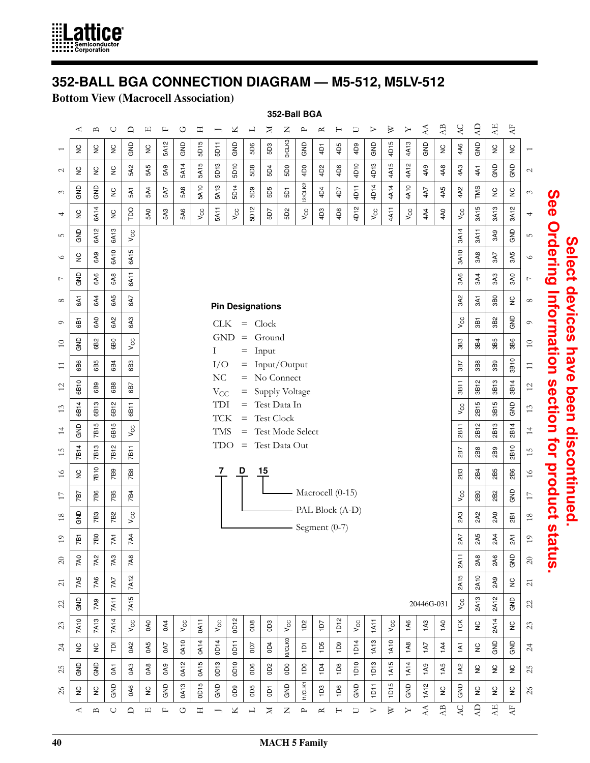# 352-BALL BGA CONNECTION DIAGRAM — M5-512, M5LV-512

**Bottom View (Macrocell Association)**

**352-Ball BGA**

| | A | B | C | D | E | F | G | H | J | K | L | M | N | P | R | T | U | V | W | Y | AA | AB | AC | AD | AE | AF |
|---|---|---|---|---|---|---|---|---|---|---|---|---|---|---|---|---|---|---|---|---|---|---|---|---|---|---|
| 1 | NC | NC | NC | GND | NC | 5A12 | GND | 5D15 | 5D11 | GND | 5D6 | 5D3 | I3/CLK3 | GND | 4D1 | 4D5 | 4D9 | GND | 4D15 | 4A13 | GND | NC | 4A6 | GND | NC | NC |
| 2 | NC | NC | NC | 5A2 | 5A5 | 5A9 | 5A14 | 5A15 | 5D13 | 5D10 | 5D8 | 5D4 | 5D0 | 4D0 | 4D2 | 4D6 | 4D10 | 4D13 | 4A15 | 4A12 | 4A9 | 4A8 | 4A3 | 4A1 | GND | GND |
| 3 | GND | GND | NC | 5A1 | 5A4 | 5A7 | 5A8 | 5A10 | 5A13 | 5D14 | 5D9 | 5D5 | 5D1 | I2/CLK2 | 4D4 | 4D7 | 4D11 | 4D14 | 4A14 | 4A10 | 4A7 | 4A5 | 4A2 | TMS | NC | NC |
| 4 | NC | 6A14 | NC | TDO | 5A0 | 5A3 | 5A6 | $V_{CC}$ | 5A11 | $V_{CC}$ | 5D12 | 5D7 | 5D2 | $V_{CC}$ | 4D3 | 4D8 | 4D12 | $V_{CC}$ | 4A11 | $V_{CC}$ | 4A4 | 4A0 | $V_{CC}$ | 3A15 | 3A13 | 3A12 |
| 5 | GND | 6A12 | 6A13 | $V_{CC}$ | | | | | | | | | | | | | | | | | | | 3A14 | 3A11 | 3A9 | GND |
| 6 | NC | 6A9 | 6A10 | 6A15 | | | | | | | | | | | | | | | | | | | 3A10 | 3A8 | 3A7 | 3A5 |
| 7 | GND | 6A6 | 6A8 | 6A11 | | | | | | | | | | | | | | | | | | | 3A6 | 3A4 | 3A3 | 3A0 |
| 8 | 6A1 | 6A4 | 6A5 | 6A7 | | | | | | | | | | | | | | | | | | | 3A2 | 3A1 | 3B0 | NC |
| 9 | 6B1 | 6A0 | 6A2 | 6A3 | | | | | | | | | | | | | | | | | | | $V_{CC}$ | 3B1 | 3B2 | GND |
| 10 | GND | 6B2 | 6B0 | $V_{CC}$ | | | | | | | | | | | | | | | | | | | 3B3 | 3B4 | 3B5 | 3B6 |
| 11 | 6B6 | 6B5 | 6B4 | 6B3 | | | | | | | | | | | | | | | | | | | 3B7 | 3B8 | 3B9 | 3B10 |
| 12 | 6B10 | 6B9 | 6B8 | 6B7 | | | | | | | | | | | | | | | | | | | 3B11 | 3B12 | 3B13 | 3B14 |
| 13 | 6B14 | 6B13 | 6B12 | 6B11 | | | | | | | | | | | | | | | | | | | $V_{CC}$ | 2B15 | 3B15 | GND |
| 14 | GND | 7B15 | 6B15 | $V_{CC}$ | | | | | | | | | | | | | | | | | | | 2B11 | 2B12 | 2B13 | 2B14 |
| 15 | 7B14 | 7B13 | 7B12 | 7B11 | | | | | | | | | | | | | | | | | | | 2B7 | 2B8 | 2B9 | 2B10 |
| 16 | NC | 7B10 | 7B9 | 7B8 | | | | | | | | | | | | | | | | | | | 2B3 | 2B4 | 2B5 | 2B6 |
| 17 | 7B7 | 7B6 | 7B5 | 7B4 | | | | | | | | | | | | | | | | | | | $V_{CC}$ | 2B0 | 2B2 | GND |
| 18 | GND | 7B3 | 7B2 | $V_{CC}$ | | | | | | | | | | | | | | | | | | | 2A3 | 2A2 | 2A0 | 2B1 |
| 19 | 7B1 | 7B0 | 7A1 | 7A4 | | | | | | | | | | | | | | | | | | | 2A7 | 2A5 | 2A4 | 2A1 |
| 20 | 7A0 | 7A2 | 7A3 | 7A8 | | | | | | | | | | | | | | | | | | | 2A11 | 2A8 | 2A6 | GND |
| 21 | 7A5 | 7A6 | 7A7 | 7A12 | | | | | | | | | | | | | | | | | | | 2A15 | 2A10 | 2A9 | NC |
| 22 | GND | 7A9 | 7A11 | 7A15 | | | | | | | | | | | | | | | | | | | $V_{CC}$ | 2A13 | 2A12 | GND |
| 23 | 7A10 | 7A13 | 7A14 | $V_{CC}$ | 0A0 | 0A4 | $V_{CC}$ | 0A11 | $V_{CC}$ | 0D12 | 0D8 | 0D3 | $V_{CC}$ | 1D2 | 1D7 | 1D12 | $V_{CC}$ | 1A11 | $V_{CC}$ | 1A6 | 1A3 | 1A0 | TCK | NC | 2A14 | NC |
| 24 | NC | NC | TDI | 0A2 | 0A5 | 0A7 | 0A10 | 0A14 | 0D14 | 0D11 | 0D7 | 0D4 | I0/CLK0 | 1D1 | 1D5 | 1D9 | 1D14 | 1A13 | 1A10 | 1A8 | 1A7 | 1A4 | 1A1 | NC | GND | GND |
| 25 | GND | GND | 0A1 | 0A3 | 0A8 | 0A9 | 0A12 | 0A15 | 0D13 | 0D10 | 0D6 | 0D2 | 0D0 | 1D0 | 1D4 | 1D8 | 1D10 | 1D13 | 1A15 | 1A14 | 1A9 | 1A5 | 1A2 | NC | NC | NC |
| 26 | NC | NC | GND | 0A6 | NC | GND | 0A13 | 0D15 | GND | 0D9 | 0D5 | 0D1 | GND | I1/CLK1 | 1D3 | 1D6 | GND | 1D11 | 1D15 | GND | 1A12 | NC | GND | NC | NC | NC |

**Pin Designations**

CLK = Clock
GND = Ground
I = Input
I/O = Input/Output
NC = No Connect
$V_{CC}$ = Supply Voltage
TDI = Test Data In
TCK = Test Clock
TMS = Test Mode Select
TDO = Test Data Out

**7 D 15**

- 15 — Macrocell (0-15)
- D — PAL Block (A-D)
- 7 — Segment (0-7)

20446G-031

**Select devices have been discontinued. See Ordering Information section for product status.**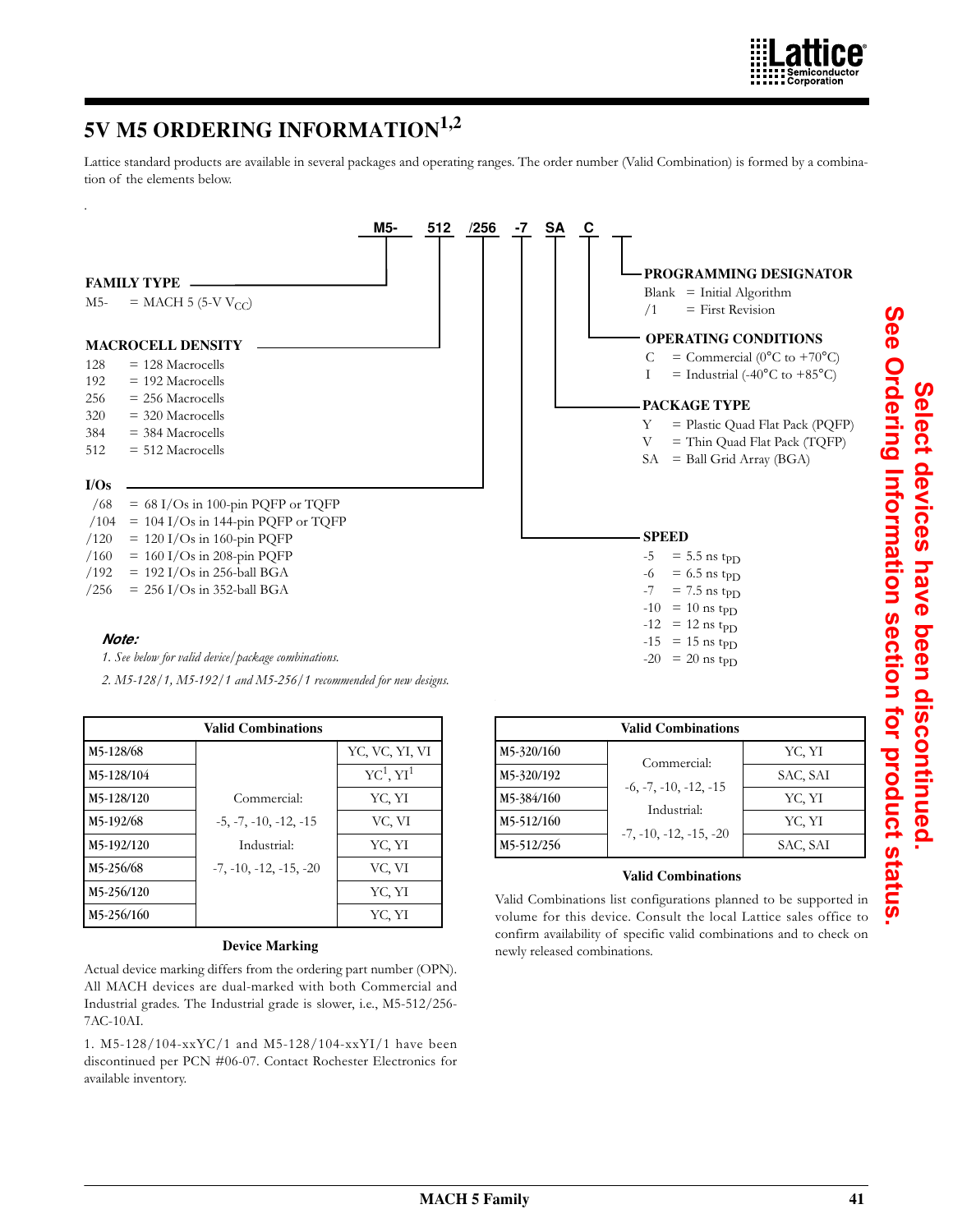# 5V M5 ORDERING INFORMATION[1,2]

Lattice standard products are available in several packages and operating ranges. The order number (Valid Combination) is formed by a combination of the elements below.

**M5- 512 /256 -7 SA C**

**FAMILY TYPE**

M5- = MACH 5 (5-V $V_{CC}$)

**MACROCELL DENSITY**

- 128 = 128 Macrocells
- 192 = 192 Macrocells
- 256 = 256 Macrocells
- 320 = 320 Macrocells
- 384 = 384 Macrocells
- 512 = 512 Macrocells

**I/Os**

- /68 = 68 I/Os in 100-pin PQFP or TQFP
- /104 = 104 I/Os in 144-pin PQFP or TQFP
- /120 = 120 I/Os in 160-pin PQFP
- /160 = 160 I/Os in 208-pin PQFP
- /192 = 192 I/Os in 256-ball BGA
- /256 = 256 I/Os in 352-ball BGA

**PROGRAMMING DESIGNATOR**

- Blank = Initial Algorithm
- /1 = First Revision

**OPERATING CONDITIONS**

- C = Commercial (0°C to +70°C)
- I = Industrial (-40°C to +85°C)

**PACKAGE TYPE**

- Y = Plastic Quad Flat Pack (PQFP)
- V = Thin Quad Flat Pack (TQFP)
- SA = Ball Grid Array (BGA)

**SPEED**

- -5 = 5.5 ns $t_{PD}$
- -6 = 6.5 ns $t_{PD}$
- -7 = 7.5 ns $t_{PD}$
- -10 = 10 ns $t_{PD}$
- -12 = 12 ns $t_{PD}$
- -15 = 15 ns $t_{PD}$
- -20 = 20 ns $t_{PD}$

***Note:***

*1. See below for valid device/package combinations.*

*2. M5-128/1, M5-192/1 and M5-256/1 recommended for new designs.*

| Valid Combinations | | |
|---|---|---|
| M5-128/68 | Commercial: -5, -7, -10, -12, -15 Industrial: -7, -10, -12, -15, -20 | YC, VC, YI, VI |
| M5-128/104 | | YC[1], YI[1] |
| M5-128/120 | | YC, YI |
| M5-192/68 | | VC, VI |
| M5-192/120 | | YC, YI |
| M5-256/68 | | VC, VI |
| M5-256/120 | | YC, YI |
| M5-256/160 | | YC, YI |

| Valid Combinations | | |
|---|---|---|
| M5-320/160 | Commercial: -6, -7, -10, -12, -15 Industrial: -7, -10, -12, -15, -20 | YC, YI |
| M5-320/192 | | SAC, SAI |
| M5-384/160 | | YC, YI |
| M5-512/160 | | YC, YI |
| M5-512/256 | | SAC, SAI |

### Device Marking

Actual device marking differs from the ordering part number (OPN). All MACH devices are dual-marked with both Commercial and Industrial grades. The Industrial grade is slower, i.e., M5-512/256-7AC-10AI.

1. M5-128/104-xxYC/1 and M5-128/104-xxYI/1 have been discontinued per PCN #06-07. Contact Rochester Electronics for available inventory.

### Valid Combinations

Valid Combinations list configurations planned to be supported in volume for this device. Consult the local Lattice sales office to confirm availability of specific valid combinations and to check on newly released combinations.

**Select devices have been discontinued. See Ordering Information section for product status.**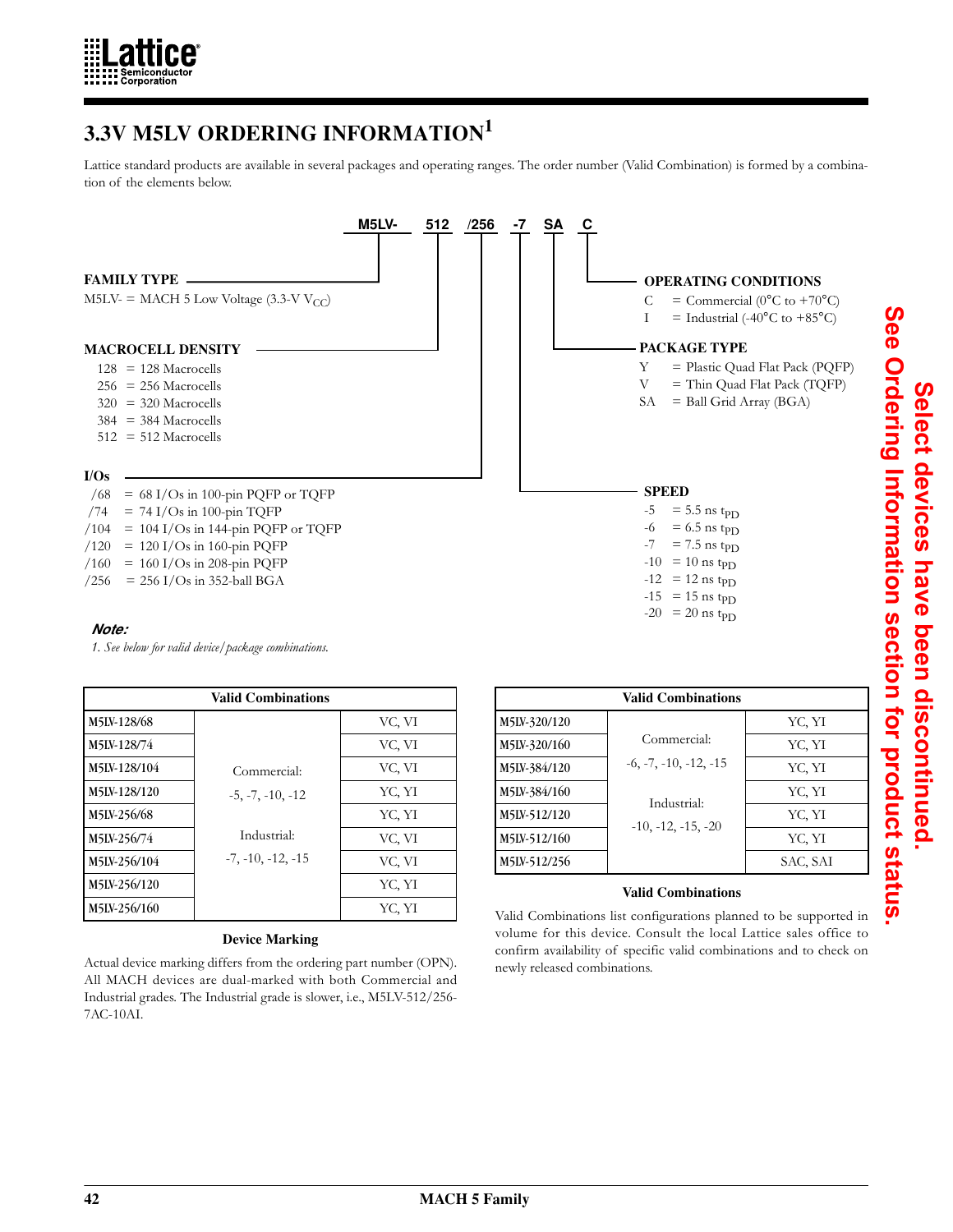# 3.3V M5LV ORDERING INFORMATION[1]

Lattice standard products are available in several packages and operating ranges. The order number (Valid Combination) is formed by a combination of the elements below.

**M5LV- 512 /256 -7 SA C**

**FAMILY TYPE**

M5LV- = MACH 5 Low Voltage (3.3-V $V_{CC}$)

**MACROCELL DENSITY**

- 128 = 128 Macrocells
- 256 = 256 Macrocells
- 320 = 320 Macrocells
- 384 = 384 Macrocells
- 512 = 512 Macrocells

**I/Os**

- /68 = 68 I/Os in 100-pin PQFP or TQFP
- /74 = 74 I/Os in 100-pin TQFP
- /104 = 104 I/Os in 144-pin PQFP or TQFP
- /120 = 120 I/Os in 160-pin PQFP
- /160 = 160 I/Os in 208-pin PQFP
- /256 = 256 I/Os in 352-ball BGA

**OPERATING CONDITIONS**

- C = Commercial (0°C to +70°C)
- I = Industrial (-40°C to +85°C)

**PACKAGE TYPE**

- Y = Plastic Quad Flat Pack (PQFP)
- V = Thin Quad Flat Pack (TQFP)
- SA = Ball Grid Array (BGA)

**SPEED**

- -5 = 5.5 ns $t_{PD}$
- -6 = 6.5 ns $t_{PD}$
- -7 = 7.5 ns $t_{PD}$
- -10 = 10 ns $t_{PD}$
- -12 = 12 ns $t_{PD}$
- -15 = 15 ns $t_{PD}$
- -20 = 20 ns $t_{PD}$

***Note:***

*1. See below for valid device/package combinations.*

**Select devices have been discontinued. See Ordering Information section for product status.**

| Valid Combinations | | |
|---|---|---|
| M5LV-128/68 | Commercial: -5, -7, -10, -12<br>Industrial: -7, -10, -12, -15 | VC, VI |
| M5LV-128/74 | | VC, VI |
| M5LV-128/104 | | VC, VI |
| M5LV-128/120 | | YC, YI |
| M5LV-256/68 | | YC, YI |
| M5LV-256/74 | | VC, VI |
| M5LV-256/104 | | VC, VI |
| M5LV-256/120 | | YC, YI |
| M5LV-256/160 | | YC, YI |

| Valid Combinations | | |
|---|---|---|
| M5LV-320/120 | Commercial: -6, -7, -10, -12, -15<br>Industrial: -10, -12, -15, -20 | YC, YI |
| M5LV-320/160 | | YC, YI |
| M5LV-384/120 | | YC, YI |
| M5LV-384/160 | | YC, YI |
| M5LV-512/120 | | YC, YI |
| M5LV-512/160 | | YC, YI |
| M5LV-512/256 | | SAC, SAI |

### Device Marking

Actual device marking differs from the ordering part number (OPN). All MACH devices are dual-marked with both Commercial and Industrial grades. The Industrial grade is slower, i.e., M5LV-512/256-7AC-10AI.

### Valid Combinations

Valid Combinations list configurations planned to be supported in volume for this device. Consult the local Lattice sales office to confirm availability of specific valid combinations and to check on newly released combinations.